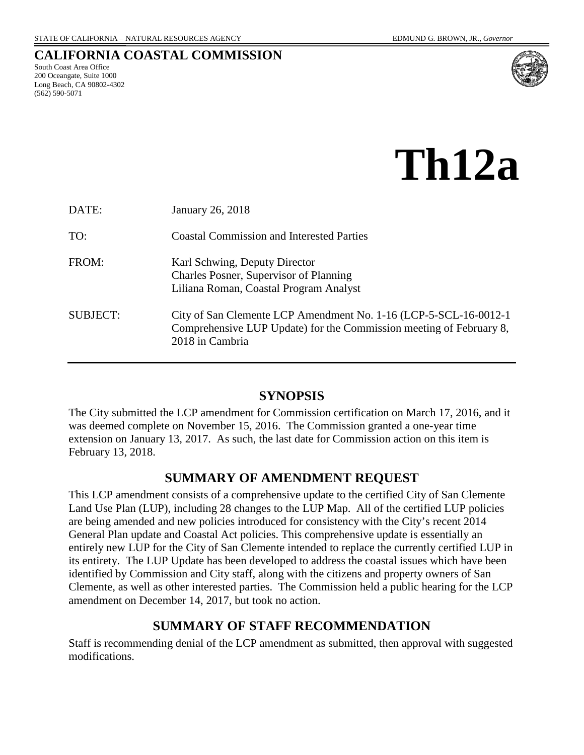STATE OF CALIFORNIA – NATURAL RESOURCES AGENCY EDMUND G. BROWN, JR., *Governor*

**CALIFORNIA COASTAL COMMISSION**
South Coast Area Office
200 Oceangate, Suite 1000
Long Beach, CA 90802-4302
(562) 590-5071

# Th12a

DATE: January 26, 2018

TO: Coastal Commission and Interested Parties

FROM: Karl Schwing, Deputy Director
Charles Posner, Supervisor of Planning
Liliana Roman, Coastal Program Analyst

SUBJECT: City of San Clemente LCP Amendment No. 1-16 (LCP-5-SCL-16-0012-1 Comprehensive LUP Update) for the Commission meeting of February 8, 2018 in Cambria

## SYNOPSIS

The City submitted the LCP amendment for Commission certification on March 17, 2016, and it was deemed complete on November 15, 2016. The Commission granted a one-year time extension on January 13, 2017. As such, the last date for Commission action on this item is February 13, 2018.

## SUMMARY OF AMENDMENT REQUEST

This LCP amendment consists of a comprehensive update to the certified City of San Clemente Land Use Plan (LUP), including 28 changes to the LUP Map. All of the certified LUP policies are being amended and new policies introduced for consistency with the City's recent 2014 General Plan update and Coastal Act policies. This comprehensive update is essentially an entirely new LUP for the City of San Clemente intended to replace the currently certified LUP in its entirety. The LUP Update has been developed to address the coastal issues which have been identified by Commission and City staff, along with the citizens and property owners of San Clemente, as well as other interested parties. The Commission held a public hearing for the LCP amendment on December 14, 2017, but took no action.

## SUMMARY OF STAFF RECOMMENDATION

Staff is recommending denial of the LCP amendment as submitted, then approval with suggested modifications.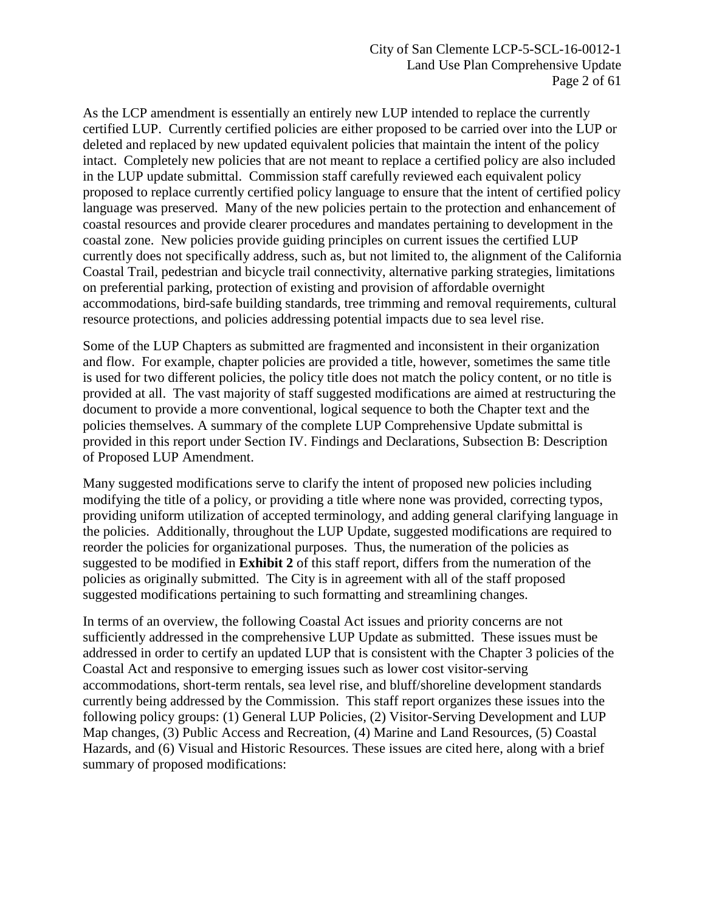As the LCP amendment is essentially an entirely new LUP intended to replace the currently certified LUP. Currently certified policies are either proposed to be carried over into the LUP or deleted and replaced by new updated equivalent policies that maintain the intent of the policy intact. Completely new policies that are not meant to replace a certified policy are also included in the LUP update submittal. Commission staff carefully reviewed each equivalent policy proposed to replace currently certified policy language to ensure that the intent of certified policy language was preserved. Many of the new policies pertain to the protection and enhancement of coastal resources and provide clearer procedures and mandates pertaining to development in the coastal zone. New policies provide guiding principles on current issues the certified LUP currently does not specifically address, such as, but not limited to, the alignment of the California Coastal Trail, pedestrian and bicycle trail connectivity, alternative parking strategies, limitations on preferential parking, protection of existing and provision of affordable overnight accommodations, bird-safe building standards, tree trimming and removal requirements, cultural resource protections, and policies addressing potential impacts due to sea level rise.

Some of the LUP Chapters as submitted are fragmented and inconsistent in their organization and flow. For example, chapter policies are provided a title, however, sometimes the same title is used for two different policies, the policy title does not match the policy content, or no title is provided at all. The vast majority of staff suggested modifications are aimed at restructuring the document to provide a more conventional, logical sequence to both the Chapter text and the policies themselves. A summary of the complete LUP Comprehensive Update submittal is provided in this report under Section IV. Findings and Declarations, Subsection B: Description of Proposed LUP Amendment.

Many suggested modifications serve to clarify the intent of proposed new policies including modifying the title of a policy, or providing a title where none was provided, correcting typos, providing uniform utilization of accepted terminology, and adding general clarifying language in the policies. Additionally, throughout the LUP Update, suggested modifications are required to reorder the policies for organizational purposes. Thus, the numeration of the policies as suggested to be modified in **Exhibit 2** of this staff report, differs from the numeration of the policies as originally submitted. The City is in agreement with all of the staff proposed suggested modifications pertaining to such formatting and streamlining changes.

In terms of an overview, the following Coastal Act issues and priority concerns are not sufficiently addressed in the comprehensive LUP Update as submitted. These issues must be addressed in order to certify an updated LUP that is consistent with the Chapter 3 policies of the Coastal Act and responsive to emerging issues such as lower cost visitor-serving accommodations, short-term rentals, sea level rise, and bluff/shoreline development standards currently being addressed by the Commission. This staff report organizes these issues into the following policy groups: (1) General LUP Policies, (2) Visitor-Serving Development and LUP Map changes, (3) Public Access and Recreation, (4) Marine and Land Resources, (5) Coastal Hazards, and (6) Visual and Historic Resources. These issues are cited here, along with a brief summary of proposed modifications: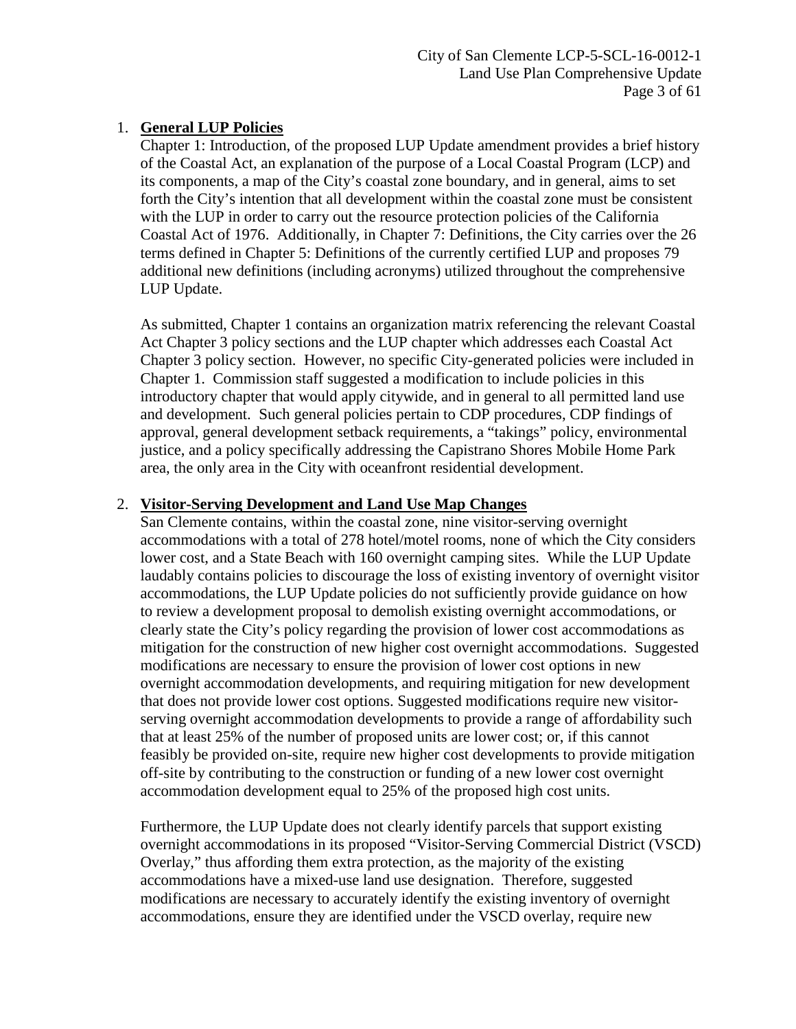1. **General LUP Policies**

   Chapter 1: Introduction, of the proposed LUP Update amendment provides a brief history of the Coastal Act, an explanation of the purpose of a Local Coastal Program (LCP) and its components, a map of the City's coastal zone boundary, and in general, aims to set forth the City's intention that all development within the coastal zone must be consistent with the LUP in order to carry out the resource protection policies of the California Coastal Act of 1976. Additionally, in Chapter 7: Definitions, the City carries over the 26 terms defined in Chapter 5: Definitions of the currently certified LUP and proposes 79 additional new definitions (including acronyms) utilized throughout the comprehensive LUP Update.

   As submitted, Chapter 1 contains an organization matrix referencing the relevant Coastal Act Chapter 3 policy sections and the LUP chapter which addresses each Coastal Act Chapter 3 policy section. However, no specific City-generated policies were included in Chapter 1. Commission staff suggested a modification to include policies in this introductory chapter that would apply citywide, and in general to all permitted land use and development. Such general policies pertain to CDP procedures, CDP findings of approval, general development setback requirements, a "takings" policy, environmental justice, and a policy specifically addressing the Capistrano Shores Mobile Home Park area, the only area in the City with oceanfront residential development.

2. **Visitor-Serving Development and Land Use Map Changes**

   San Clemente contains, within the coastal zone, nine visitor-serving overnight accommodations with a total of 278 hotel/motel rooms, none of which the City considers lower cost, and a State Beach with 160 overnight camping sites. While the LUP Update laudably contains policies to discourage the loss of existing inventory of overnight visitor accommodations, the LUP Update policies do not sufficiently provide guidance on how to review a development proposal to demolish existing overnight accommodations, or clearly state the City's policy regarding the provision of lower cost accommodations as mitigation for the construction of new higher cost overnight accommodations. Suggested modifications are necessary to ensure the provision of lower cost options in new overnight accommodation developments, and requiring mitigation for new development that does not provide lower cost options. Suggested modifications require new visitor-serving overnight accommodation developments to provide a range of affordability such that at least 25% of the number of proposed units are lower cost; or, if this cannot feasibly be provided on-site, require new higher cost developments to provide mitigation off-site by contributing to the construction or funding of a new lower cost overnight accommodation development equal to 25% of the proposed high cost units.

   Furthermore, the LUP Update does not clearly identify parcels that support existing overnight accommodations in its proposed "Visitor-Serving Commercial District (VSCD) Overlay," thus affording them extra protection, as the majority of the existing accommodations have a mixed-use land use designation. Therefore, suggested modifications are necessary to accurately identify the existing inventory of overnight accommodations, ensure they are identified under the VSCD overlay, require new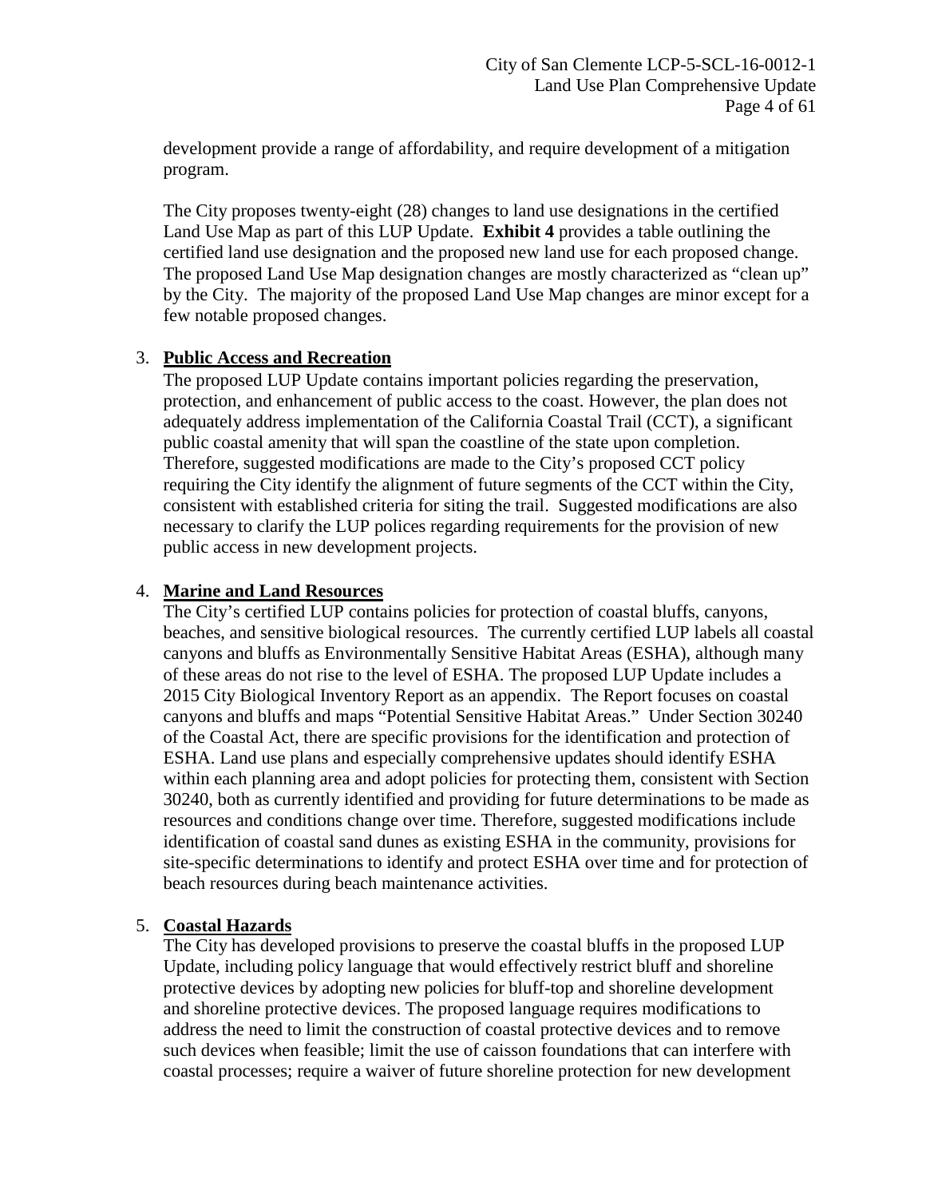development provide a range of affordability, and require development of a mitigation program.

The City proposes twenty-eight (28) changes to land use designations in the certified Land Use Map as part of this LUP Update. **Exhibit 4** provides a table outlining the certified land use designation and the proposed new land use for each proposed change. The proposed Land Use Map designation changes are mostly characterized as "clean up" by the City. The majority of the proposed Land Use Map changes are minor except for a few notable proposed changes.

3. **Public Access and Recreation**

   The proposed LUP Update contains important policies regarding the preservation, protection, and enhancement of public access to the coast. However, the plan does not adequately address implementation of the California Coastal Trail (CCT), a significant public coastal amenity that will span the coastline of the state upon completion. Therefore, suggested modifications are made to the City's proposed CCT policy requiring the City identify the alignment of future segments of the CCT within the City, consistent with established criteria for siting the trail. Suggested modifications are also necessary to clarify the LUP polices regarding requirements for the provision of new public access in new development projects.

4. **Marine and Land Resources**

   The City's certified LUP contains policies for protection of coastal bluffs, canyons, beaches, and sensitive biological resources. The currently certified LUP labels all coastal canyons and bluffs as Environmentally Sensitive Habitat Areas (ESHA), although many of these areas do not rise to the level of ESHA. The proposed LUP Update includes a 2015 City Biological Inventory Report as an appendix. The Report focuses on coastal canyons and bluffs and maps "Potential Sensitive Habitat Areas." Under Section 30240 of the Coastal Act, there are specific provisions for the identification and protection of ESHA. Land use plans and especially comprehensive updates should identify ESHA within each planning area and adopt policies for protecting them, consistent with Section 30240, both as currently identified and providing for future determinations to be made as resources and conditions change over time. Therefore, suggested modifications include identification of coastal sand dunes as existing ESHA in the community, provisions for site-specific determinations to identify and protect ESHA over time and for protection of beach resources during beach maintenance activities.

5. **Coastal Hazards**

   The City has developed provisions to preserve the coastal bluffs in the proposed LUP Update, including policy language that would effectively restrict bluff and shoreline protective devices by adopting new policies for bluff-top and shoreline development and shoreline protective devices. The proposed language requires modifications to address the need to limit the construction of coastal protective devices and to remove such devices when feasible; limit the use of caisson foundations that can interfere with coastal processes; require a waiver of future shoreline protection for new development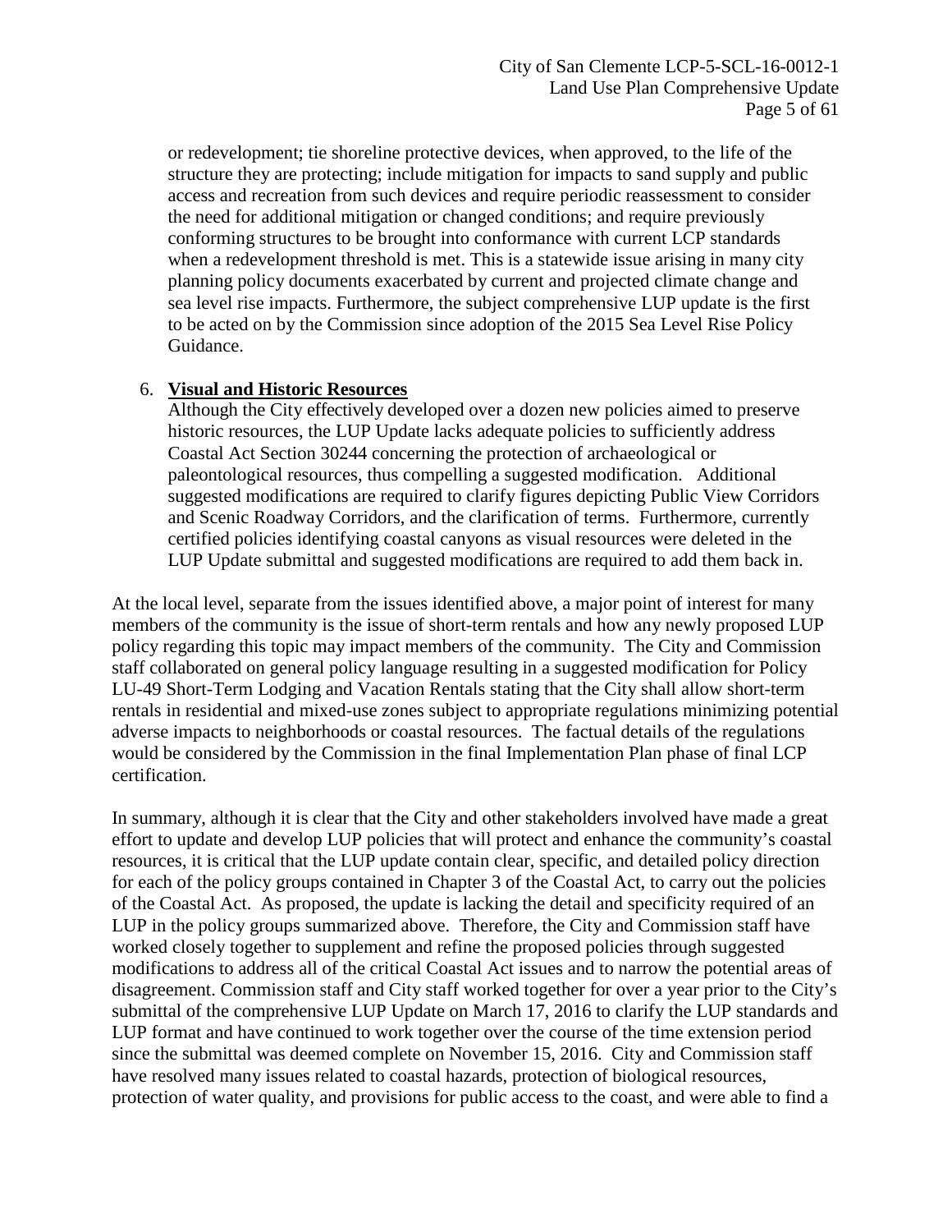or redevelopment; tie shoreline protective devices, when approved, to the life of the structure they are protecting; include mitigation for impacts to sand supply and public access and recreation from such devices and require periodic reassessment to consider the need for additional mitigation or changed conditions; and require previously conforming structures to be brought into conformance with current LCP standards when a redevelopment threshold is met. This is a statewide issue arising in many city planning policy documents exacerbated by current and projected climate change and sea level rise impacts. Furthermore, the subject comprehensive LUP update is the first to be acted on by the Commission since adoption of the 2015 Sea Level Rise Policy Guidance.

6. **Visual and Historic Resources**
   Although the City effectively developed over a dozen new policies aimed to preserve historic resources, the LUP Update lacks adequate policies to sufficiently address Coastal Act Section 30244 concerning the protection of archaeological or paleontological resources, thus compelling a suggested modification. Additional suggested modifications are required to clarify figures depicting Public View Corridors and Scenic Roadway Corridors, and the clarification of terms. Furthermore, currently certified policies identifying coastal canyons as visual resources were deleted in the LUP Update submittal and suggested modifications are required to add them back in.

At the local level, separate from the issues identified above, a major point of interest for many members of the community is the issue of short-term rentals and how any newly proposed LUP policy regarding this topic may impact members of the community. The City and Commission staff collaborated on general policy language resulting in a suggested modification for Policy LU-49 Short-Term Lodging and Vacation Rentals stating that the City shall allow short-term rentals in residential and mixed-use zones subject to appropriate regulations minimizing potential adverse impacts to neighborhoods or coastal resources. The factual details of the regulations would be considered by the Commission in the final Implementation Plan phase of final LCP certification.

In summary, although it is clear that the City and other stakeholders involved have made a great effort to update and develop LUP policies that will protect and enhance the community's coastal resources, it is critical that the LUP update contain clear, specific, and detailed policy direction for each of the policy groups contained in Chapter 3 of the Coastal Act, to carry out the policies of the Coastal Act. As proposed, the update is lacking the detail and specificity required of an LUP in the policy groups summarized above. Therefore, the City and Commission staff have worked closely together to supplement and refine the proposed policies through suggested modifications to address all of the critical Coastal Act issues and to narrow the potential areas of disagreement. Commission staff and City staff worked together for over a year prior to the City's submittal of the comprehensive LUP Update on March 17, 2016 to clarify the LUP standards and LUP format and have continued to work together over the course of the time extension period since the submittal was deemed complete on November 15, 2016. City and Commission staff have resolved many issues related to coastal hazards, protection of biological resources, protection of water quality, and provisions for public access to the coast, and were able to find a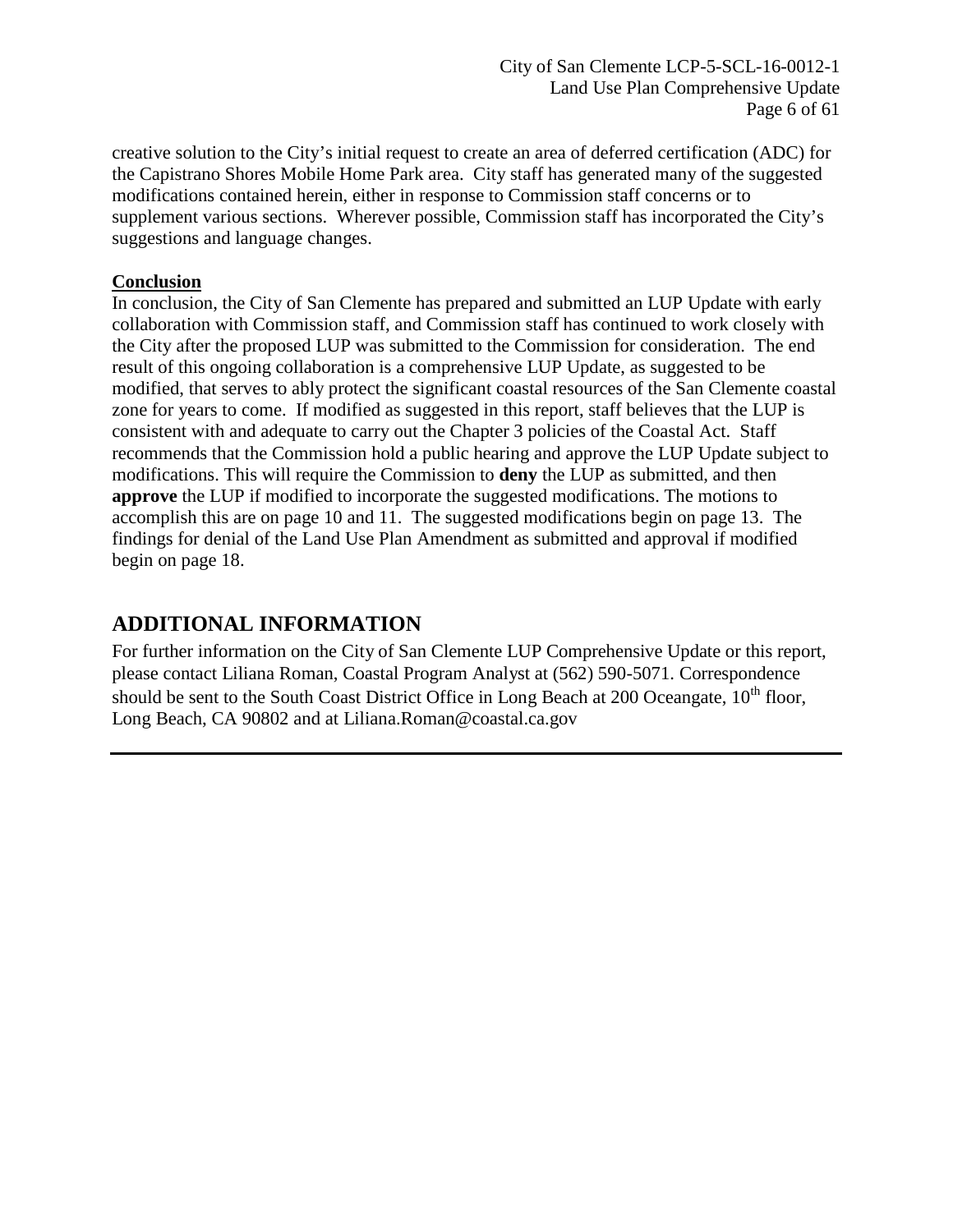creative solution to the City's initial request to create an area of deferred certification (ADC) for the Capistrano Shores Mobile Home Park area. City staff has generated many of the suggested modifications contained herein, either in response to Commission staff concerns or to supplement various sections. Wherever possible, Commission staff has incorporated the City's suggestions and language changes.

**Conclusion**

In conclusion, the City of San Clemente has prepared and submitted an LUP Update with early collaboration with Commission staff, and Commission staff has continued to work closely with the City after the proposed LUP was submitted to the Commission for consideration. The end result of this ongoing collaboration is a comprehensive LUP Update, as suggested to be modified, that serves to ably protect the significant coastal resources of the San Clemente coastal zone for years to come. If modified as suggested in this report, staff believes that the LUP is consistent with and adequate to carry out the Chapter 3 policies of the Coastal Act. Staff recommends that the Commission hold a public hearing and approve the LUP Update subject to modifications. This will require the Commission to **deny** the LUP as submitted, and then **approve** the LUP if modified to incorporate the suggested modifications. The motions to accomplish this are on page 10 and 11. The suggested modifications begin on page 13. The findings for denial of the Land Use Plan Amendment as submitted and approval if modified begin on page 18.

## ADDITIONAL INFORMATION

For further information on the City of San Clemente LUP Comprehensive Update or this report, please contact Liliana Roman, Coastal Program Analyst at (562) 590-5071. Correspondence should be sent to the South Coast District Office in Long Beach at 200 Oceangate, 10th floor, Long Beach, CA 90802 and at Liliana.Roman@coastal.ca.gov

---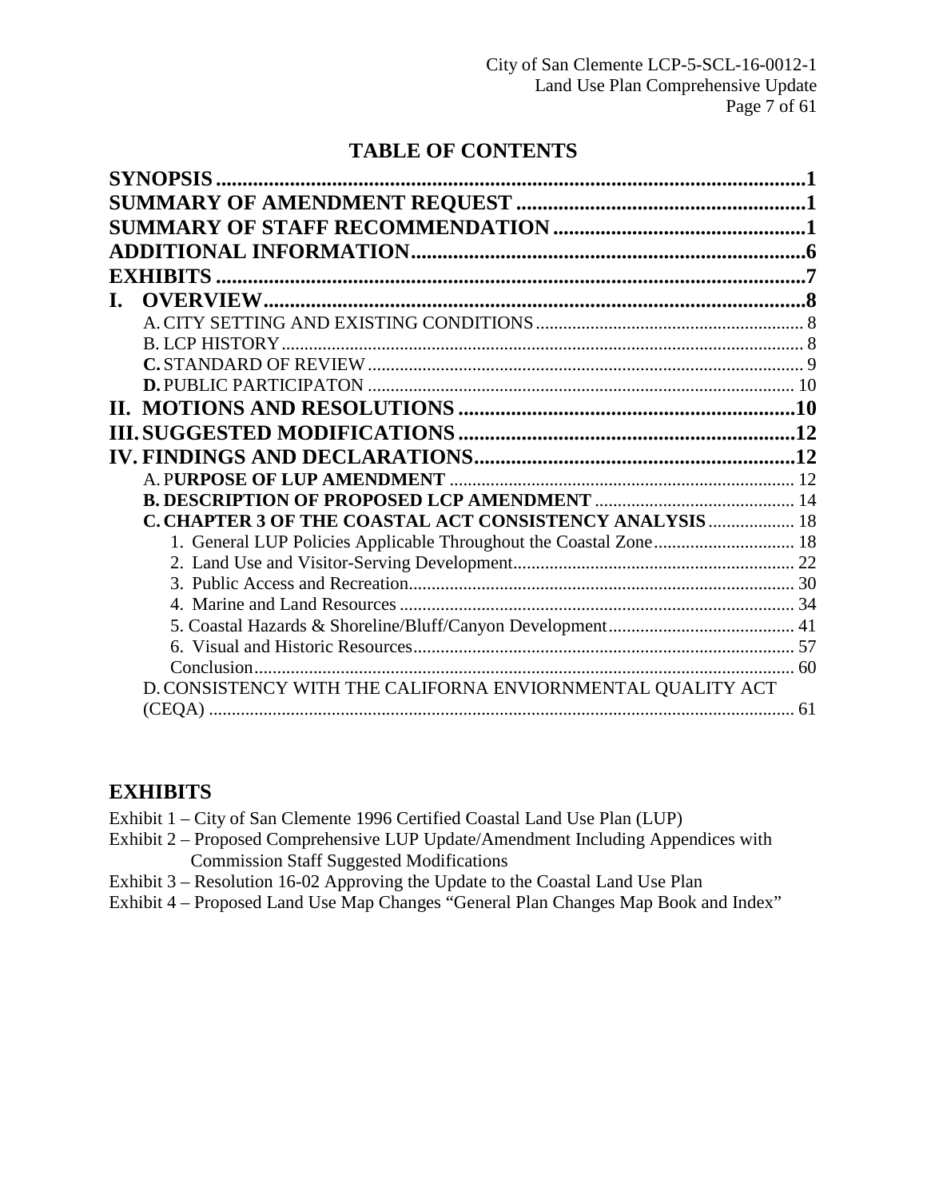# TABLE OF CONTENTS

**SYNOPSIS** ........................................................................................................ **1**
**SUMMARY OF AMENDMENT REQUEST** ........................................................ **1**
**SUMMARY OF STAFF RECOMMENDATION** ................................................. **1**
**ADDITIONAL INFORMATION** ........................................................................ **6**
**EXHIBITS** ........................................................................................................... **7**
**I. OVERVIEW** ..................................................................................................... **8**
- A. CITY SETTING AND EXISTING CONDITIONS ........................................................ 8
- B. LCP HISTORY ................................................................................................ 8
- **C.** STANDARD OF REVIEW ................................................................................. 9
- **D.** PUBLIC PARTICIPATON ................................................................................. 10

**II. MOTIONS AND RESOLUTIONS** ................................................................ **10**
**III. SUGGESTED MODIFICATIONS** ............................................................... **12**
**IV. FINDINGS AND DECLARATIONS** ............................................................ **12**
- A. P**URPOSE OF LUP AMENDMENT** ....................................................................... 12
- **B. DESCRIPTION OF PROPOSED LCP AMENDMENT** ............................................... 14
- **C. CHAPTER 3 OF THE COASTAL ACT CONSISTENCY ANALYSIS** ......................... 18
  1. General LUP Policies Applicable Throughout the Coastal Zone ......................... 18
  2. Land Use and Visitor-Serving Development ...................................................... 22
  3. Public Access and Recreation ........................................................................... 30
  4. Marine and Land Resources ............................................................................. 34
  5. Coastal Hazards & Shoreline/Bluff/Canyon Development ................................... 41
  6. Visual and Historic Resources .......................................................................... 57

  Conclusion ................................................................................................................ 60
- D. CONSISTENCY WITH THE CALIFORNA ENVIORNMENTAL QUALITY ACT (CEQA) ........................................................................................................... 61

## EXHIBITS

Exhibit 1 – City of San Clemente 1996 Certified Coastal Land Use Plan (LUP)
Exhibit 2 – Proposed Comprehensive LUP Update/Amendment Including Appendices with Commission Staff Suggested Modifications
Exhibit 3 – Resolution 16-02 Approving the Update to the Coastal Land Use Plan
Exhibit 4 – Proposed Land Use Map Changes "General Plan Changes Map Book and Index"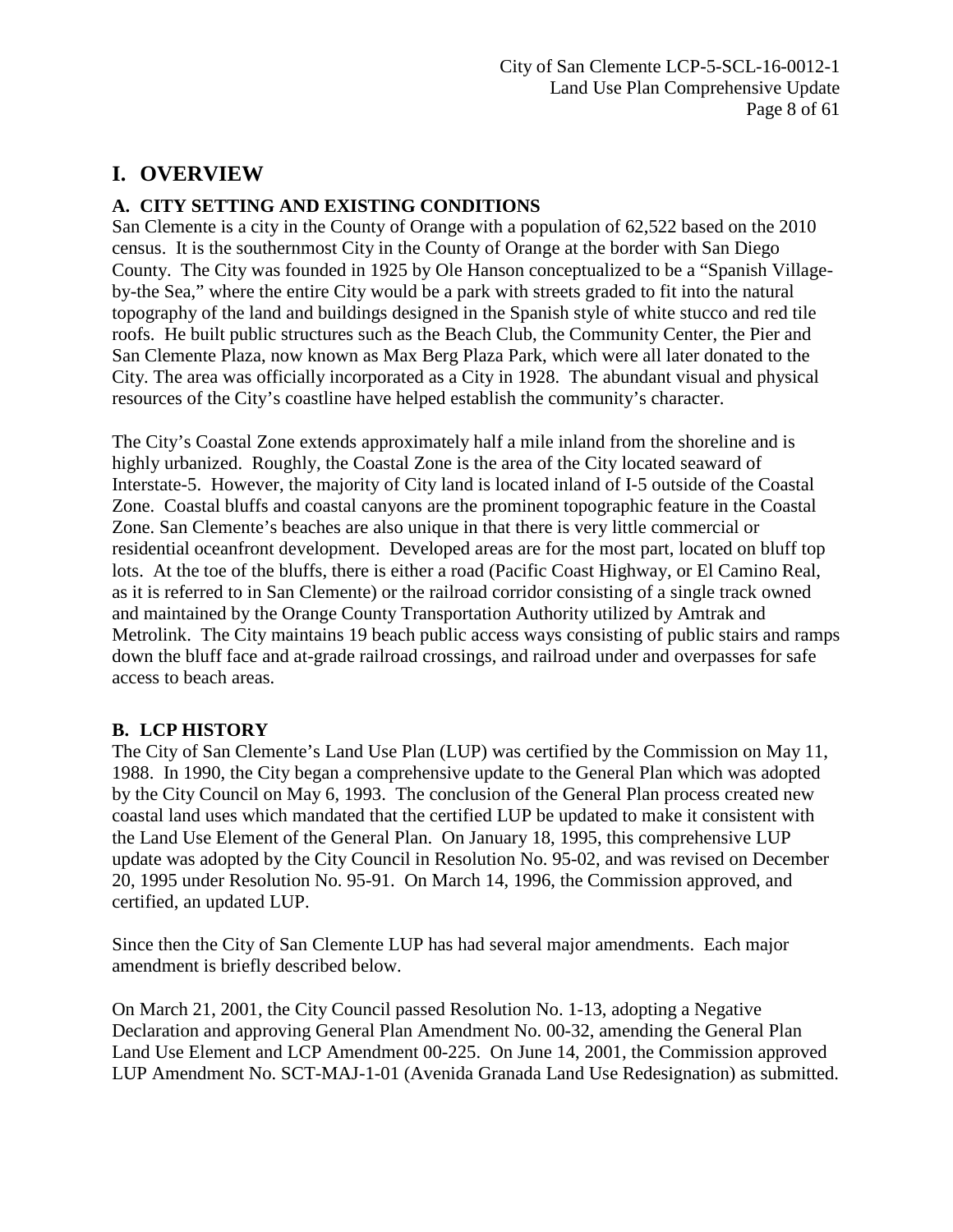# I. OVERVIEW

## A. CITY SETTING AND EXISTING CONDITIONS

San Clemente is a city in the County of Orange with a population of 62,522 based on the 2010 census. It is the southernmost City in the County of Orange at the border with San Diego County. The City was founded in 1925 by Ole Hanson conceptualized to be a "Spanish Village-by-the Sea," where the entire City would be a park with streets graded to fit into the natural topography of the land and buildings designed in the Spanish style of white stucco and red tile roofs. He built public structures such as the Beach Club, the Community Center, the Pier and San Clemente Plaza, now known as Max Berg Plaza Park, which were all later donated to the City. The area was officially incorporated as a City in 1928. The abundant visual and physical resources of the City's coastline have helped establish the community's character.

The City's Coastal Zone extends approximately half a mile inland from the shoreline and is highly urbanized. Roughly, the Coastal Zone is the area of the City located seaward of Interstate-5. However, the majority of City land is located inland of I-5 outside of the Coastal Zone. Coastal bluffs and coastal canyons are the prominent topographic feature in the Coastal Zone. San Clemente's beaches are also unique in that there is very little commercial or residential oceanfront development. Developed areas are for the most part, located on bluff top lots. At the toe of the bluffs, there is either a road (Pacific Coast Highway, or El Camino Real, as it is referred to in San Clemente) or the railroad corridor consisting of a single track owned and maintained by the Orange County Transportation Authority utilized by Amtrak and Metrolink. The City maintains 19 beach public access ways consisting of public stairs and ramps down the bluff face and at-grade railroad crossings, and railroad under and overpasses for safe access to beach areas.

## B. LCP HISTORY

The City of San Clemente's Land Use Plan (LUP) was certified by the Commission on May 11, 1988. In 1990, the City began a comprehensive update to the General Plan which was adopted by the City Council on May 6, 1993. The conclusion of the General Plan process created new coastal land uses which mandated that the certified LUP be updated to make it consistent with the Land Use Element of the General Plan. On January 18, 1995, this comprehensive LUP update was adopted by the City Council in Resolution No. 95-02, and was revised on December 20, 1995 under Resolution No. 95-91. On March 14, 1996, the Commission approved, and certified, an updated LUP.

Since then the City of San Clemente LUP has had several major amendments. Each major amendment is briefly described below.

On March 21, 2001, the City Council passed Resolution No. 1-13, adopting a Negative Declaration and approving General Plan Amendment No. 00-32, amending the General Plan Land Use Element and LCP Amendment 00-225. On June 14, 2001, the Commission approved LUP Amendment No. SCT-MAJ-1-01 (Avenida Granada Land Use Redesignation) as submitted.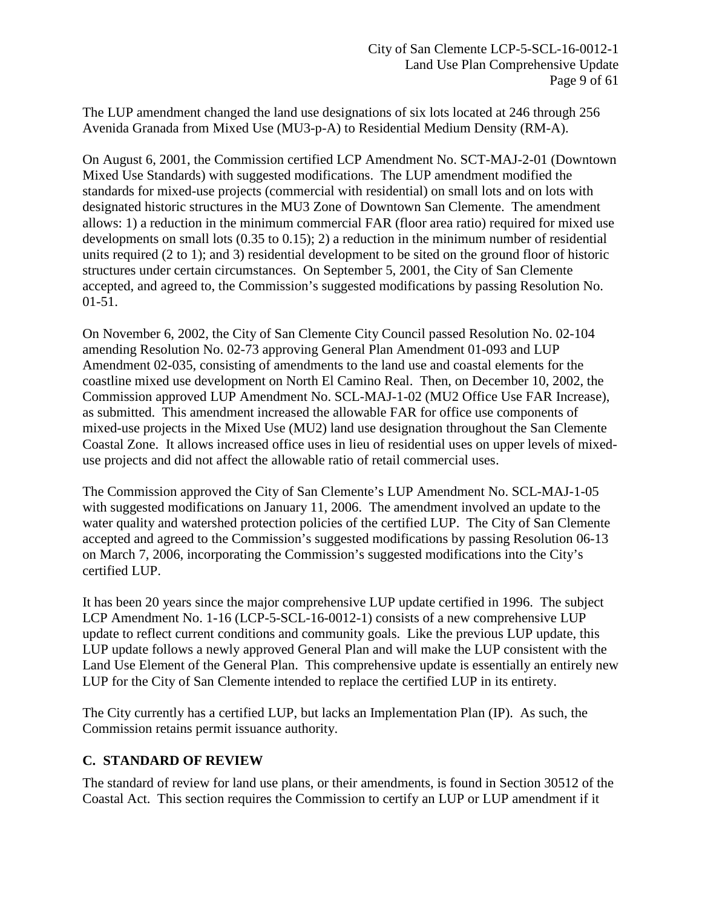The LUP amendment changed the land use designations of six lots located at 246 through 256 Avenida Granada from Mixed Use (MU3-p-A) to Residential Medium Density (RM-A).

On August 6, 2001, the Commission certified LCP Amendment No. SCT-MAJ-2-01 (Downtown Mixed Use Standards) with suggested modifications. The LUP amendment modified the standards for mixed-use projects (commercial with residential) on small lots and on lots with designated historic structures in the MU3 Zone of Downtown San Clemente. The amendment allows: 1) a reduction in the minimum commercial FAR (floor area ratio) required for mixed use developments on small lots (0.35 to 0.15); 2) a reduction in the minimum number of residential units required (2 to 1); and 3) residential development to be sited on the ground floor of historic structures under certain circumstances. On September 5, 2001, the City of San Clemente accepted, and agreed to, the Commission's suggested modifications by passing Resolution No. 01-51.

On November 6, 2002, the City of San Clemente City Council passed Resolution No. 02-104 amending Resolution No. 02-73 approving General Plan Amendment 01-093 and LUP Amendment 02-035, consisting of amendments to the land use and coastal elements for the coastline mixed use development on North El Camino Real. Then, on December 10, 2002, the Commission approved LUP Amendment No. SCL-MAJ-1-02 (MU2 Office Use FAR Increase), as submitted. This amendment increased the allowable FAR for office use components of mixed-use projects in the Mixed Use (MU2) land use designation throughout the San Clemente Coastal Zone. It allows increased office uses in lieu of residential uses on upper levels of mixed-use projects and did not affect the allowable ratio of retail commercial uses.

The Commission approved the City of San Clemente's LUP Amendment No. SCL-MAJ-1-05 with suggested modifications on January 11, 2006. The amendment involved an update to the water quality and watershed protection policies of the certified LUP. The City of San Clemente accepted and agreed to the Commission's suggested modifications by passing Resolution 06-13 on March 7, 2006, incorporating the Commission's suggested modifications into the City's certified LUP.

It has been 20 years since the major comprehensive LUP update certified in 1996. The subject LCP Amendment No. 1-16 (LCP-5-SCL-16-0012-1) consists of a new comprehensive LUP update to reflect current conditions and community goals. Like the previous LUP update, this LUP update follows a newly approved General Plan and will make the LUP consistent with the Land Use Element of the General Plan. This comprehensive update is essentially an entirely new LUP for the City of San Clemente intended to replace the certified LUP in its entirety.

The City currently has a certified LUP, but lacks an Implementation Plan (IP). As such, the Commission retains permit issuance authority.

## C. STANDARD OF REVIEW

The standard of review for land use plans, or their amendments, is found in Section 30512 of the Coastal Act. This section requires the Commission to certify an LUP or LUP amendment if it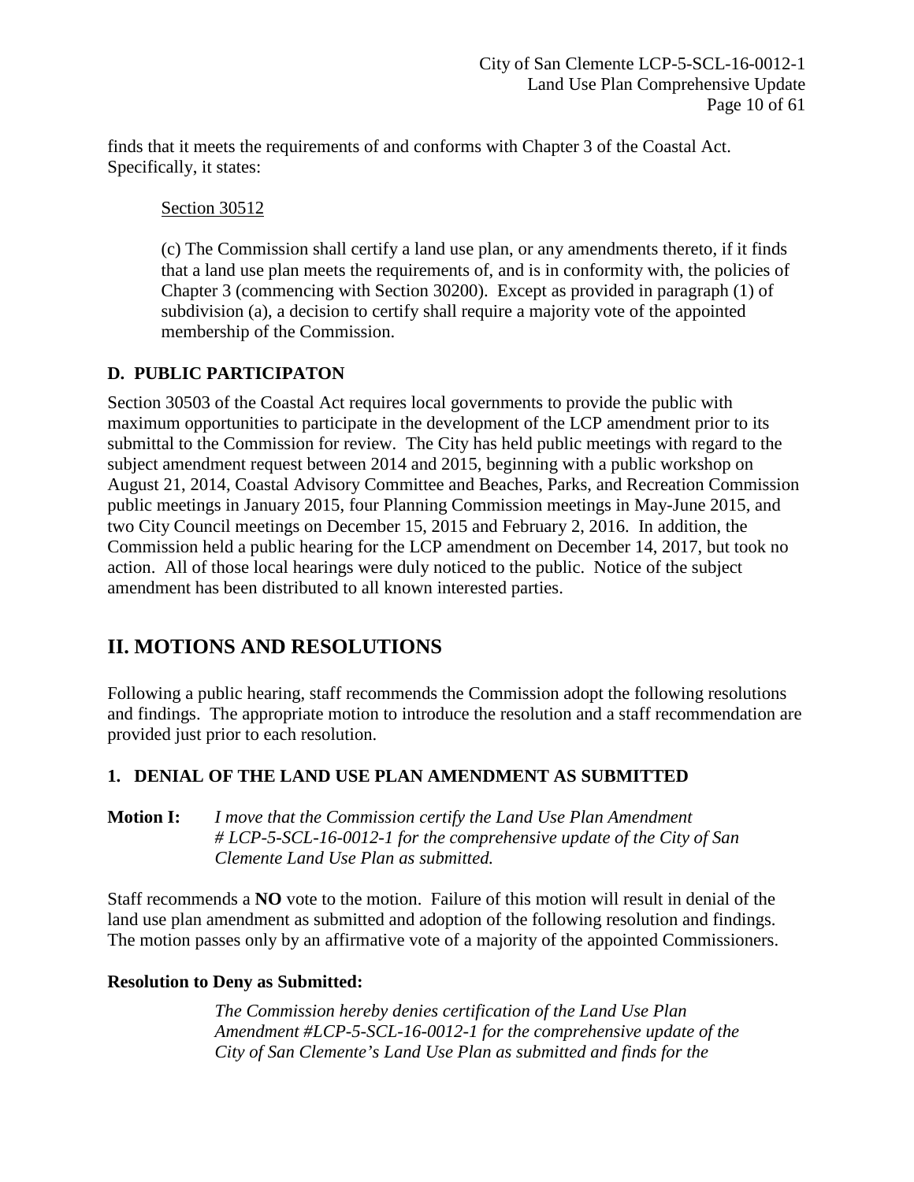finds that it meets the requirements of and conforms with Chapter 3 of the Coastal Act. Specifically, it states:

Section 30512

> (c) The Commission shall certify a land use plan, or any amendments thereto, if it finds that a land use plan meets the requirements of, and is in conformity with, the policies of Chapter 3 (commencing with Section 30200). Except as provided in paragraph (1) of subdivision (a), a decision to certify shall require a majority vote of the appointed membership of the Commission.

### D. PUBLIC PARTICIPATON

Section 30503 of the Coastal Act requires local governments to provide the public with maximum opportunities to participate in the development of the LCP amendment prior to its submittal to the Commission for review. The City has held public meetings with regard to the subject amendment request between 2014 and 2015, beginning with a public workshop on August 21, 2014, Coastal Advisory Committee and Beaches, Parks, and Recreation Commission public meetings in January 2015, four Planning Commission meetings in May-June 2015, and two City Council meetings on December 15, 2015 and February 2, 2016. In addition, the Commission held a public hearing for the LCP amendment on December 14, 2017, but took no action. All of those local hearings were duly noticed to the public. Notice of the subject amendment has been distributed to all known interested parties.

## II. MOTIONS AND RESOLUTIONS

Following a public hearing, staff recommends the Commission adopt the following resolutions and findings. The appropriate motion to introduce the resolution and a staff recommendation are provided just prior to each resolution.

### 1. DENIAL OF THE LAND USE PLAN AMENDMENT AS SUBMITTED

**Motion I:** *I move that the Commission certify the Land Use Plan Amendment # LCP-5-SCL-16-0012-1 for the comprehensive update of the City of San Clemente Land Use Plan as submitted.*

Staff recommends a **NO** vote to the motion. Failure of this motion will result in denial of the land use plan amendment as submitted and adoption of the following resolution and findings. The motion passes only by an affirmative vote of a majority of the appointed Commissioners.

**Resolution to Deny as Submitted:**

> *The Commission hereby denies certification of the Land Use Plan Amendment #LCP-5-SCL-16-0012-1 for the comprehensive update of the City of San Clemente's Land Use Plan as submitted and finds for the*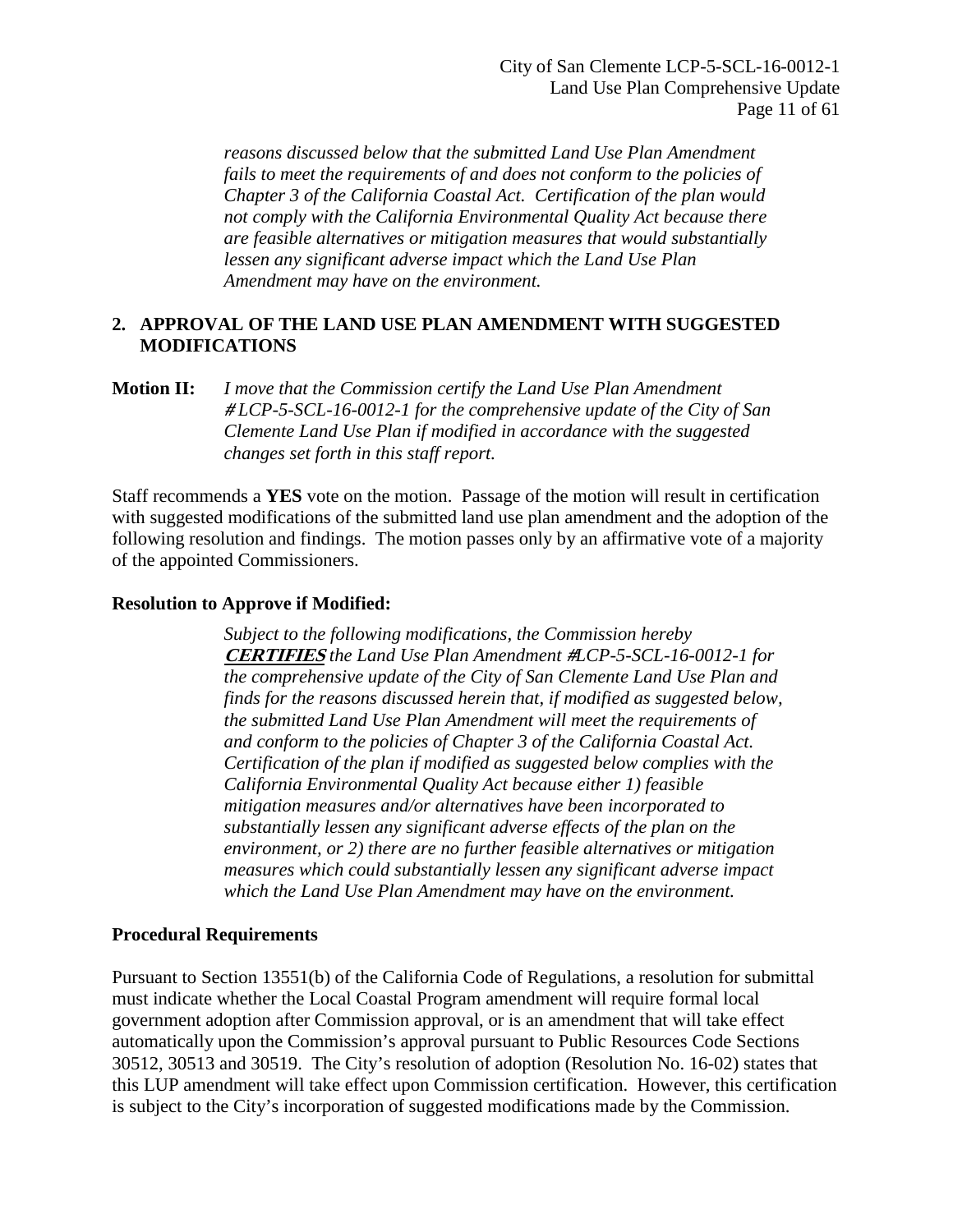*reasons discussed below that the submitted Land Use Plan Amendment fails to meet the requirements of and does not conform to the policies of Chapter 3 of the California Coastal Act. Certification of the plan would not comply with the California Environmental Quality Act because there are feasible alternatives or mitigation measures that would substantially lessen any significant adverse impact which the Land Use Plan Amendment may have on the environment.*

## 2. APPROVAL OF THE LAND USE PLAN AMENDMENT WITH SUGGESTED MODIFICATIONS

**Motion II:** *I move that the Commission certify the Land Use Plan Amendment # LCP-5-SCL-16-0012-1 for the comprehensive update of the City of San Clemente Land Use Plan if modified in accordance with the suggested changes set forth in this staff report.*

Staff recommends a **YES** vote on the motion. Passage of the motion will result in certification with suggested modifications of the submitted land use plan amendment and the adoption of the following resolution and findings. The motion passes only by an affirmative vote of a majority of the appointed Commissioners.

**Resolution to Approve if Modified:**

*Subject to the following modifications, the Commission hereby* ***CERTIFIES*** *the Land Use Plan Amendment #LCP-5-SCL-16-0012-1 for the comprehensive update of the City of San Clemente Land Use Plan and finds for the reasons discussed herein that, if modified as suggested below, the submitted Land Use Plan Amendment will meet the requirements of and conform to the policies of Chapter 3 of the California Coastal Act. Certification of the plan if modified as suggested below complies with the California Environmental Quality Act because either 1) feasible mitigation measures and/or alternatives have been incorporated to substantially lessen any significant adverse effects of the plan on the environment, or 2) there are no further feasible alternatives or mitigation measures which could substantially lessen any significant adverse impact which the Land Use Plan Amendment may have on the environment.*

**Procedural Requirements**

Pursuant to Section 13551(b) of the California Code of Regulations, a resolution for submittal must indicate whether the Local Coastal Program amendment will require formal local government adoption after Commission approval, or is an amendment that will take effect automatically upon the Commission's approval pursuant to Public Resources Code Sections 30512, 30513 and 30519. The City's resolution of adoption (Resolution No. 16-02) states that this LUP amendment will take effect upon Commission certification. However, this certification is subject to the City's incorporation of suggested modifications made by the Commission.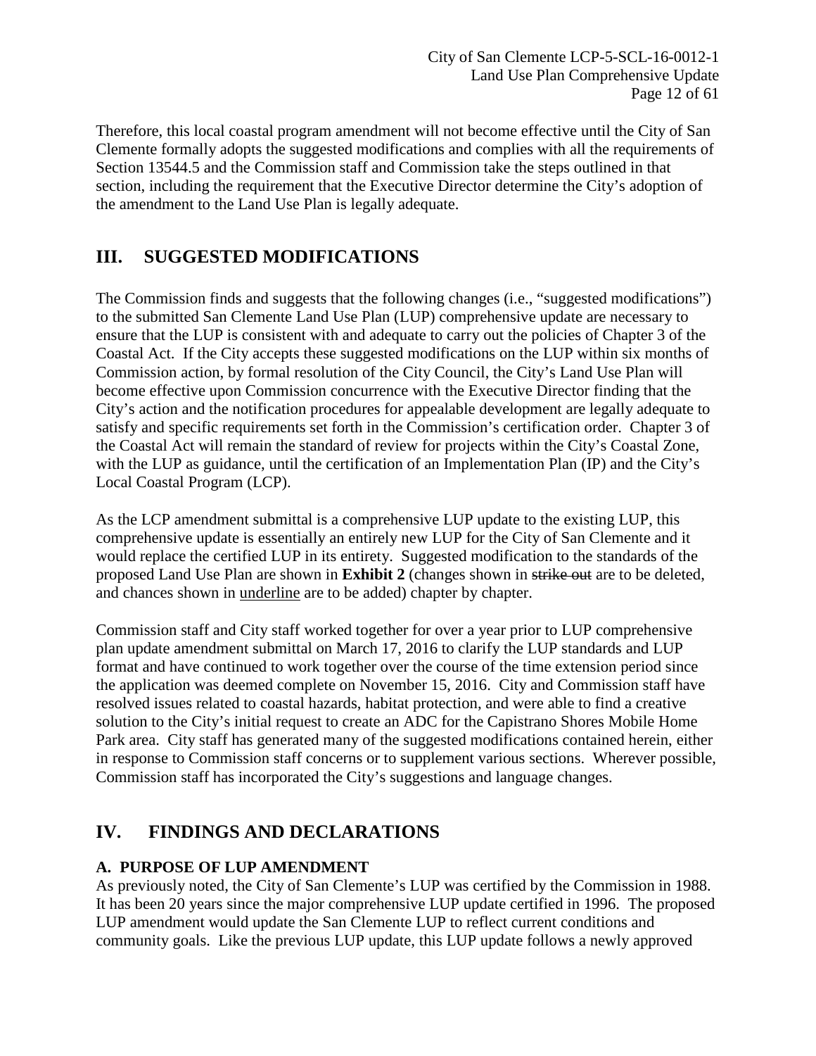Therefore, this local coastal program amendment will not become effective until the City of San Clemente formally adopts the suggested modifications and complies with all the requirements of Section 13544.5 and the Commission staff and Commission take the steps outlined in that section, including the requirement that the Executive Director determine the City's adoption of the amendment to the Land Use Plan is legally adequate.

# III. SUGGESTED MODIFICATIONS

The Commission finds and suggests that the following changes (i.e., "suggested modifications") to the submitted San Clemente Land Use Plan (LUP) comprehensive update are necessary to ensure that the LUP is consistent with and adequate to carry out the policies of Chapter 3 of the Coastal Act. If the City accepts these suggested modifications on the LUP within six months of Commission action, by formal resolution of the City Council, the City's Land Use Plan will become effective upon Commission concurrence with the Executive Director finding that the City's action and the notification procedures for appealable development are legally adequate to satisfy and specific requirements set forth in the Commission's certification order. Chapter 3 of the Coastal Act will remain the standard of review for projects within the City's Coastal Zone, with the LUP as guidance, until the certification of an Implementation Plan (IP) and the City's Local Coastal Program (LCP).

As the LCP amendment submittal is a comprehensive LUP update to the existing LUP, this comprehensive update is essentially an entirely new LUP for the City of San Clemente and it would replace the certified LUP in its entirety. Suggested modification to the standards of the proposed Land Use Plan are shown in **Exhibit 2** (changes shown in ~~strike out~~ are to be deleted, and chances shown in <u>underline</u> are to be added) chapter by chapter.

Commission staff and City staff worked together for over a year prior to LUP comprehensive plan update amendment submittal on March 17, 2016 to clarify the LUP standards and LUP format and have continued to work together over the course of the time extension period since the application was deemed complete on November 15, 2016. City and Commission staff have resolved issues related to coastal hazards, habitat protection, and were able to find a creative solution to the City's initial request to create an ADC for the Capistrano Shores Mobile Home Park area. City staff has generated many of the suggested modifications contained herein, either in response to Commission staff concerns or to supplement various sections. Wherever possible, Commission staff has incorporated the City's suggestions and language changes.

# IV. FINDINGS AND DECLARATIONS

### A. PURPOSE OF LUP AMENDMENT

As previously noted, the City of San Clemente's LUP was certified by the Commission in 1988. It has been 20 years since the major comprehensive LUP update certified in 1996. The proposed LUP amendment would update the San Clemente LUP to reflect current conditions and community goals. Like the previous LUP update, this LUP update follows a newly approved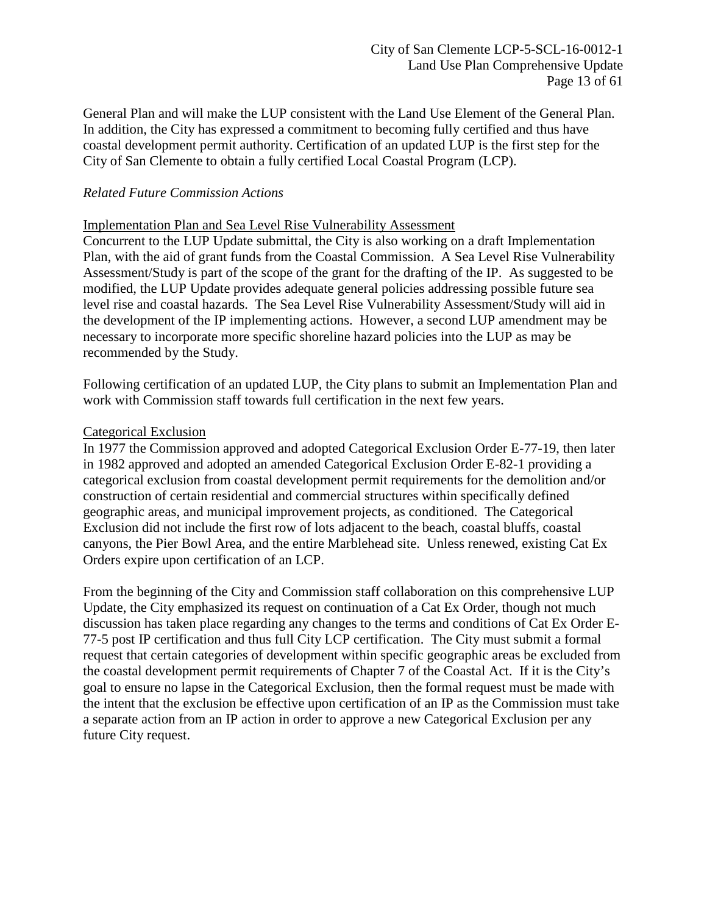General Plan and will make the LUP consistent with the Land Use Element of the General Plan. In addition, the City has expressed a commitment to becoming fully certified and thus have coastal development permit authority. Certification of an updated LUP is the first step for the City of San Clemente to obtain a fully certified Local Coastal Program (LCP).

*Related Future Commission Actions*

Implementation Plan and Sea Level Rise Vulnerability Assessment

Concurrent to the LUP Update submittal, the City is also working on a draft Implementation Plan, with the aid of grant funds from the Coastal Commission. A Sea Level Rise Vulnerability Assessment/Study is part of the scope of the grant for the drafting of the IP. As suggested to be modified, the LUP Update provides adequate general policies addressing possible future sea level rise and coastal hazards. The Sea Level Rise Vulnerability Assessment/Study will aid in the development of the IP implementing actions. However, a second LUP amendment may be necessary to incorporate more specific shoreline hazard policies into the LUP as may be recommended by the Study.

Following certification of an updated LUP, the City plans to submit an Implementation Plan and work with Commission staff towards full certification in the next few years.

Categorical Exclusion

In 1977 the Commission approved and adopted Categorical Exclusion Order E-77-19, then later in 1982 approved and adopted an amended Categorical Exclusion Order E-82-1 providing a categorical exclusion from coastal development permit requirements for the demolition and/or construction of certain residential and commercial structures within specifically defined geographic areas, and municipal improvement projects, as conditioned. The Categorical Exclusion did not include the first row of lots adjacent to the beach, coastal bluffs, coastal canyons, the Pier Bowl Area, and the entire Marblehead site. Unless renewed, existing Cat Ex Orders expire upon certification of an LCP.

From the beginning of the City and Commission staff collaboration on this comprehensive LUP Update, the City emphasized its request on continuation of a Cat Ex Order, though not much discussion has taken place regarding any changes to the terms and conditions of Cat Ex Order E-77-5 post IP certification and thus full City LCP certification. The City must submit a formal request that certain categories of development within specific geographic areas be excluded from the coastal development permit requirements of Chapter 7 of the Coastal Act. If it is the City's goal to ensure no lapse in the Categorical Exclusion, then the formal request must be made with the intent that the exclusion be effective upon certification of an IP as the Commission must take a separate action from an IP action in order to approve a new Categorical Exclusion per any future City request.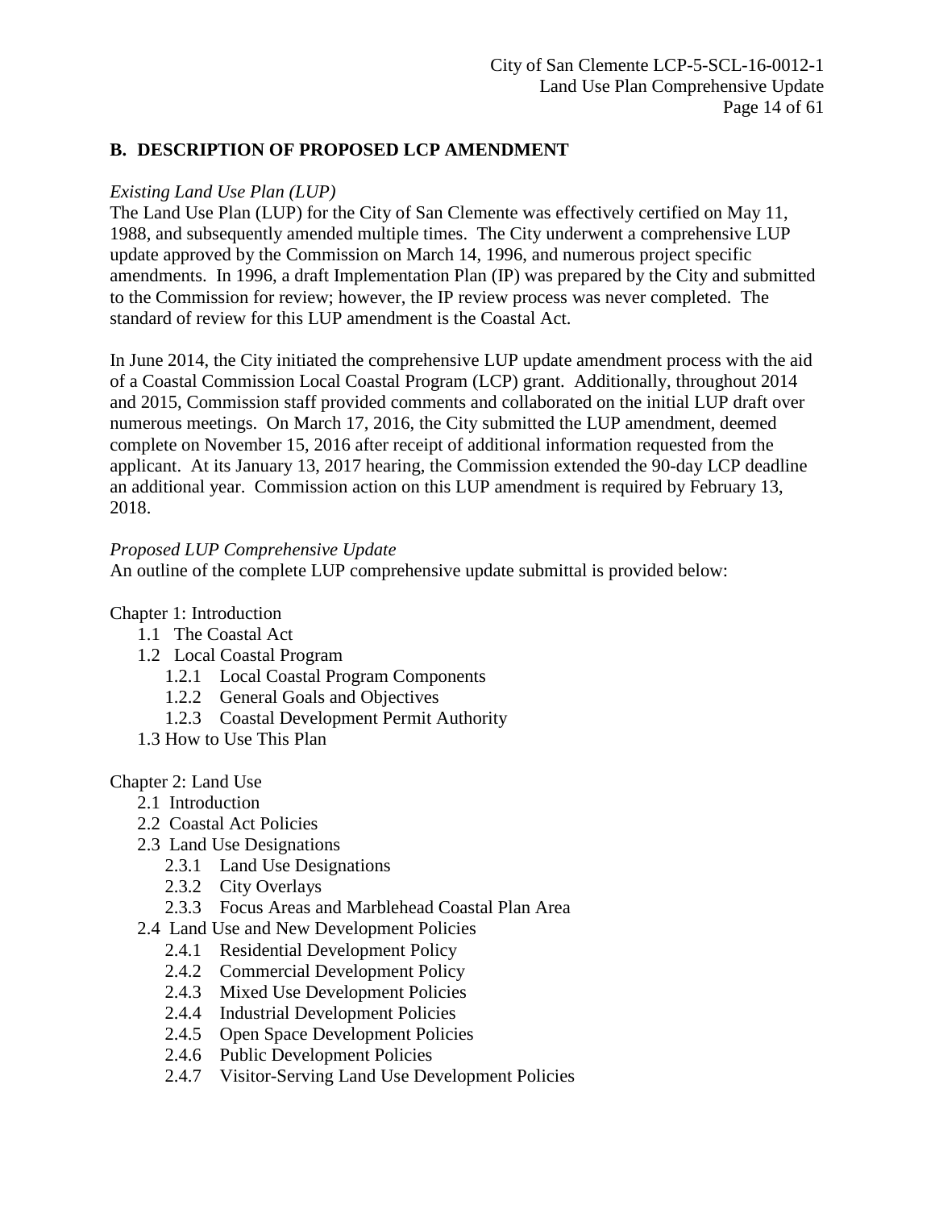## B. DESCRIPTION OF PROPOSED LCP AMENDMENT

*Existing Land Use Plan (LUP)*

The Land Use Plan (LUP) for the City of San Clemente was effectively certified on May 11, 1988, and subsequently amended multiple times. The City underwent a comprehensive LUP update approved by the Commission on March 14, 1996, and numerous project specific amendments. In 1996, a draft Implementation Plan (IP) was prepared by the City and submitted to the Commission for review; however, the IP review process was never completed. The standard of review for this LUP amendment is the Coastal Act.

In June 2014, the City initiated the comprehensive LUP update amendment process with the aid of a Coastal Commission Local Coastal Program (LCP) grant. Additionally, throughout 2014 and 2015, Commission staff provided comments and collaborated on the initial LUP draft over numerous meetings. On March 17, 2016, the City submitted the LUP amendment, deemed complete on November 15, 2016 after receipt of additional information requested from the applicant. At its January 13, 2017 hearing, the Commission extended the 90-day LCP deadline an additional year. Commission action on this LUP amendment is required by February 13, 2018.

*Proposed LUP Comprehensive Update*

An outline of the complete LUP comprehensive update submittal is provided below:

Chapter 1: Introduction

- 1.1 The Coastal Act
- 1.2 Local Coastal Program
  - 1.2.1 Local Coastal Program Components
  - 1.2.2 General Goals and Objectives
  - 1.2.3 Coastal Development Permit Authority
- 1.3 How to Use This Plan

Chapter 2: Land Use

- 2.1 Introduction
- 2.2 Coastal Act Policies
- 2.3 Land Use Designations
  - 2.3.1 Land Use Designations
  - 2.3.2 City Overlays
  - 2.3.3 Focus Areas and Marblehead Coastal Plan Area
- 2.4 Land Use and New Development Policies
  - 2.4.1 Residential Development Policy
  - 2.4.2 Commercial Development Policy
  - 2.4.3 Mixed Use Development Policies
  - 2.4.4 Industrial Development Policies
  - 2.4.5 Open Space Development Policies
  - 2.4.6 Public Development Policies
  - 2.4.7 Visitor-Serving Land Use Development Policies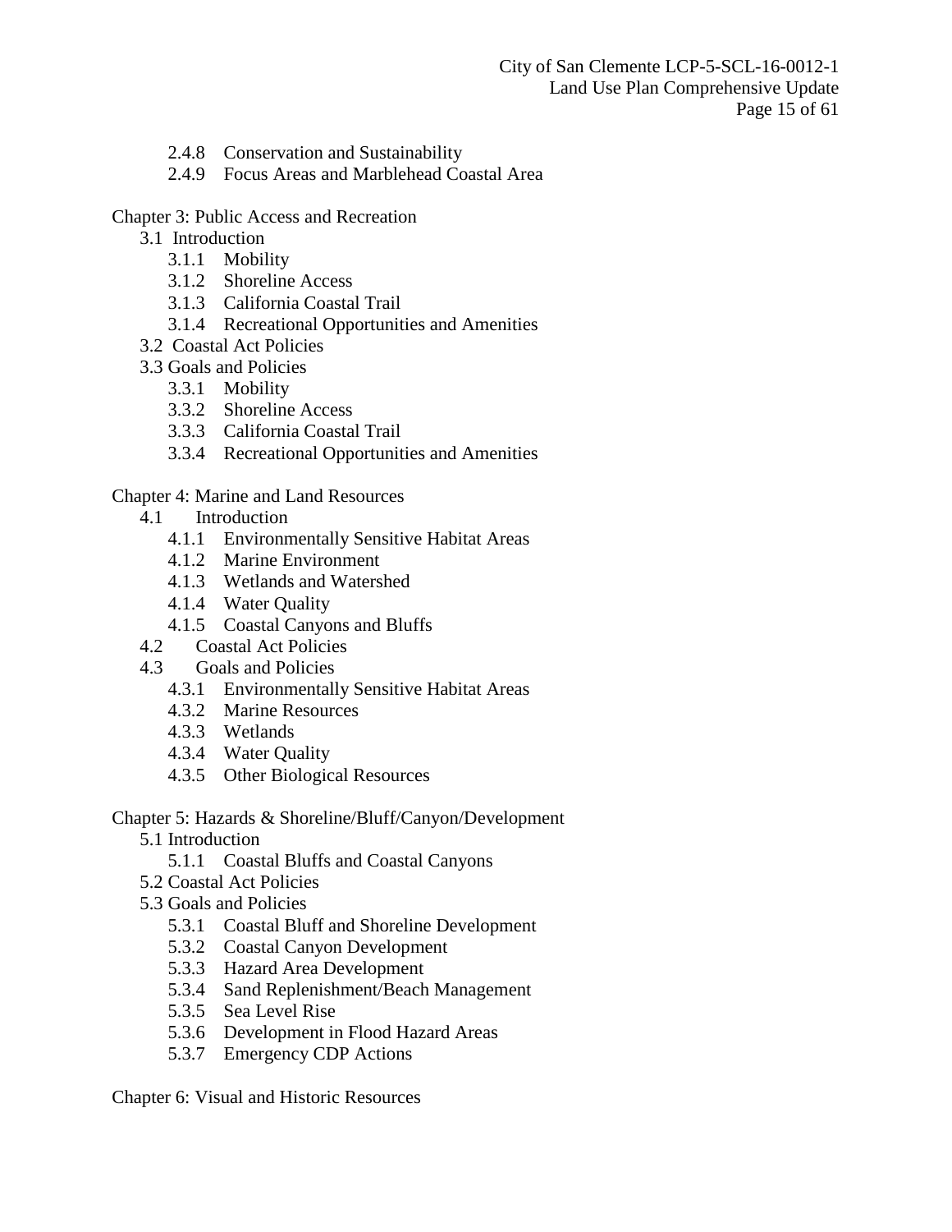- 2.4.8 Conservation and Sustainability
- 2.4.9 Focus Areas and Marblehead Coastal Area

Chapter 3: Public Access and Recreation

- 3.1 Introduction
  - 3.1.1 Mobility
  - 3.1.2 Shoreline Access
  - 3.1.3 California Coastal Trail
  - 3.1.4 Recreational Opportunities and Amenities
- 3.2 Coastal Act Policies
- 3.3 Goals and Policies
  - 3.3.1 Mobility
  - 3.3.2 Shoreline Access
  - 3.3.3 California Coastal Trail
  - 3.3.4 Recreational Opportunities and Amenities

Chapter 4: Marine and Land Resources

- 4.1 Introduction
  - 4.1.1 Environmentally Sensitive Habitat Areas
  - 4.1.2 Marine Environment
  - 4.1.3 Wetlands and Watershed
  - 4.1.4 Water Quality
  - 4.1.5 Coastal Canyons and Bluffs
- 4.2 Coastal Act Policies
- 4.3 Goals and Policies
  - 4.3.1 Environmentally Sensitive Habitat Areas
  - 4.3.2 Marine Resources
  - 4.3.3 Wetlands
  - 4.3.4 Water Quality
  - 4.3.5 Other Biological Resources

Chapter 5: Hazards & Shoreline/Bluff/Canyon/Development

- 5.1 Introduction
  - 5.1.1 Coastal Bluffs and Coastal Canyons
- 5.2 Coastal Act Policies
- 5.3 Goals and Policies
  - 5.3.1 Coastal Bluff and Shoreline Development
  - 5.3.2 Coastal Canyon Development
  - 5.3.3 Hazard Area Development
  - 5.3.4 Sand Replenishment/Beach Management
  - 5.3.5 Sea Level Rise
  - 5.3.6 Development in Flood Hazard Areas
  - 5.3.7 Emergency CDP Actions

Chapter 6: Visual and Historic Resources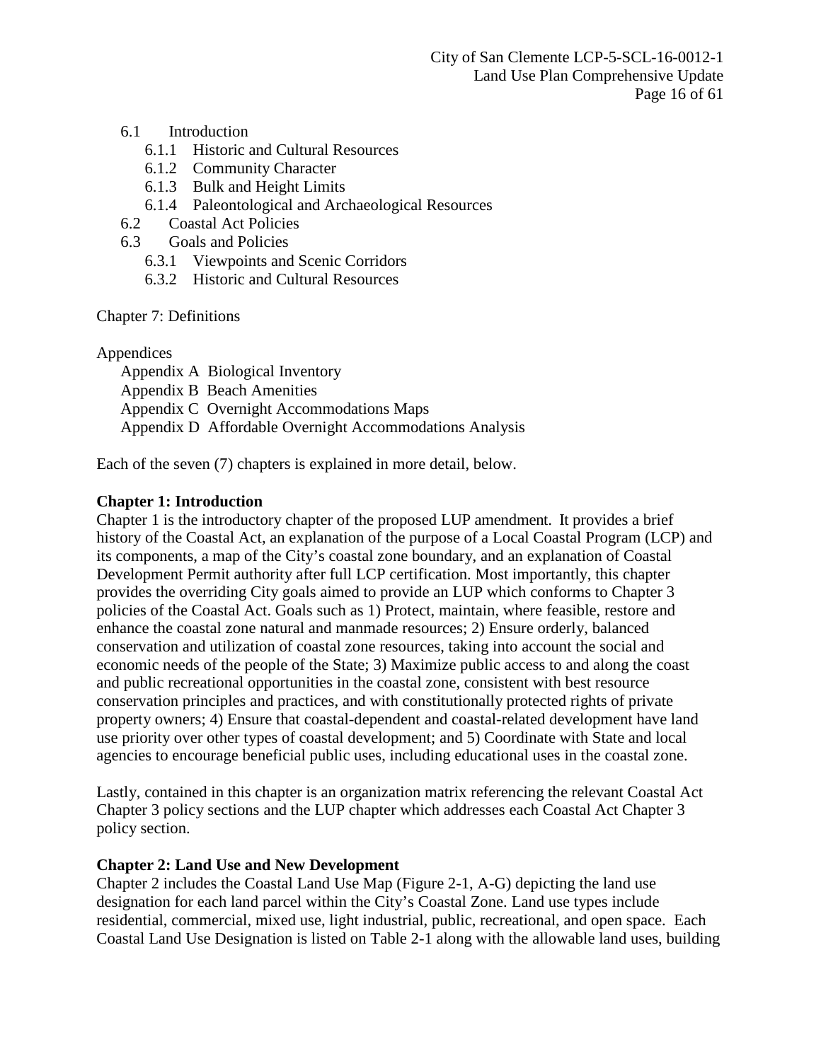- 6.1 Introduction
  - 6.1.1 Historic and Cultural Resources
  - 6.1.2 Community Character
  - 6.1.3 Bulk and Height Limits
  - 6.1.4 Paleontological and Archaeological Resources
- 6.2 Coastal Act Policies
- 6.3 Goals and Policies
  - 6.3.1 Viewpoints and Scenic Corridors
  - 6.3.2 Historic and Cultural Resources

Chapter 7: Definitions

Appendices

- Appendix A Biological Inventory
- Appendix B Beach Amenities
- Appendix C Overnight Accommodations Maps
- Appendix D Affordable Overnight Accommodations Analysis

Each of the seven (7) chapters is explained in more detail, below.

**Chapter 1: Introduction**

Chapter 1 is the introductory chapter of the proposed LUP amendment. It provides a brief history of the Coastal Act, an explanation of the purpose of a Local Coastal Program (LCP) and its components, a map of the City's coastal zone boundary, and an explanation of Coastal Development Permit authority after full LCP certification. Most importantly, this chapter provides the overriding City goals aimed to provide an LUP which conforms to Chapter 3 policies of the Coastal Act. Goals such as 1) Protect, maintain, where feasible, restore and enhance the coastal zone natural and manmade resources; 2) Ensure orderly, balanced conservation and utilization of coastal zone resources, taking into account the social and economic needs of the people of the State; 3) Maximize public access to and along the coast and public recreational opportunities in the coastal zone, consistent with best resource conservation principles and practices, and with constitutionally protected rights of private property owners; 4) Ensure that coastal-dependent and coastal-related development have land use priority over other types of coastal development; and 5) Coordinate with State and local agencies to encourage beneficial public uses, including educational uses in the coastal zone.

Lastly, contained in this chapter is an organization matrix referencing the relevant Coastal Act Chapter 3 policy sections and the LUP chapter which addresses each Coastal Act Chapter 3 policy section.

**Chapter 2: Land Use and New Development**

Chapter 2 includes the Coastal Land Use Map (Figure 2-1, A-G) depicting the land use designation for each land parcel within the City's Coastal Zone. Land use types include residential, commercial, mixed use, light industrial, public, recreational, and open space. Each Coastal Land Use Designation is listed on Table 2-1 along with the allowable land uses, building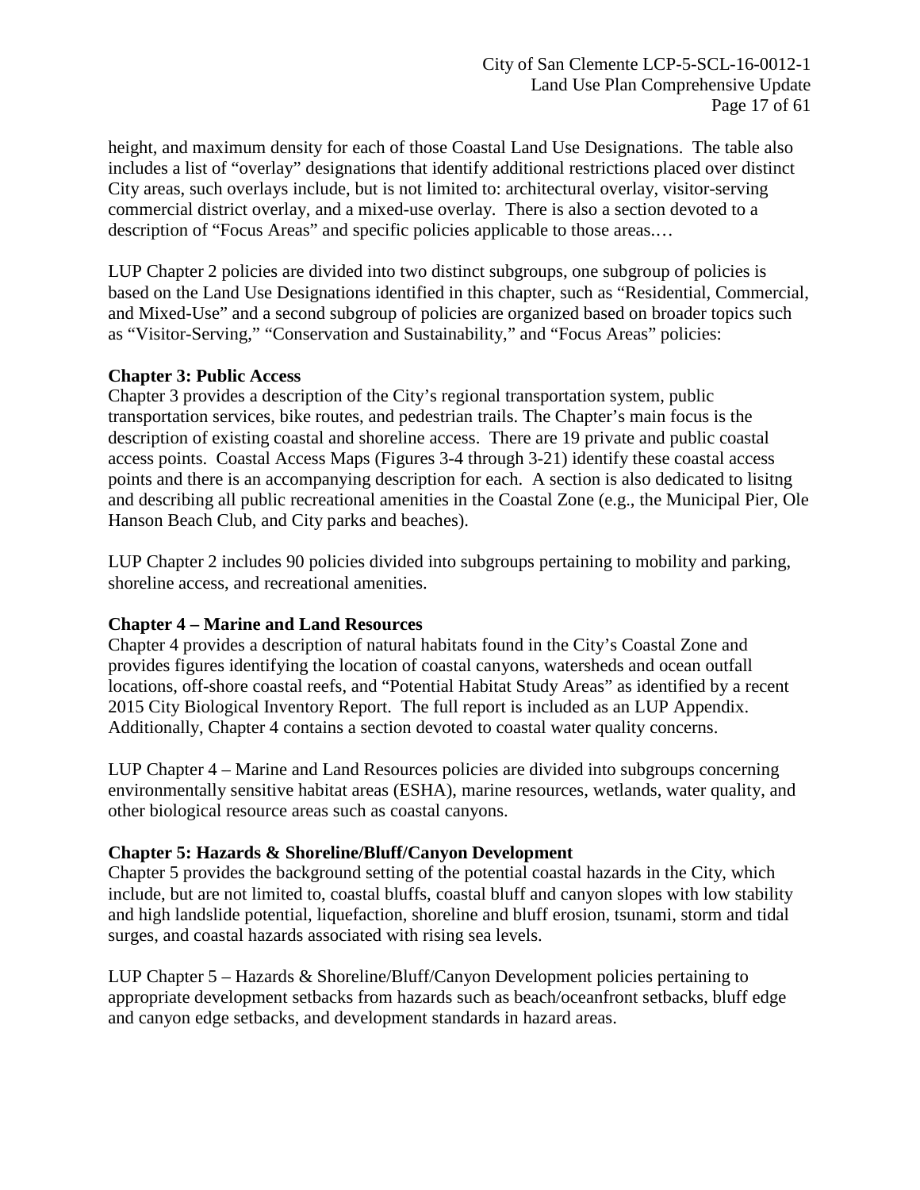height, and maximum density for each of those Coastal Land Use Designations. The table also includes a list of "overlay" designations that identify additional restrictions placed over distinct City areas, such overlays include, but is not limited to: architectural overlay, visitor-serving commercial district overlay, and a mixed-use overlay. There is also a section devoted to a description of "Focus Areas" and specific policies applicable to those areas.…

LUP Chapter 2 policies are divided into two distinct subgroups, one subgroup of policies is based on the Land Use Designations identified in this chapter, such as "Residential, Commercial, and Mixed-Use" and a second subgroup of policies are organized based on broader topics such as "Visitor-Serving," "Conservation and Sustainability," and "Focus Areas" policies:

**Chapter 3: Public Access**
Chapter 3 provides a description of the City's regional transportation system, public transportation services, bike routes, and pedestrian trails. The Chapter's main focus is the description of existing coastal and shoreline access. There are 19 private and public coastal access points. Coastal Access Maps (Figures 3-4 through 3-21) identify these coastal access points and there is an accompanying description for each. A section is also dedicated to lisitng and describing all public recreational amenities in the Coastal Zone (e.g., the Municipal Pier, Ole Hanson Beach Club, and City parks and beaches).

LUP Chapter 2 includes 90 policies divided into subgroups pertaining to mobility and parking, shoreline access, and recreational amenities.

**Chapter 4 – Marine and Land Resources**
Chapter 4 provides a description of natural habitats found in the City's Coastal Zone and provides figures identifying the location of coastal canyons, watersheds and ocean outfall locations, off-shore coastal reefs, and "Potential Habitat Study Areas" as identified by a recent 2015 City Biological Inventory Report. The full report is included as an LUP Appendix. Additionally, Chapter 4 contains a section devoted to coastal water quality concerns.

LUP Chapter 4 – Marine and Land Resources policies are divided into subgroups concerning environmentally sensitive habitat areas (ESHA), marine resources, wetlands, water quality, and other biological resource areas such as coastal canyons.

**Chapter 5: Hazards & Shoreline/Bluff/Canyon Development**
Chapter 5 provides the background setting of the potential coastal hazards in the City, which include, but are not limited to, coastal bluffs, coastal bluff and canyon slopes with low stability and high landslide potential, liquefaction, shoreline and bluff erosion, tsunami, storm and tidal surges, and coastal hazards associated with rising sea levels.

LUP Chapter 5 – Hazards & Shoreline/Bluff/Canyon Development policies pertaining to appropriate development setbacks from hazards such as beach/oceanfront setbacks, bluff edge and canyon edge setbacks, and development standards in hazard areas.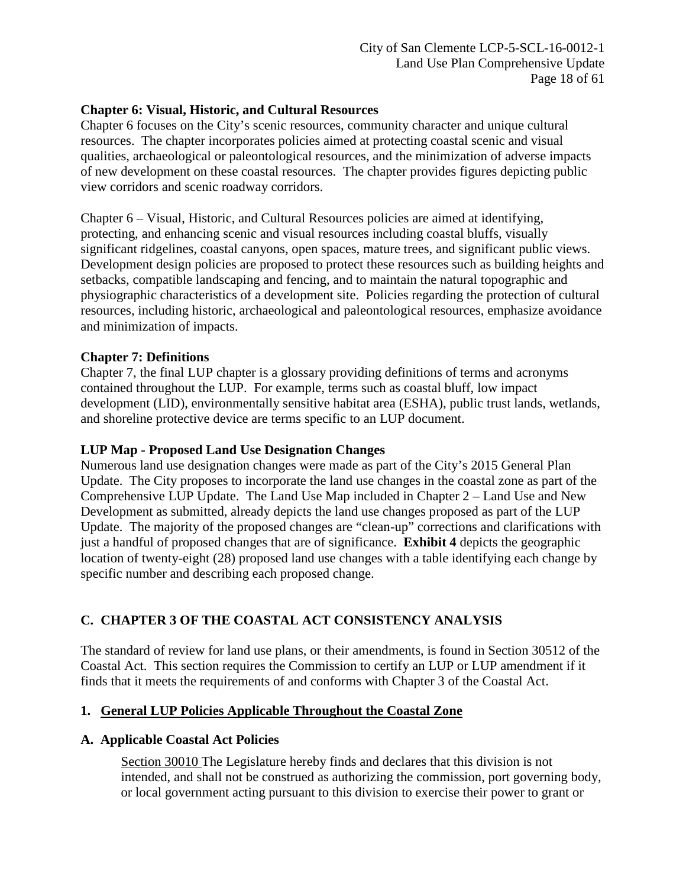**Chapter 6: Visual, Historic, and Cultural Resources**

Chapter 6 focuses on the City's scenic resources, community character and unique cultural resources. The chapter incorporates policies aimed at protecting coastal scenic and visual qualities, archaeological or paleontological resources, and the minimization of adverse impacts of new development on these coastal resources. The chapter provides figures depicting public view corridors and scenic roadway corridors.

Chapter 6 – Visual, Historic, and Cultural Resources policies are aimed at identifying, protecting, and enhancing scenic and visual resources including coastal bluffs, visually significant ridgelines, coastal canyons, open spaces, mature trees, and significant public views. Development design policies are proposed to protect these resources such as building heights and setbacks, compatible landscaping and fencing, and to maintain the natural topographic and physiographic characteristics of a development site. Policies regarding the protection of cultural resources, including historic, archaeological and paleontological resources, emphasize avoidance and minimization of impacts.

**Chapter 7: Definitions**

Chapter 7, the final LUP chapter is a glossary providing definitions of terms and acronyms contained throughout the LUP. For example, terms such as coastal bluff, low impact development (LID), environmentally sensitive habitat area (ESHA), public trust lands, wetlands, and shoreline protective device are terms specific to an LUP document.

**LUP Map - Proposed Land Use Designation Changes**

Numerous land use designation changes were made as part of the City's 2015 General Plan Update. The City proposes to incorporate the land use changes in the coastal zone as part of the Comprehensive LUP Update. The Land Use Map included in Chapter 2 – Land Use and New Development as submitted, already depicts the land use changes proposed as part of the LUP Update. The majority of the proposed changes are "clean-up" corrections and clarifications with just a handful of proposed changes that are of significance. **Exhibit 4** depicts the geographic location of twenty-eight (28) proposed land use changes with a table identifying each change by specific number and describing each proposed change.

## C. CHAPTER 3 OF THE COASTAL ACT CONSISTENCY ANALYSIS

The standard of review for land use plans, or their amendments, is found in Section 30512 of the Coastal Act. This section requires the Commission to certify an LUP or LUP amendment if it finds that it meets the requirements of and conforms with Chapter 3 of the Coastal Act.

### 1. General LUP Policies Applicable Throughout the Coastal Zone

### A. Applicable Coastal Act Policies

> Section 30010 The Legislature hereby finds and declares that this division is not intended, and shall not be construed as authorizing the commission, port governing body, or local government acting pursuant to this division to exercise their power to grant or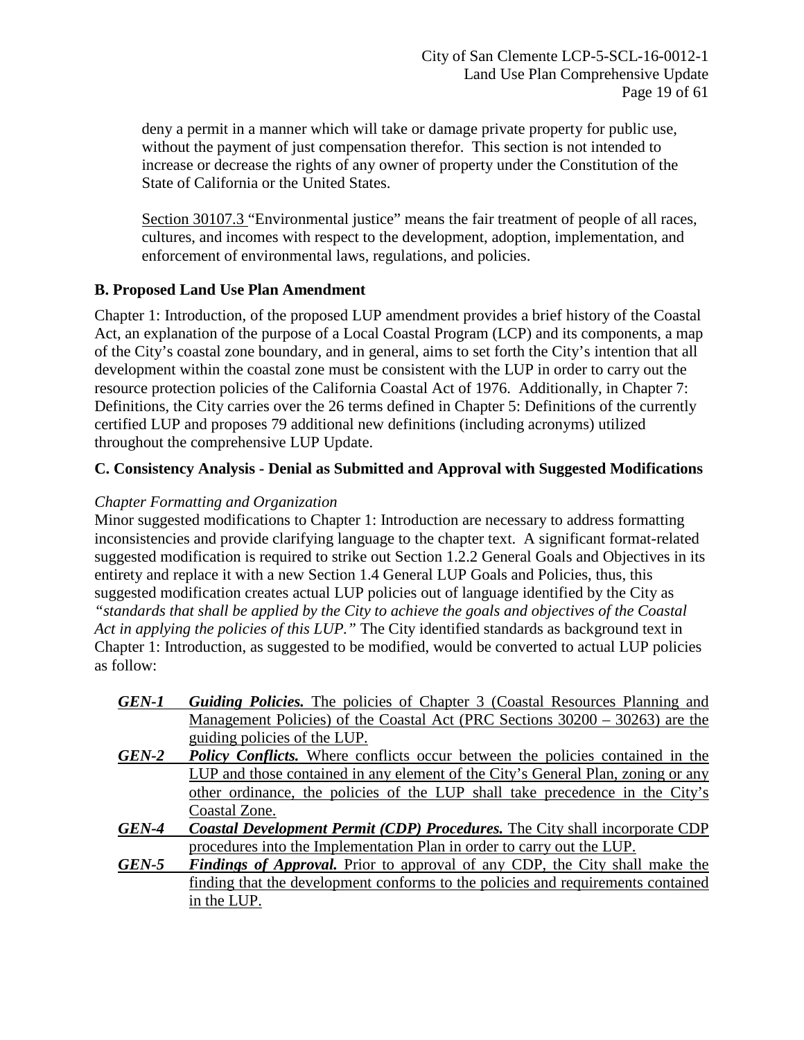deny a permit in a manner which will take or damage private property for public use, without the payment of just compensation therefor. This section is not intended to increase or decrease the rights of any owner of property under the Constitution of the State of California or the United States.

<u>Section 30107.3</u> "Environmental justice" means the fair treatment of people of all races, cultures, and incomes with respect to the development, adoption, implementation, and enforcement of environmental laws, regulations, and policies.

### B. Proposed Land Use Plan Amendment

Chapter 1: Introduction, of the proposed LUP amendment provides a brief history of the Coastal Act, an explanation of the purpose of a Local Coastal Program (LCP) and its components, a map of the City's coastal zone boundary, and in general, aims to set forth the City's intention that all development within the coastal zone must be consistent with the LUP in order to carry out the resource protection policies of the California Coastal Act of 1976. Additionally, in Chapter 7: Definitions, the City carries over the 26 terms defined in Chapter 5: Definitions of the currently certified LUP and proposes 79 additional new definitions (including acronyms) utilized throughout the comprehensive LUP Update.

### C. Consistency Analysis - Denial as Submitted and Approval with Suggested Modifications

*Chapter Formatting and Organization*

Minor suggested modifications to Chapter 1: Introduction are necessary to address formatting inconsistencies and provide clarifying language to the chapter text. A significant format-related suggested modification is required to strike out Section 1.2.2 General Goals and Objectives in its entirety and replace it with a new Section 1.4 General LUP Goals and Policies, thus, this suggested modification creates actual LUP policies out of language identified by the City as *"standards that shall be applied by the City to achieve the goals and objectives of the Coastal Act in applying the policies of this LUP."* The City identified standards as background text in Chapter 1: Introduction, as suggested to be modified, would be converted to actual LUP policies as follow:

<u>***GEN-1*** ***Guiding Policies.*** The policies of Chapter 3 (Coastal Resources Planning and Management Policies) of the Coastal Act (PRC Sections 30200 – 30263) are the guiding policies of the LUP.</u>

<u>***GEN-2*** ***Policy Conflicts.*** Where conflicts occur between the policies contained in the LUP and those contained in any element of the City's General Plan, zoning or any other ordinance, the policies of the LUP shall take precedence in the City's Coastal Zone.</u>

<u>***GEN-4*** ***Coastal Development Permit (CDP) Procedures.*** The City shall incorporate CDP procedures into the Implementation Plan in order to carry out the LUP.</u>

<u>***GEN-5*** ***Findings of Approval.*** Prior to approval of any CDP, the City shall make the finding that the development conforms to the policies and requirements contained in the LUP.</u>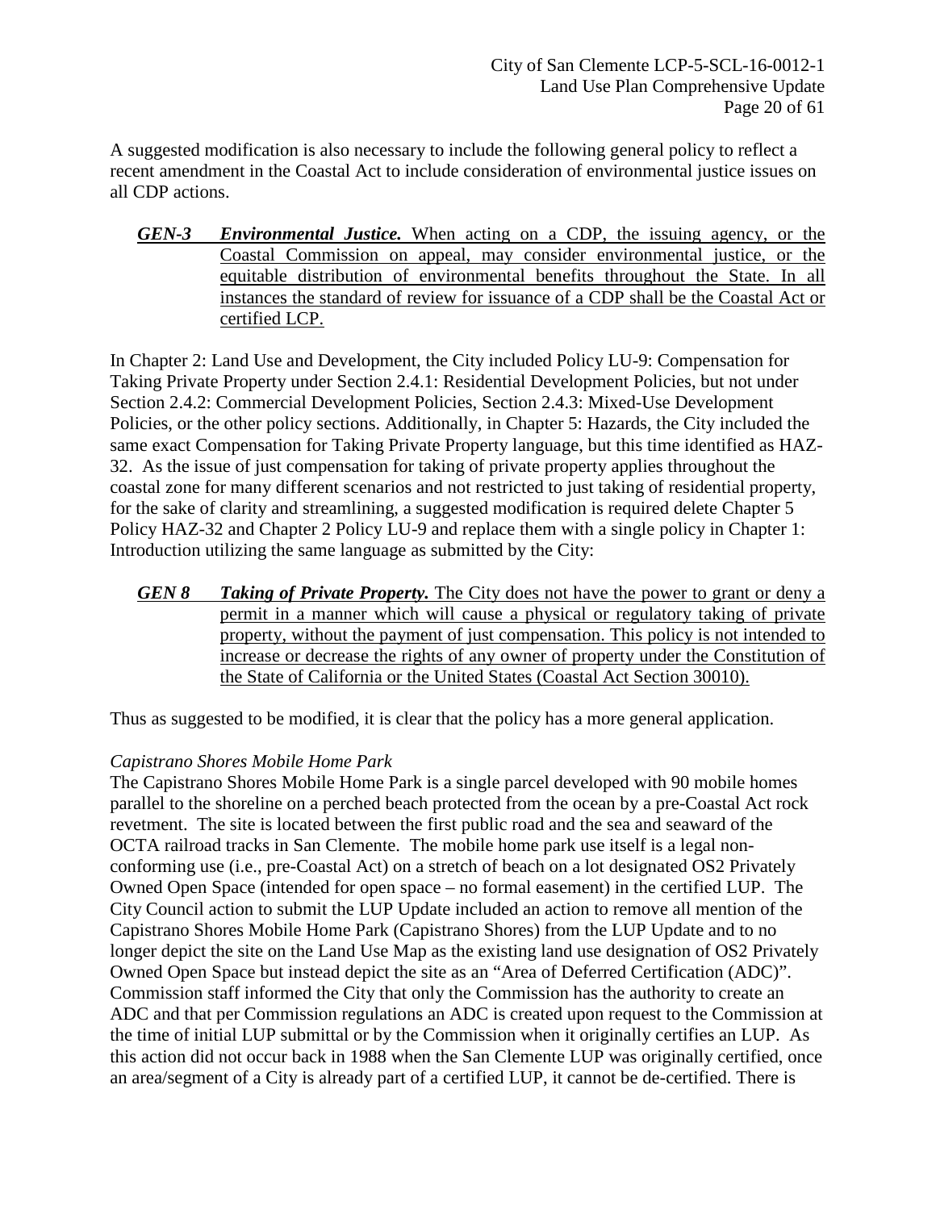A suggested modification is also necessary to include the following general policy to reflect a recent amendment in the Coastal Act to include consideration of environmental justice issues on all CDP actions.

> ***GEN-3*** ***Environmental Justice.*** When acting on a CDP, the issuing agency, or the Coastal Commission on appeal, may consider environmental justice, or the equitable distribution of environmental benefits throughout the State. In all instances the standard of review for issuance of a CDP shall be the Coastal Act or certified LCP.

In Chapter 2: Land Use and Development, the City included Policy LU-9: Compensation for Taking Private Property under Section 2.4.1: Residential Development Policies, but not under Section 2.4.2: Commercial Development Policies, Section 2.4.3: Mixed-Use Development Policies, or the other policy sections. Additionally, in Chapter 5: Hazards, the City included the same exact Compensation for Taking Private Property language, but this time identified as HAZ-32. As the issue of just compensation for taking of private property applies throughout the coastal zone for many different scenarios and not restricted to just taking of residential property, for the sake of clarity and streamlining, a suggested modification is required delete Chapter 5 Policy HAZ-32 and Chapter 2 Policy LU-9 and replace them with a single policy in Chapter 1: Introduction utilizing the same language as submitted by the City:

> ***GEN 8*** ***Taking of Private Property.*** The City does not have the power to grant or deny a permit in a manner which will cause a physical or regulatory taking of private property, without the payment of just compensation. This policy is not intended to increase or decrease the rights of any owner of property under the Constitution of the State of California or the United States (Coastal Act Section 30010).

Thus as suggested to be modified, it is clear that the policy has a more general application.

*Capistrano Shores Mobile Home Park*

The Capistrano Shores Mobile Home Park is a single parcel developed with 90 mobile homes parallel to the shoreline on a perched beach protected from the ocean by a pre-Coastal Act rock revetment. The site is located between the first public road and the sea and seaward of the OCTA railroad tracks in San Clemente. The mobile home park use itself is a legal non-conforming use (i.e., pre-Coastal Act) on a stretch of beach on a lot designated OS2 Privately Owned Open Space (intended for open space – no formal easement) in the certified LUP. The City Council action to submit the LUP Update included an action to remove all mention of the Capistrano Shores Mobile Home Park (Capistrano Shores) from the LUP Update and to no longer depict the site on the Land Use Map as the existing land use designation of OS2 Privately Owned Open Space but instead depict the site as an "Area of Deferred Certification (ADC)". Commission staff informed the City that only the Commission has the authority to create an ADC and that per Commission regulations an ADC is created upon request to the Commission at the time of initial LUP submittal or by the Commission when it originally certifies an LUP. As this action did not occur back in 1988 when the San Clemente LUP was originally certified, once an area/segment of a City is already part of a certified LUP, it cannot be de-certified. There is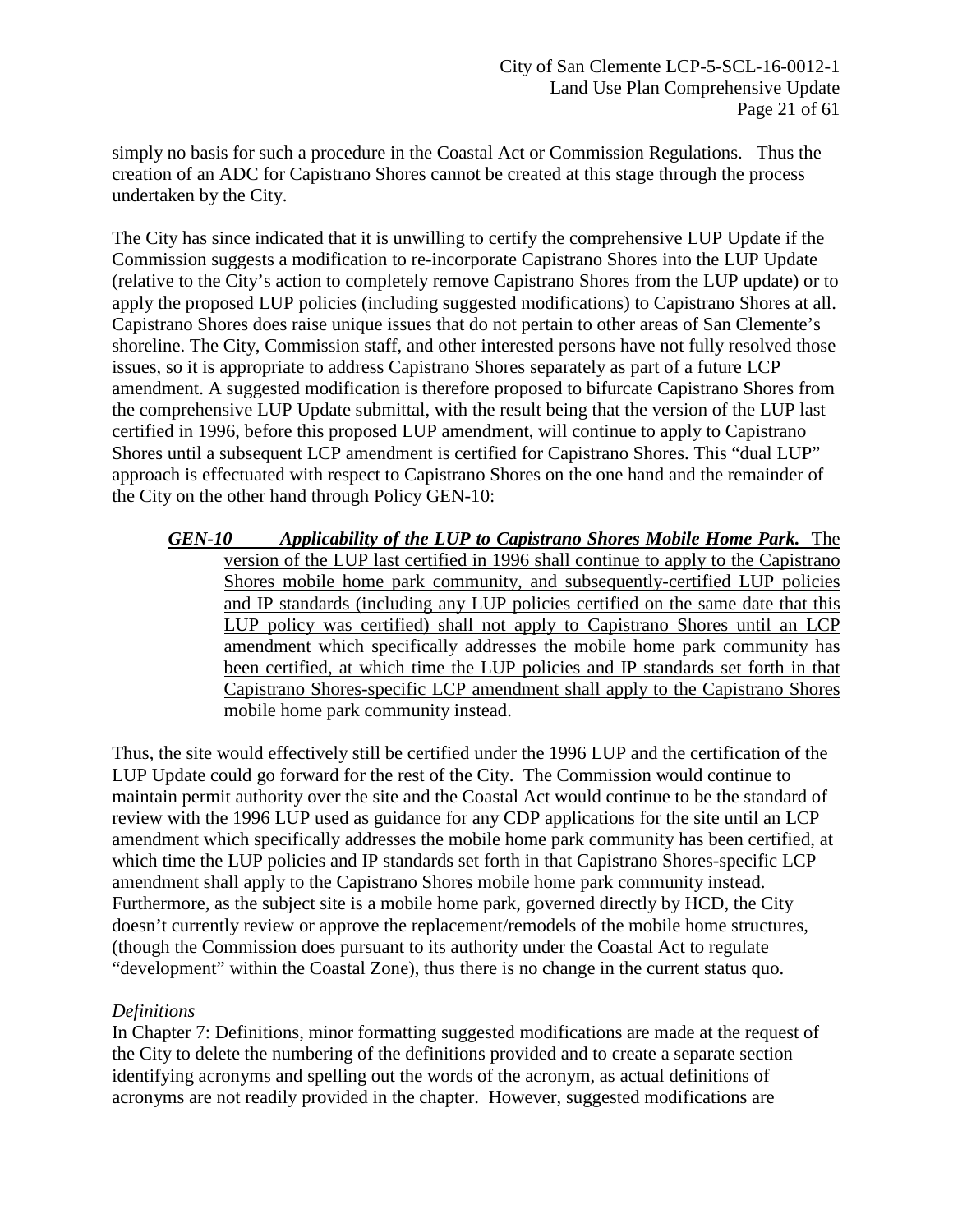simply no basis for such a procedure in the Coastal Act or Commission Regulations. Thus the creation of an ADC for Capistrano Shores cannot be created at this stage through the process undertaken by the City.

The City has since indicated that it is unwilling to certify the comprehensive LUP Update if the Commission suggests a modification to re-incorporate Capistrano Shores into the LUP Update (relative to the City's action to completely remove Capistrano Shores from the LUP update) or to apply the proposed LUP policies (including suggested modifications) to Capistrano Shores at all. Capistrano Shores does raise unique issues that do not pertain to other areas of San Clemente's shoreline. The City, Commission staff, and other interested persons have not fully resolved those issues, so it is appropriate to address Capistrano Shores separately as part of a future LCP amendment. A suggested modification is therefore proposed to bifurcate Capistrano Shores from the comprehensive LUP Update submittal, with the result being that the version of the LUP last certified in 1996, before this proposed LUP amendment, will continue to apply to Capistrano Shores until a subsequent LCP amendment is certified for Capistrano Shores. This "dual LUP" approach is effectuated with respect to Capistrano Shores on the one hand and the remainder of the City on the other hand through Policy GEN-10:

> <u>***GEN-10 Applicability of the LUP to Capistrano Shores Mobile Home Park.***</u> <u>The version of the LUP last certified in 1996 shall continue to apply to the Capistrano Shores mobile home park community, and subsequently-certified LUP policies and IP standards (including any LUP policies certified on the same date that this LUP policy was certified) shall not apply to Capistrano Shores until an LCP amendment which specifically addresses the mobile home park community has been certified, at which time the LUP policies and IP standards set forth in that Capistrano Shores-specific LCP amendment shall apply to the Capistrano Shores mobile home park community instead.</u>

Thus, the site would effectively still be certified under the 1996 LUP and the certification of the LUP Update could go forward for the rest of the City. The Commission would continue to maintain permit authority over the site and the Coastal Act would continue to be the standard of review with the 1996 LUP used as guidance for any CDP applications for the site until an LCP amendment which specifically addresses the mobile home park community has been certified, at which time the LUP policies and IP standards set forth in that Capistrano Shores-specific LCP amendment shall apply to the Capistrano Shores mobile home park community instead. Furthermore, as the subject site is a mobile home park, governed directly by HCD, the City doesn't currently review or approve the replacement/remodels of the mobile home structures, (though the Commission does pursuant to its authority under the Coastal Act to regulate "development" within the Coastal Zone), thus there is no change in the current status quo.

*Definitions*

In Chapter 7: Definitions, minor formatting suggested modifications are made at the request of the City to delete the numbering of the definitions provided and to create a separate section identifying acronyms and spelling out the words of the acronym, as actual definitions of acronyms are not readily provided in the chapter. However, suggested modifications are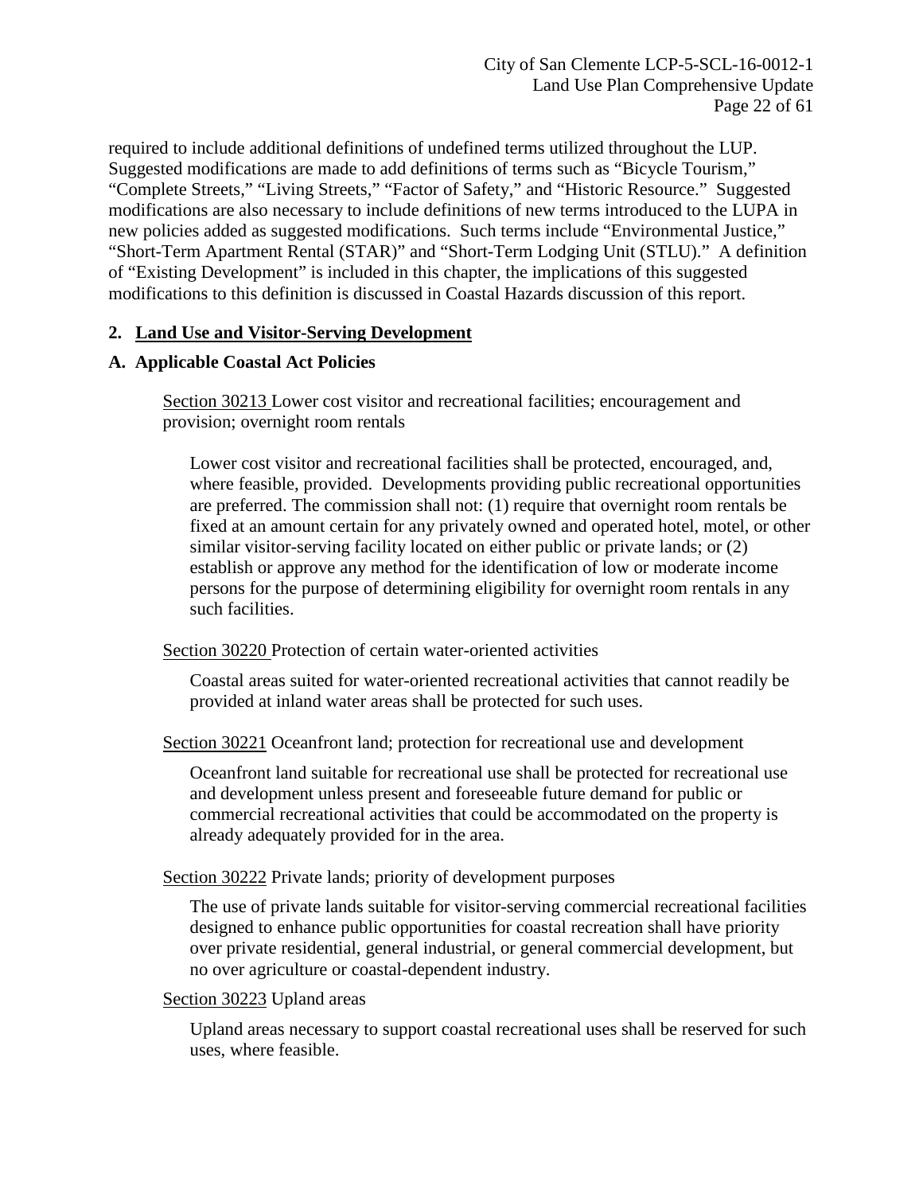required to include additional definitions of undefined terms utilized throughout the LUP. Suggested modifications are made to add definitions of terms such as "Bicycle Tourism," "Complete Streets," "Living Streets," "Factor of Safety," and "Historic Resource." Suggested modifications are also necessary to include definitions of new terms introduced to the LUPA in new policies added as suggested modifications. Such terms include "Environmental Justice," "Short-Term Apartment Rental (STAR)" and "Short-Term Lodging Unit (STLU)." A definition of "Existing Development" is included in this chapter, the implications of this suggested modifications to this definition is discussed in Coastal Hazards discussion of this report.

## 2. Land Use and Visitor-Serving Development

### A. Applicable Coastal Act Policies

Section 30213 Lower cost visitor and recreational facilities; encouragement and provision; overnight room rentals

> Lower cost visitor and recreational facilities shall be protected, encouraged, and, where feasible, provided. Developments providing public recreational opportunities are preferred. The commission shall not: (1) require that overnight room rentals be fixed at an amount certain for any privately owned and operated hotel, motel, or other similar visitor-serving facility located on either public or private lands; or (2) establish or approve any method for the identification of low or moderate income persons for the purpose of determining eligibility for overnight room rentals in any such facilities.

Section 30220 Protection of certain water-oriented activities

> Coastal areas suited for water-oriented recreational activities that cannot readily be provided at inland water areas shall be protected for such uses.

Section 30221 Oceanfront land; protection for recreational use and development

> Oceanfront land suitable for recreational use shall be protected for recreational use and development unless present and foreseeable future demand for public or commercial recreational activities that could be accommodated on the property is already adequately provided for in the area.

Section 30222 Private lands; priority of development purposes

> The use of private lands suitable for visitor-serving commercial recreational facilities designed to enhance public opportunities for coastal recreation shall have priority over private residential, general industrial, or general commercial development, but no over agriculture or coastal-dependent industry.

Section 30223 Upland areas

> Upland areas necessary to support coastal recreational uses shall be reserved for such uses, where feasible.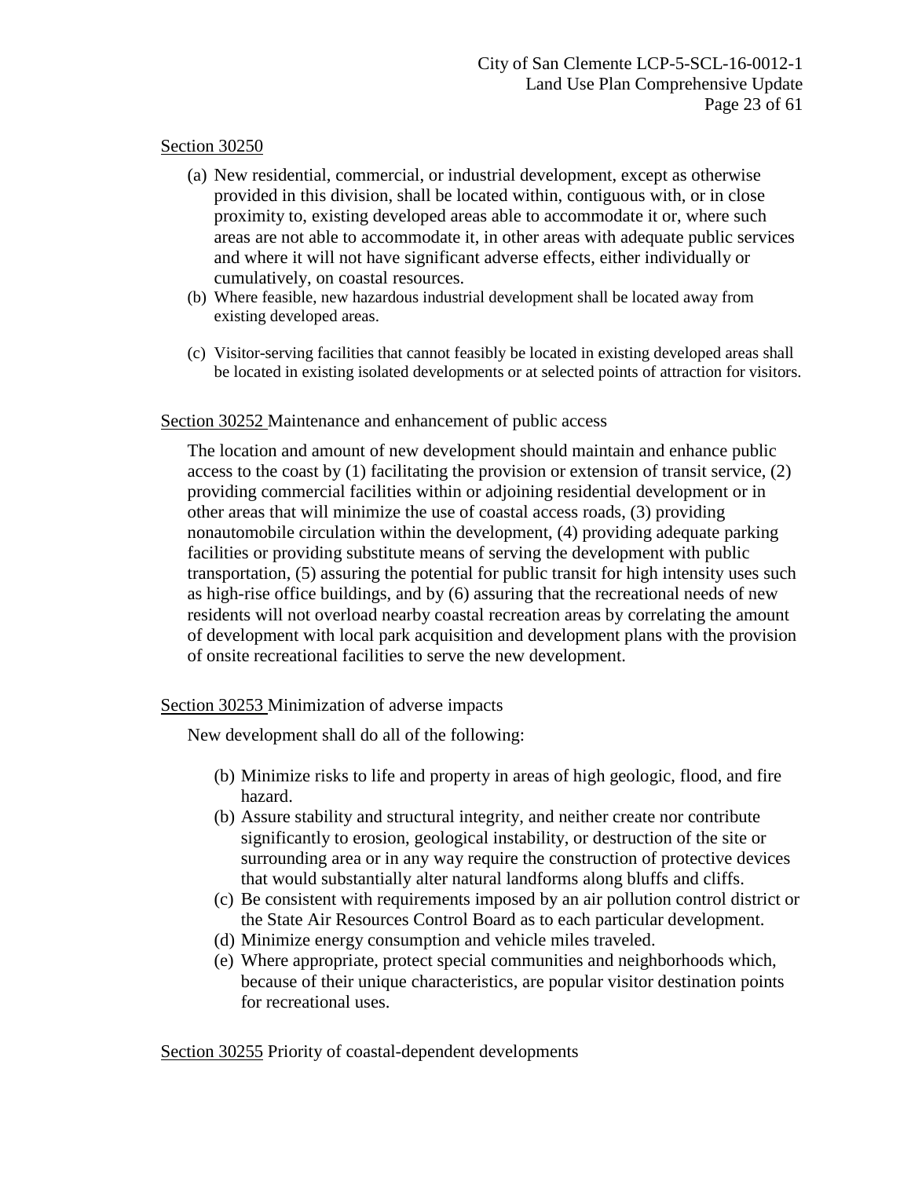<u>Section 30250</u>

(a) New residential, commercial, or industrial development, except as otherwise provided in this division, shall be located within, contiguous with, or in close proximity to, existing developed areas able to accommodate it or, where such areas are not able to accommodate it, in other areas with adequate public services and where it will not have significant adverse effects, either individually or cumulatively, on coastal resources.

(b) Where feasible, new hazardous industrial development shall be located away from existing developed areas.

(c) Visitor-serving facilities that cannot feasibly be located in existing developed areas shall be located in existing isolated developments or at selected points of attraction for visitors.

<u>Section 30252</u> Maintenance and enhancement of public access

The location and amount of new development should maintain and enhance public access to the coast by (1) facilitating the provision or extension of transit service, (2) providing commercial facilities within or adjoining residential development or in other areas that will minimize the use of coastal access roads, (3) providing nonautomobile circulation within the development, (4) providing adequate parking facilities or providing substitute means of serving the development with public transportation, (5) assuring the potential for public transit for high intensity uses such as high-rise office buildings, and by (6) assuring that the recreational needs of new residents will not overload nearby coastal recreation areas by correlating the amount of development with local park acquisition and development plans with the provision of onsite recreational facilities to serve the new development.

<u>Section 30253</u> Minimization of adverse impacts

New development shall do all of the following:

(b) Minimize risks to life and property in areas of high geologic, flood, and fire hazard.

(b) Assure stability and structural integrity, and neither create nor contribute significantly to erosion, geological instability, or destruction of the site or surrounding area or in any way require the construction of protective devices that would substantially alter natural landforms along bluffs and cliffs.

(c) Be consistent with requirements imposed by an air pollution control district or the State Air Resources Control Board as to each particular development.

(d) Minimize energy consumption and vehicle miles traveled.

(e) Where appropriate, protect special communities and neighborhoods which, because of their unique characteristics, are popular visitor destination points for recreational uses.

<u>Section 30255</u> Priority of coastal-dependent developments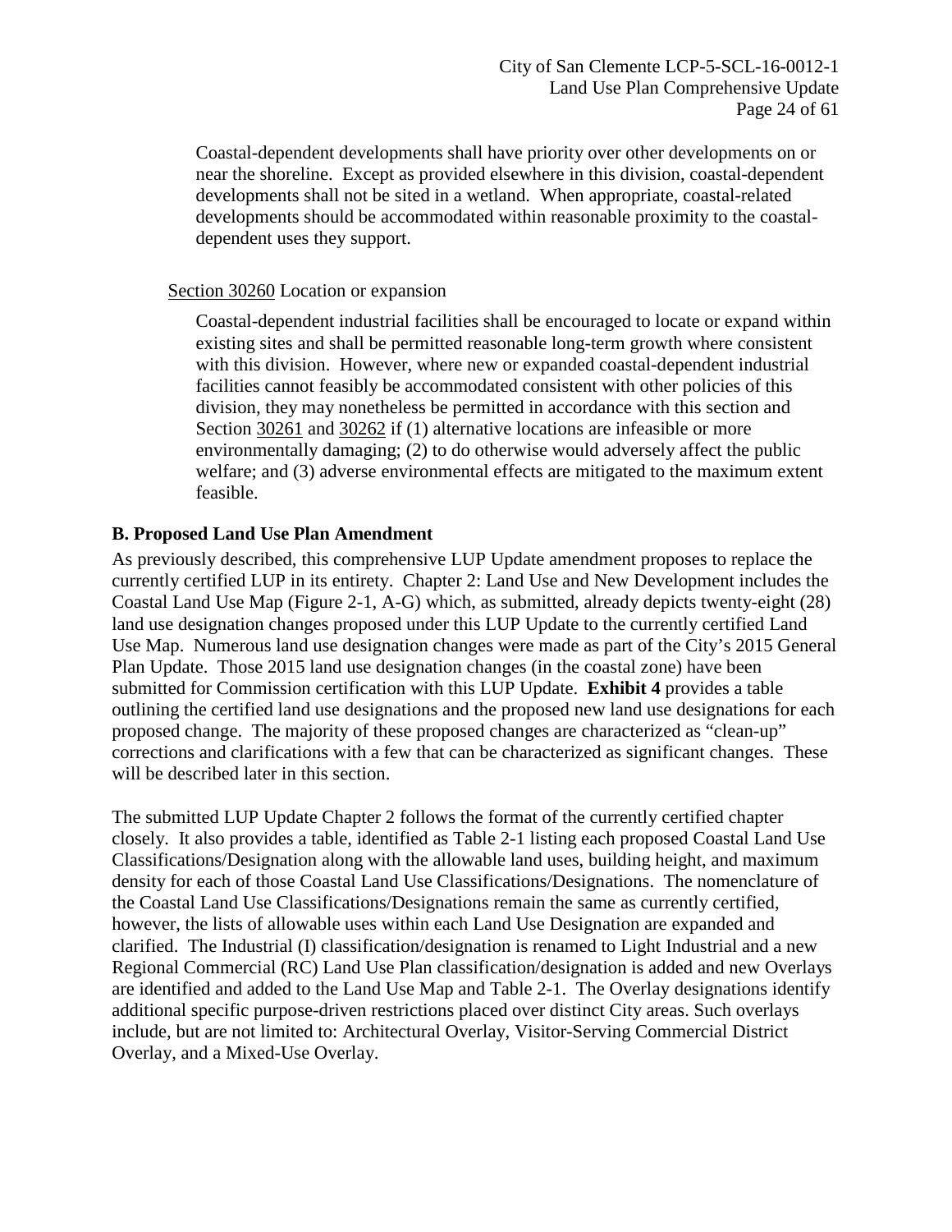Coastal-dependent developments shall have priority over other developments on or near the shoreline. Except as provided elsewhere in this division, coastal-dependent developments shall not be sited in a wetland. When appropriate, coastal-related developments should be accommodated within reasonable proximity to the coastal-dependent uses they support.

Section 30260 Location or expansion

Coastal-dependent industrial facilities shall be encouraged to locate or expand within existing sites and shall be permitted reasonable long-term growth where consistent with this division. However, where new or expanded coastal-dependent industrial facilities cannot feasibly be accommodated consistent with other policies of this division, they may nonetheless be permitted in accordance with this section and Section 30261 and 30262 if (1) alternative locations are infeasible or more environmentally damaging; (2) to do otherwise would adversely affect the public welfare; and (3) adverse environmental effects are mitigated to the maximum extent feasible.

**B. Proposed Land Use Plan Amendment**

As previously described, this comprehensive LUP Update amendment proposes to replace the currently certified LUP in its entirety. Chapter 2: Land Use and New Development includes the Coastal Land Use Map (Figure 2-1, A-G) which, as submitted, already depicts twenty-eight (28) land use designation changes proposed under this LUP Update to the currently certified Land Use Map. Numerous land use designation changes were made as part of the City's 2015 General Plan Update. Those 2015 land use designation changes (in the coastal zone) have been submitted for Commission certification with this LUP Update. **Exhibit 4** provides a table outlining the certified land use designations and the proposed new land use designations for each proposed change. The majority of these proposed changes are characterized as "clean-up" corrections and clarifications with a few that can be characterized as significant changes. These will be described later in this section.

The submitted LUP Update Chapter 2 follows the format of the currently certified chapter closely. It also provides a table, identified as Table 2-1 listing each proposed Coastal Land Use Classifications/Designation along with the allowable land uses, building height, and maximum density for each of those Coastal Land Use Classifications/Designations. The nomenclature of the Coastal Land Use Classifications/Designations remain the same as currently certified, however, the lists of allowable uses within each Land Use Designation are expanded and clarified. The Industrial (I) classification/designation is renamed to Light Industrial and a new Regional Commercial (RC) Land Use Plan classification/designation is added and new Overlays are identified and added to the Land Use Map and Table 2-1. The Overlay designations identify additional specific purpose-driven restrictions placed over distinct City areas. Such overlays include, but are not limited to: Architectural Overlay, Visitor-Serving Commercial District Overlay, and a Mixed-Use Overlay.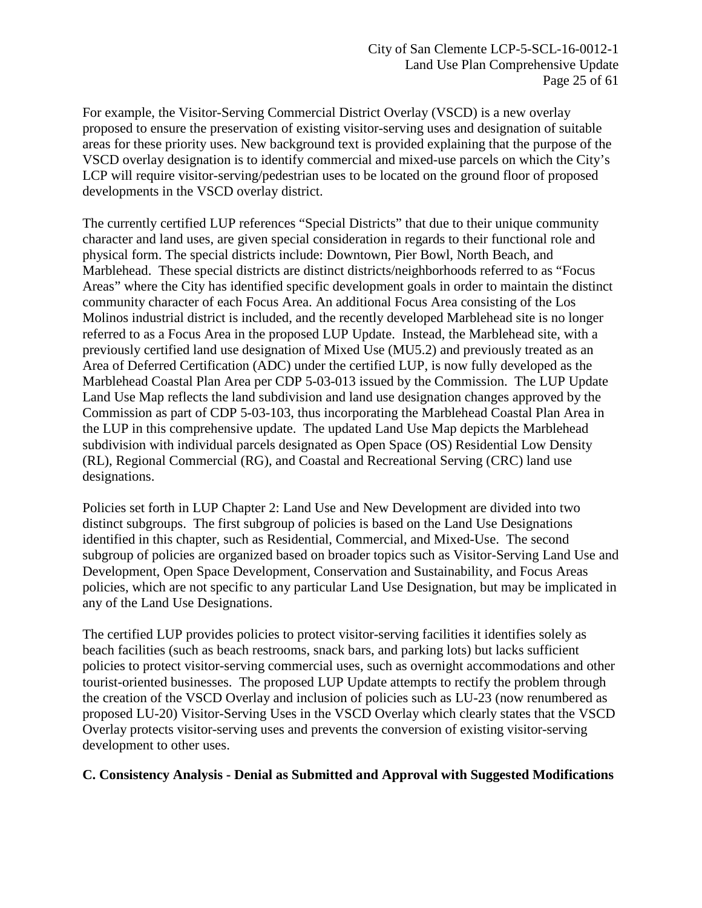For example, the Visitor-Serving Commercial District Overlay (VSCD) is a new overlay proposed to ensure the preservation of existing visitor-serving uses and designation of suitable areas for these priority uses. New background text is provided explaining that the purpose of the VSCD overlay designation is to identify commercial and mixed-use parcels on which the City's LCP will require visitor-serving/pedestrian uses to be located on the ground floor of proposed developments in the VSCD overlay district.

The currently certified LUP references "Special Districts" that due to their unique community character and land uses, are given special consideration in regards to their functional role and physical form. The special districts include: Downtown, Pier Bowl, North Beach, and Marblehead. These special districts are distinct districts/neighborhoods referred to as "Focus Areas" where the City has identified specific development goals in order to maintain the distinct community character of each Focus Area. An additional Focus Area consisting of the Los Molinos industrial district is included, and the recently developed Marblehead site is no longer referred to as a Focus Area in the proposed LUP Update. Instead, the Marblehead site, with a previously certified land use designation of Mixed Use (MU5.2) and previously treated as an Area of Deferred Certification (ADC) under the certified LUP, is now fully developed as the Marblehead Coastal Plan Area per CDP 5-03-013 issued by the Commission. The LUP Update Land Use Map reflects the land subdivision and land use designation changes approved by the Commission as part of CDP 5-03-103, thus incorporating the Marblehead Coastal Plan Area in the LUP in this comprehensive update. The updated Land Use Map depicts the Marblehead subdivision with individual parcels designated as Open Space (OS) Residential Low Density (RL), Regional Commercial (RG), and Coastal and Recreational Serving (CRC) land use designations.

Policies set forth in LUP Chapter 2: Land Use and New Development are divided into two distinct subgroups. The first subgroup of policies is based on the Land Use Designations identified in this chapter, such as Residential, Commercial, and Mixed-Use. The second subgroup of policies are organized based on broader topics such as Visitor-Serving Land Use and Development, Open Space Development, Conservation and Sustainability, and Focus Areas policies, which are not specific to any particular Land Use Designation, but may be implicated in any of the Land Use Designations.

The certified LUP provides policies to protect visitor-serving facilities it identifies solely as beach facilities (such as beach restrooms, snack bars, and parking lots) but lacks sufficient policies to protect visitor-serving commercial uses, such as overnight accommodations and other tourist-oriented businesses. The proposed LUP Update attempts to rectify the problem through the creation of the VSCD Overlay and inclusion of policies such as LU-23 (now renumbered as proposed LU-20) Visitor-Serving Uses in the VSCD Overlay which clearly states that the VSCD Overlay protects visitor-serving uses and prevents the conversion of existing visitor-serving development to other uses.

**C. Consistency Analysis - Denial as Submitted and Approval with Suggested Modifications**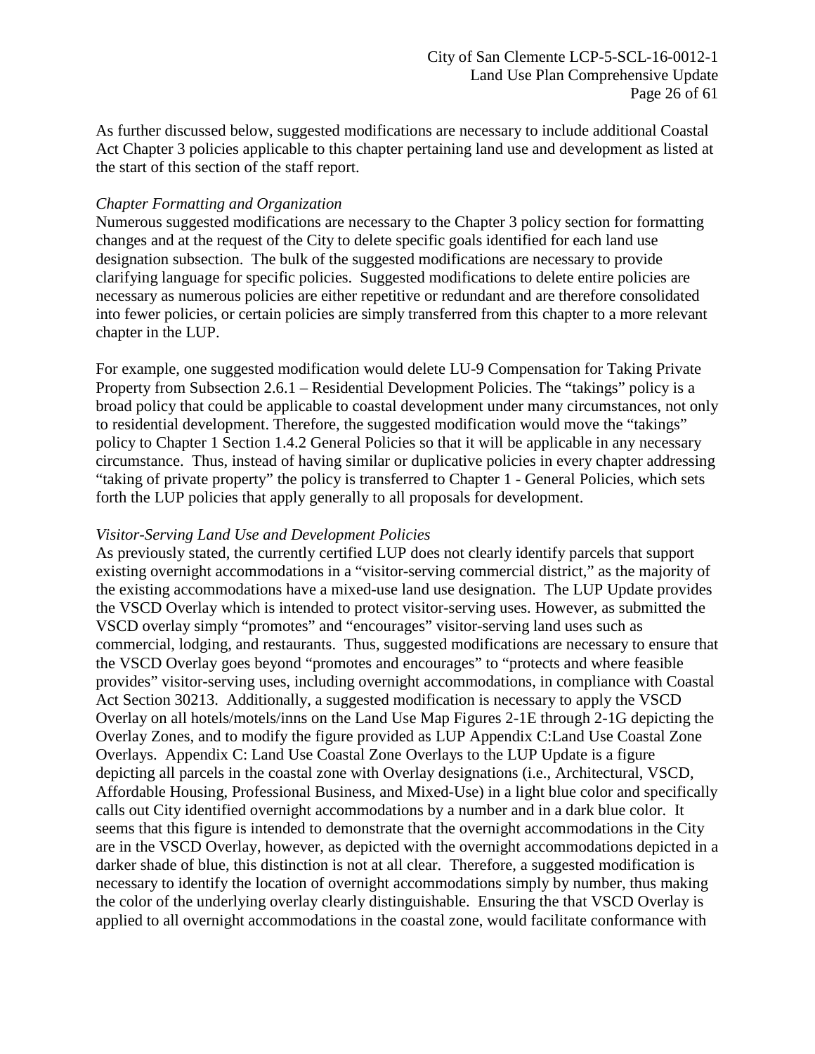As further discussed below, suggested modifications are necessary to include additional Coastal Act Chapter 3 policies applicable to this chapter pertaining land use and development as listed at the start of this section of the staff report.

*Chapter Formatting and Organization*

Numerous suggested modifications are necessary to the Chapter 3 policy section for formatting changes and at the request of the City to delete specific goals identified for each land use designation subsection. The bulk of the suggested modifications are necessary to provide clarifying language for specific policies. Suggested modifications to delete entire policies are necessary as numerous policies are either repetitive or redundant and are therefore consolidated into fewer policies, or certain policies are simply transferred from this chapter to a more relevant chapter in the LUP.

For example, one suggested modification would delete LU-9 Compensation for Taking Private Property from Subsection 2.6.1 – Residential Development Policies. The "takings" policy is a broad policy that could be applicable to coastal development under many circumstances, not only to residential development. Therefore, the suggested modification would move the "takings" policy to Chapter 1 Section 1.4.2 General Policies so that it will be applicable in any necessary circumstance. Thus, instead of having similar or duplicative policies in every chapter addressing "taking of private property" the policy is transferred to Chapter 1 - General Policies, which sets forth the LUP policies that apply generally to all proposals for development.

*Visitor-Serving Land Use and Development Policies*

As previously stated, the currently certified LUP does not clearly identify parcels that support existing overnight accommodations in a "visitor-serving commercial district," as the majority of the existing accommodations have a mixed-use land use designation. The LUP Update provides the VSCD Overlay which is intended to protect visitor-serving uses. However, as submitted the VSCD overlay simply "promotes" and "encourages" visitor-serving land uses such as commercial, lodging, and restaurants. Thus, suggested modifications are necessary to ensure that the VSCD Overlay goes beyond "promotes and encourages" to "protects and where feasible provides" visitor-serving uses, including overnight accommodations, in compliance with Coastal Act Section 30213. Additionally, a suggested modification is necessary to apply the VSCD Overlay on all hotels/motels/inns on the Land Use Map Figures 2-1E through 2-1G depicting the Overlay Zones, and to modify the figure provided as LUP Appendix C:Land Use Coastal Zone Overlays. Appendix C: Land Use Coastal Zone Overlays to the LUP Update is a figure depicting all parcels in the coastal zone with Overlay designations (i.e., Architectural, VSCD, Affordable Housing, Professional Business, and Mixed-Use) in a light blue color and specifically calls out City identified overnight accommodations by a number and in a dark blue color. It seems that this figure is intended to demonstrate that the overnight accommodations in the City are in the VSCD Overlay, however, as depicted with the overnight accommodations depicted in a darker shade of blue, this distinction is not at all clear. Therefore, a suggested modification is necessary to identify the location of overnight accommodations simply by number, thus making the color of the underlying overlay clearly distinguishable. Ensuring the that VSCD Overlay is applied to all overnight accommodations in the coastal zone, would facilitate conformance with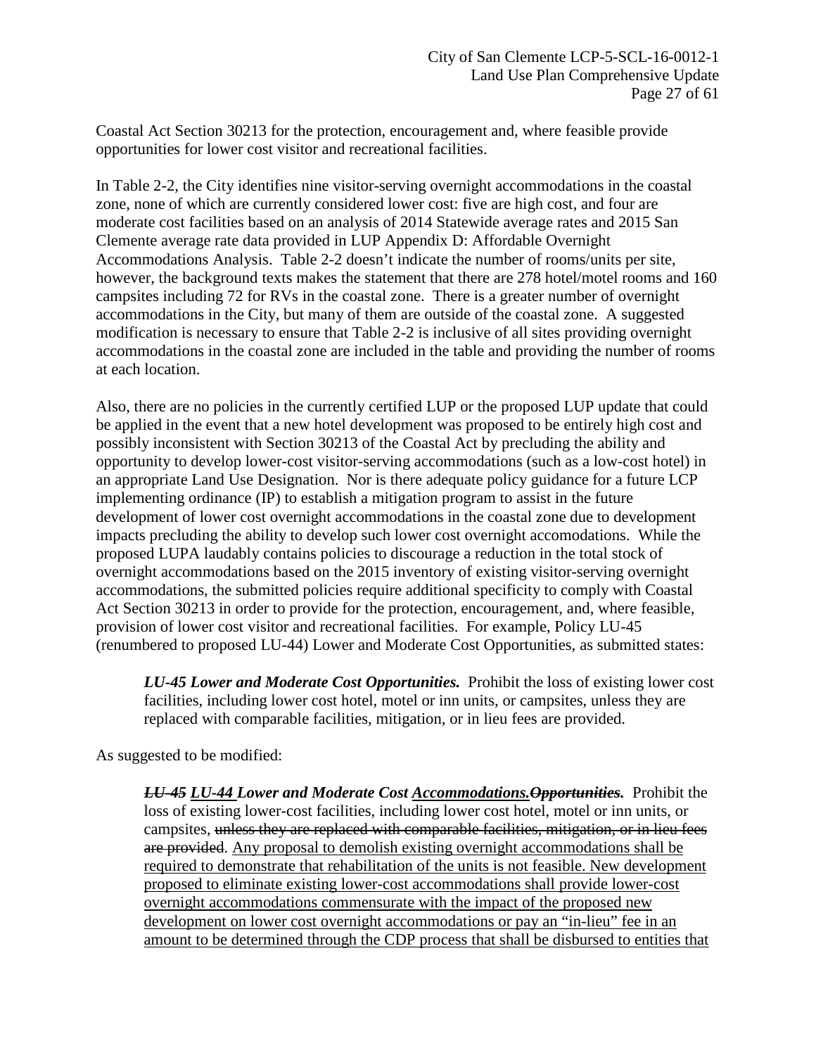Coastal Act Section 30213 for the protection, encouragement and, where feasible provide opportunities for lower cost visitor and recreational facilities.

In Table 2-2, the City identifies nine visitor-serving overnight accommodations in the coastal zone, none of which are currently considered lower cost: five are high cost, and four are moderate cost facilities based on an analysis of 2014 Statewide average rates and 2015 San Clemente average rate data provided in LUP Appendix D: Affordable Overnight Accommodations Analysis. Table 2-2 doesn't indicate the number of rooms/units per site, however, the background texts makes the statement that there are 278 hotel/motel rooms and 160 campsites including 72 for RVs in the coastal zone. There is a greater number of overnight accommodations in the City, but many of them are outside of the coastal zone. A suggested modification is necessary to ensure that Table 2-2 is inclusive of all sites providing overnight accommodations in the coastal zone are included in the table and providing the number of rooms at each location.

Also, there are no policies in the currently certified LUP or the proposed LUP update that could be applied in the event that a new hotel development was proposed to be entirely high cost and possibly inconsistent with Section 30213 of the Coastal Act by precluding the ability and opportunity to develop lower-cost visitor-serving accommodations (such as a low-cost hotel) in an appropriate Land Use Designation. Nor is there adequate policy guidance for a future LCP implementing ordinance (IP) to establish a mitigation program to assist in the future development of lower cost overnight accommodations in the coastal zone due to development impacts precluding the ability to develop such lower cost overnight accomodations. While the proposed LUPA laudably contains policies to discourage a reduction in the total stock of overnight accommodations based on the 2015 inventory of existing visitor-serving overnight accommodations, the submitted policies require additional specificity to comply with Coastal Act Section 30213 in order to provide for the protection, encouragement, and, where feasible, provision of lower cost visitor and recreational facilities. For example, Policy LU-45 (renumbered to proposed LU-44) Lower and Moderate Cost Opportunities, as submitted states:

> ***LU-45 Lower and Moderate Cost Opportunities.*** Prohibit the loss of existing lower cost facilities, including lower cost hotel, motel or inn units, or campsites, unless they are replaced with comparable facilities, mitigation, or in lieu fees are provided.

As suggested to be modified:

> ***~~LU-45~~ <u>LU-44</u> Lower and Moderate Cost <u>Accommodations.</u>~~Opportunities.~~*** Prohibit the loss of existing lower-cost facilities, including lower cost hotel, motel or inn units, or campsites, ~~unless they are replaced with comparable facilities, mitigation, or in lieu fees are provided~~. <u>Any proposal to demolish existing overnight accommodations shall be required to demonstrate that rehabilitation of the units is not feasible. New development proposed to eliminate existing lower-cost accommodations shall provide lower-cost overnight accommodations commensurate with the impact of the proposed new development on lower cost overnight accommodations or pay an "in-lieu" fee in an amount to be determined through the CDP process that shall be disbursed to entities that</u>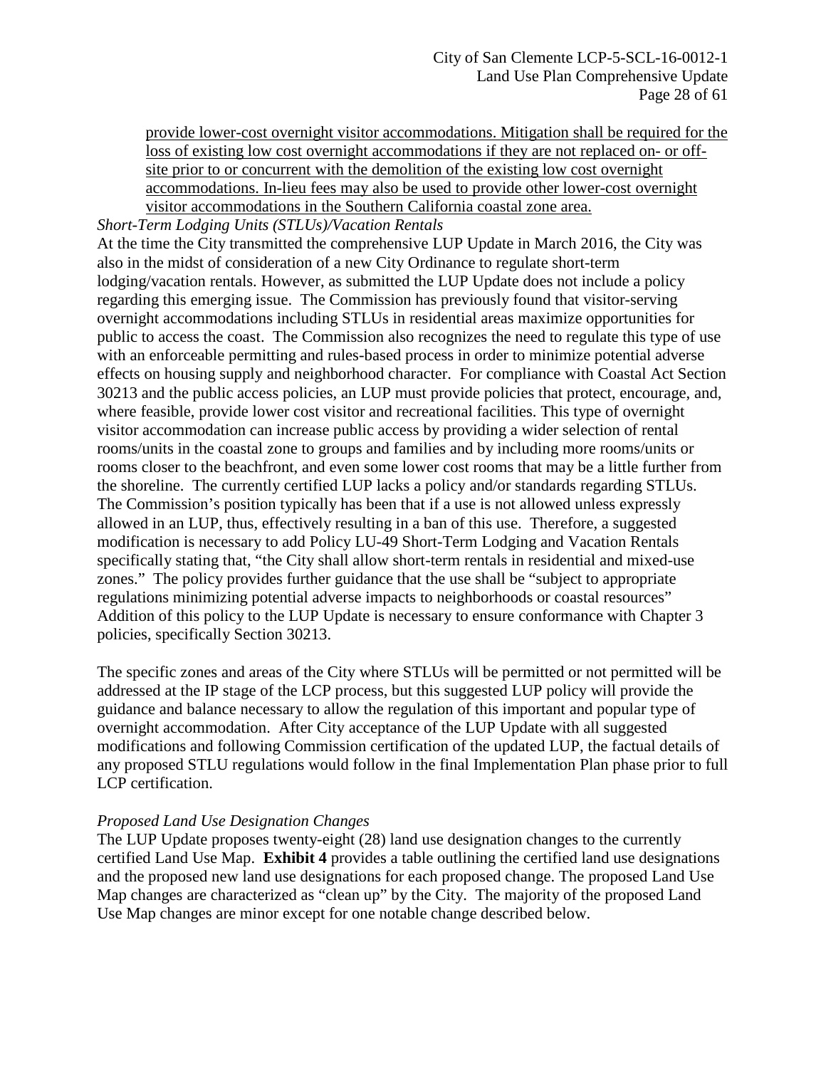<u>provide lower-cost overnight visitor accommodations. Mitigation shall be required for the loss of existing low cost overnight accommodations if they are not replaced on- or off-site prior to or concurrent with the demolition of the existing low cost overnight accommodations. In-lieu fees may also be used to provide other lower-cost overnight visitor accommodations in the Southern California coastal zone area.</u>

*Short-Term Lodging Units (STLUs)/Vacation Rentals*

At the time the City transmitted the comprehensive LUP Update in March 2016, the City was also in the midst of consideration of a new City Ordinance to regulate short-term lodging/vacation rentals. However, as submitted the LUP Update does not include a policy regarding this emerging issue. The Commission has previously found that visitor-serving overnight accommodations including STLUs in residential areas maximize opportunities for public to access the coast. The Commission also recognizes the need to regulate this type of use with an enforceable permitting and rules-based process in order to minimize potential adverse effects on housing supply and neighborhood character. For compliance with Coastal Act Section 30213 and the public access policies, an LUP must provide policies that protect, encourage, and, where feasible, provide lower cost visitor and recreational facilities. This type of overnight visitor accommodation can increase public access by providing a wider selection of rental rooms/units in the coastal zone to groups and families and by including more rooms/units or rooms closer to the beachfront, and even some lower cost rooms that may be a little further from the shoreline. The currently certified LUP lacks a policy and/or standards regarding STLUs. The Commission's position typically has been that if a use is not allowed unless expressly allowed in an LUP, thus, effectively resulting in a ban of this use. Therefore, a suggested modification is necessary to add Policy LU-49 Short-Term Lodging and Vacation Rentals specifically stating that, "the City shall allow short-term rentals in residential and mixed-use zones." The policy provides further guidance that the use shall be "subject to appropriate regulations minimizing potential adverse impacts to neighborhoods or coastal resources" Addition of this policy to the LUP Update is necessary to ensure conformance with Chapter 3 policies, specifically Section 30213.

The specific zones and areas of the City where STLUs will be permitted or not permitted will be addressed at the IP stage of the LCP process, but this suggested LUP policy will provide the guidance and balance necessary to allow the regulation of this important and popular type of overnight accommodation. After City acceptance of the LUP Update with all suggested modifications and following Commission certification of the updated LUP, the factual details of any proposed STLU regulations would follow in the final Implementation Plan phase prior to full LCP certification.

*Proposed Land Use Designation Changes*

The LUP Update proposes twenty-eight (28) land use designation changes to the currently certified Land Use Map. **Exhibit 4** provides a table outlining the certified land use designations and the proposed new land use designations for each proposed change. The proposed Land Use Map changes are characterized as "clean up" by the City. The majority of the proposed Land Use Map changes are minor except for one notable change described below.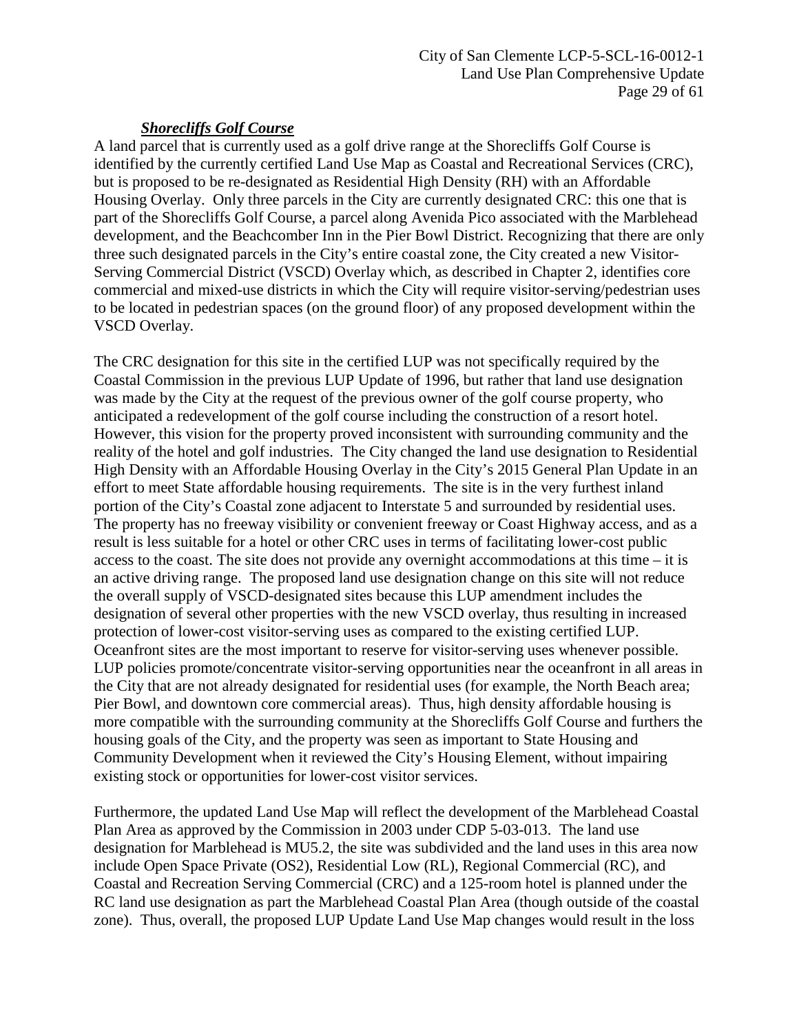***Shorecliffs Golf Course***

A land parcel that is currently used as a golf drive range at the Shorecliffs Golf Course is identified by the currently certified Land Use Map as Coastal and Recreational Services (CRC), but is proposed to be re-designated as Residential High Density (RH) with an Affordable Housing Overlay. Only three parcels in the City are currently designated CRC: this one that is part of the Shorecliffs Golf Course, a parcel along Avenida Pico associated with the Marblehead development, and the Beachcomber Inn in the Pier Bowl District. Recognizing that there are only three such designated parcels in the City's entire coastal zone, the City created a new Visitor-Serving Commercial District (VSCD) Overlay which, as described in Chapter 2, identifies core commercial and mixed-use districts in which the City will require visitor-serving/pedestrian uses to be located in pedestrian spaces (on the ground floor) of any proposed development within the VSCD Overlay.

The CRC designation for this site in the certified LUP was not specifically required by the Coastal Commission in the previous LUP Update of 1996, but rather that land use designation was made by the City at the request of the previous owner of the golf course property, who anticipated a redevelopment of the golf course including the construction of a resort hotel. However, this vision for the property proved inconsistent with surrounding community and the reality of the hotel and golf industries. The City changed the land use designation to Residential High Density with an Affordable Housing Overlay in the City's 2015 General Plan Update in an effort to meet State affordable housing requirements. The site is in the very furthest inland portion of the City's Coastal zone adjacent to Interstate 5 and surrounded by residential uses. The property has no freeway visibility or convenient freeway or Coast Highway access, and as a result is less suitable for a hotel or other CRC uses in terms of facilitating lower-cost public access to the coast. The site does not provide any overnight accommodations at this time – it is an active driving range. The proposed land use designation change on this site will not reduce the overall supply of VSCD-designated sites because this LUP amendment includes the designation of several other properties with the new VSCD overlay, thus resulting in increased protection of lower-cost visitor-serving uses as compared to the existing certified LUP. Oceanfront sites are the most important to reserve for visitor-serving uses whenever possible. LUP policies promote/concentrate visitor-serving opportunities near the oceanfront in all areas in the City that are not already designated for residential uses (for example, the North Beach area; Pier Bowl, and downtown core commercial areas). Thus, high density affordable housing is more compatible with the surrounding community at the Shorecliffs Golf Course and furthers the housing goals of the City, and the property was seen as important to State Housing and Community Development when it reviewed the City's Housing Element, without impairing existing stock or opportunities for lower-cost visitor services.

Furthermore, the updated Land Use Map will reflect the development of the Marblehead Coastal Plan Area as approved by the Commission in 2003 under CDP 5-03-013. The land use designation for Marblehead is MU5.2, the site was subdivided and the land uses in this area now include Open Space Private (OS2), Residential Low (RL), Regional Commercial (RC), and Coastal and Recreation Serving Commercial (CRC) and a 125-room hotel is planned under the RC land use designation as part the Marblehead Coastal Plan Area (though outside of the coastal zone). Thus, overall, the proposed LUP Update Land Use Map changes would result in the loss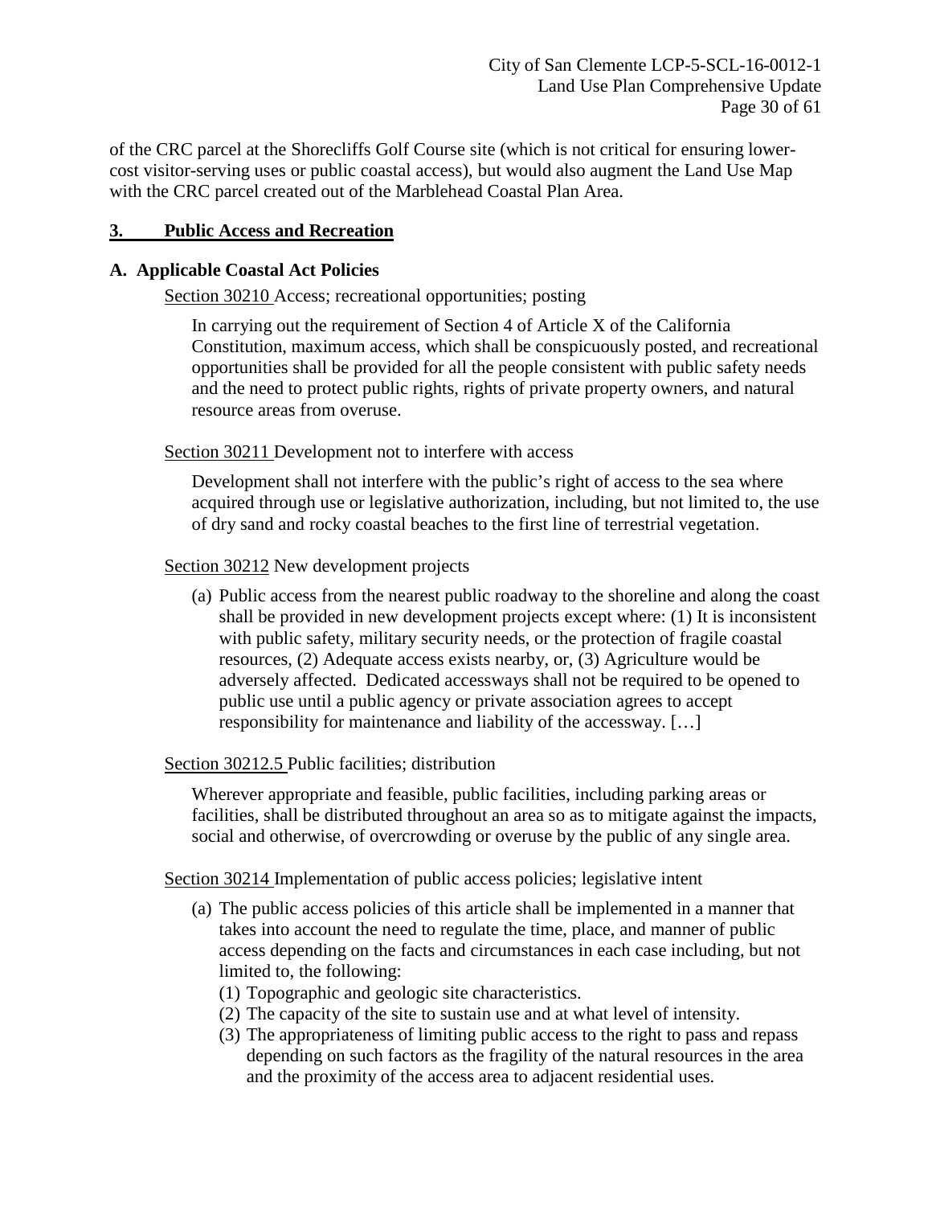of the CRC parcel at the Shorecliffs Golf Course site (which is not critical for ensuring lower-cost visitor-serving uses or public coastal access), but would also augment the Land Use Map with the CRC parcel created out of the Marblehead Coastal Plan Area.

## 3. Public Access and Recreation

### A. Applicable Coastal Act Policies

Section 30210 Access; recreational opportunities; posting

> In carrying out the requirement of Section 4 of Article X of the California Constitution, maximum access, which shall be conspicuously posted, and recreational opportunities shall be provided for all the people consistent with public safety needs and the need to protect public rights, rights of private property owners, and natural resource areas from overuse.

Section 30211 Development not to interfere with access

> Development shall not interfere with the public's right of access to the sea where acquired through use or legislative authorization, including, but not limited to, the use of dry sand and rocky coastal beaches to the first line of terrestrial vegetation.

Section 30212 New development projects

> (a) Public access from the nearest public roadway to the shoreline and along the coast shall be provided in new development projects except where: (1) It is inconsistent with public safety, military security needs, or the protection of fragile coastal resources, (2) Adequate access exists nearby, or, (3) Agriculture would be adversely affected. Dedicated accessways shall not be required to be opened to public use until a public agency or private association agrees to accept responsibility for maintenance and liability of the accessway. […]

Section 30212.5 Public facilities; distribution

> Wherever appropriate and feasible, public facilities, including parking areas or facilities, shall be distributed throughout an area so as to mitigate against the impacts, social and otherwise, of overcrowding or overuse by the public of any single area.

Section 30214 Implementation of public access policies; legislative intent

> (a) The public access policies of this article shall be implemented in a manner that takes into account the need to regulate the time, place, and manner of public access depending on the facts and circumstances in each case including, but not limited to, the following:
> (1) Topographic and geologic site characteristics.
> (2) The capacity of the site to sustain use and at what level of intensity.
> (3) The appropriateness of limiting public access to the right to pass and repass depending on such factors as the fragility of the natural resources in the area and the proximity of the access area to adjacent residential uses.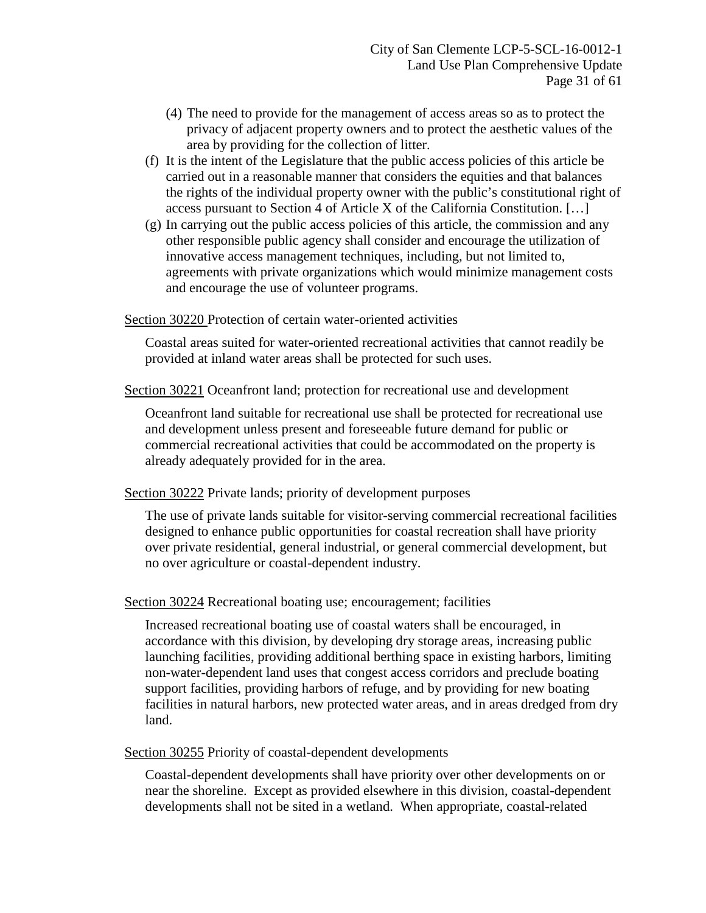(4) The need to provide for the management of access areas so as to protect the privacy of adjacent property owners and to protect the aesthetic values of the area by providing for the collection of litter.

(f) It is the intent of the Legislature that the public access policies of this article be carried out in a reasonable manner that considers the equities and that balances the rights of the individual property owner with the public's constitutional right of access pursuant to Section 4 of Article X of the California Constitution. […]

(g) In carrying out the public access policies of this article, the commission and any other responsible public agency shall consider and encourage the utilization of innovative access management techniques, including, but not limited to, agreements with private organizations which would minimize management costs and encourage the use of volunteer programs.

Section 30220 Protection of certain water-oriented activities

Coastal areas suited for water-oriented recreational activities that cannot readily be provided at inland water areas shall be protected for such uses.

Section 30221 Oceanfront land; protection for recreational use and development

Oceanfront land suitable for recreational use shall be protected for recreational use and development unless present and foreseeable future demand for public or commercial recreational activities that could be accommodated on the property is already adequately provided for in the area.

Section 30222 Private lands; priority of development purposes

The use of private lands suitable for visitor-serving commercial recreational facilities designed to enhance public opportunities for coastal recreation shall have priority over private residential, general industrial, or general commercial development, but no over agriculture or coastal-dependent industry.

Section 30224 Recreational boating use; encouragement; facilities

Increased recreational boating use of coastal waters shall be encouraged, in accordance with this division, by developing dry storage areas, increasing public launching facilities, providing additional berthing space in existing harbors, limiting non-water-dependent land uses that congest access corridors and preclude boating support facilities, providing harbors of refuge, and by providing for new boating facilities in natural harbors, new protected water areas, and in areas dredged from dry land.

Section 30255 Priority of coastal-dependent developments

Coastal-dependent developments shall have priority over other developments on or near the shoreline. Except as provided elsewhere in this division, coastal-dependent developments shall not be sited in a wetland. When appropriate, coastal-related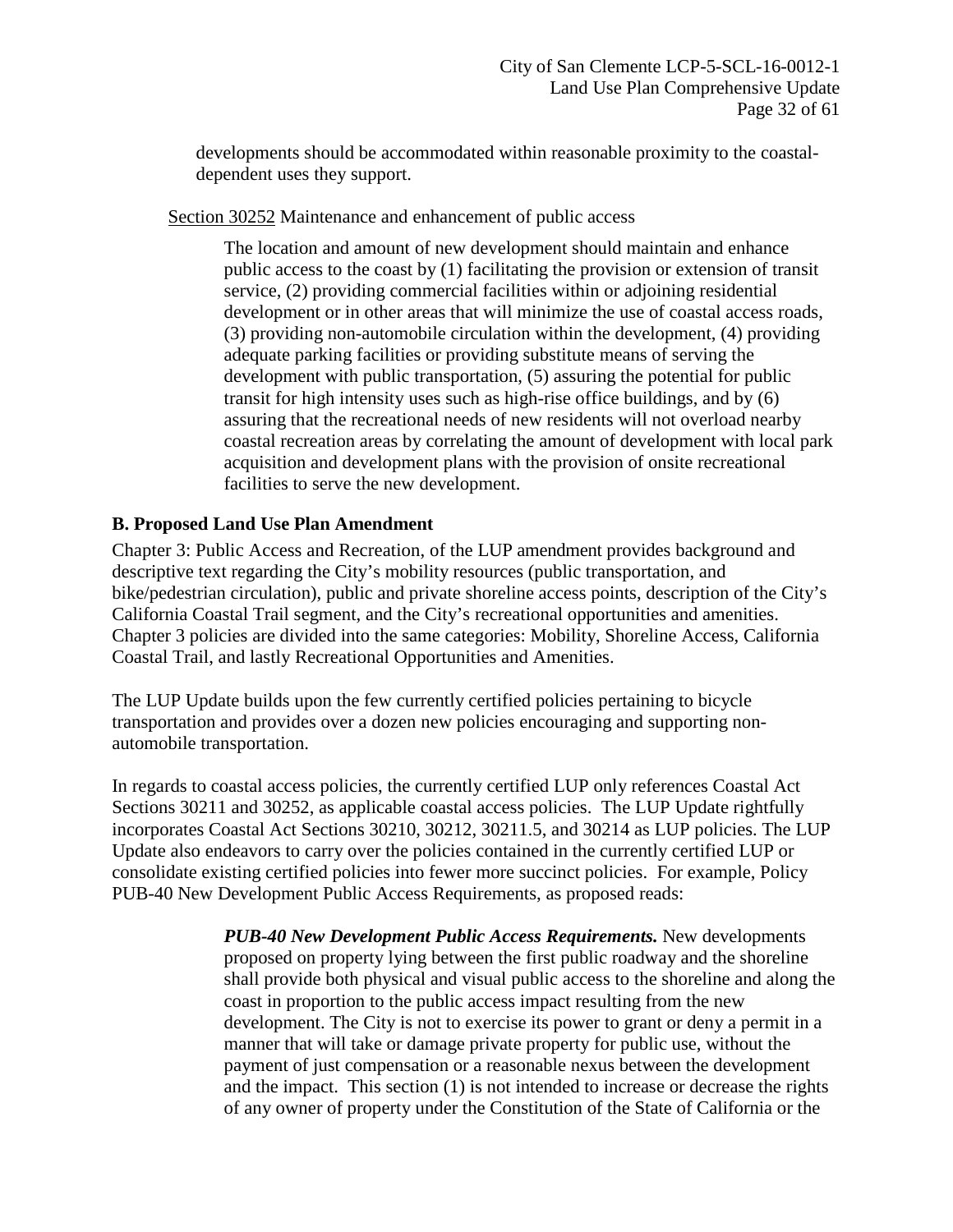developments should be accommodated within reasonable proximity to the coastal-dependent uses they support.

Section 30252 Maintenance and enhancement of public access

> The location and amount of new development should maintain and enhance public access to the coast by (1) facilitating the provision or extension of transit service, (2) providing commercial facilities within or adjoining residential development or in other areas that will minimize the use of coastal access roads, (3) providing non-automobile circulation within the development, (4) providing adequate parking facilities or providing substitute means of serving the development with public transportation, (5) assuring the potential for public transit for high intensity uses such as high-rise office buildings, and by (6) assuring that the recreational needs of new residents will not overload nearby coastal recreation areas by correlating the amount of development with local park acquisition and development plans with the provision of onsite recreational facilities to serve the new development.

## B. Proposed Land Use Plan Amendment

Chapter 3: Public Access and Recreation, of the LUP amendment provides background and descriptive text regarding the City's mobility resources (public transportation, and bike/pedestrian circulation), public and private shoreline access points, description of the City's California Coastal Trail segment, and the City's recreational opportunities and amenities. Chapter 3 policies are divided into the same categories: Mobility, Shoreline Access, California Coastal Trail, and lastly Recreational Opportunities and Amenities.

The LUP Update builds upon the few currently certified policies pertaining to bicycle transportation and provides over a dozen new policies encouraging and supporting non-automobile transportation.

In regards to coastal access policies, the currently certified LUP only references Coastal Act Sections 30211 and 30252, as applicable coastal access policies. The LUP Update rightfully incorporates Coastal Act Sections 30210, 30212, 30211.5, and 30214 as LUP policies. The LUP Update also endeavors to carry over the policies contained in the currently certified LUP or consolidate existing certified policies into fewer more succinct policies. For example, Policy PUB-40 New Development Public Access Requirements, as proposed reads:

> ***PUB-40 New Development Public Access Requirements.*** New developments proposed on property lying between the first public roadway and the shoreline shall provide both physical and visual public access to the shoreline and along the coast in proportion to the public access impact resulting from the new development. The City is not to exercise its power to grant or deny a permit in a manner that will take or damage private property for public use, without the payment of just compensation or a reasonable nexus between the development and the impact. This section (1) is not intended to increase or decrease the rights of any owner of property under the Constitution of the State of California or the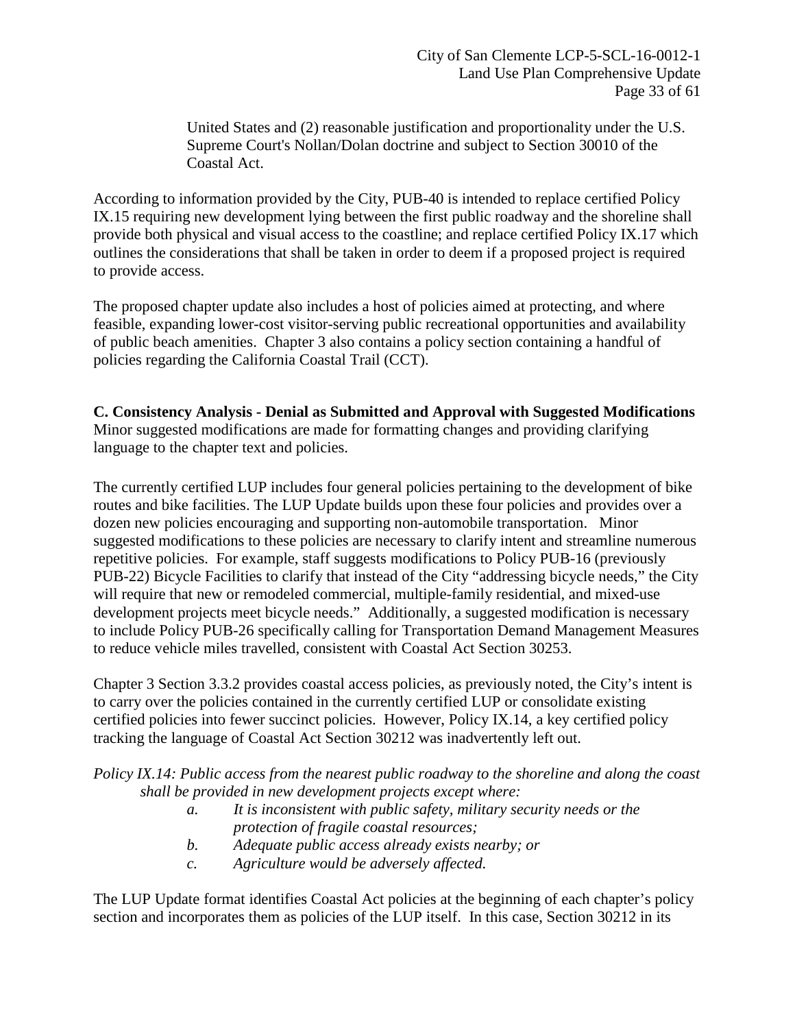United States and (2) reasonable justification and proportionality under the U.S. Supreme Court's Nollan/Dolan doctrine and subject to Section 30010 of the Coastal Act.

According to information provided by the City, PUB-40 is intended to replace certified Policy IX.15 requiring new development lying between the first public roadway and the shoreline shall provide both physical and visual access to the coastline; and replace certified Policy IX.17 which outlines the considerations that shall be taken in order to deem if a proposed project is required to provide access.

The proposed chapter update also includes a host of policies aimed at protecting, and where feasible, expanding lower-cost visitor-serving public recreational opportunities and availability of public beach amenities. Chapter 3 also contains a policy section containing a handful of policies regarding the California Coastal Trail (CCT).

**C. Consistency Analysis - Denial as Submitted and Approval with Suggested Modifications**
Minor suggested modifications are made for formatting changes and providing clarifying language to the chapter text and policies.

The currently certified LUP includes four general policies pertaining to the development of bike routes and bike facilities. The LUP Update builds upon these four policies and provides over a dozen new policies encouraging and supporting non-automobile transportation. Minor suggested modifications to these policies are necessary to clarify intent and streamline numerous repetitive policies. For example, staff suggests modifications to Policy PUB-16 (previously PUB-22) Bicycle Facilities to clarify that instead of the City "addressing bicycle needs," the City will require that new or remodeled commercial, multiple-family residential, and mixed-use development projects meet bicycle needs." Additionally, a suggested modification is necessary to include Policy PUB-26 specifically calling for Transportation Demand Management Measures to reduce vehicle miles travelled, consistent with Coastal Act Section 30253.

Chapter 3 Section 3.3.2 provides coastal access policies, as previously noted, the City's intent is to carry over the policies contained in the currently certified LUP or consolidate existing certified policies into fewer succinct policies. However, Policy IX.14, a key certified policy tracking the language of Coastal Act Section 30212 was inadvertently left out.

*Policy IX.14: Public access from the nearest public roadway to the shoreline and along the coast shall be provided in new development projects except where:*

*a. It is inconsistent with public safety, military security needs or the protection of fragile coastal resources;*
*b. Adequate public access already exists nearby; or*
*c. Agriculture would be adversely affected.*

The LUP Update format identifies Coastal Act policies at the beginning of each chapter's policy section and incorporates them as policies of the LUP itself. In this case, Section 30212 in its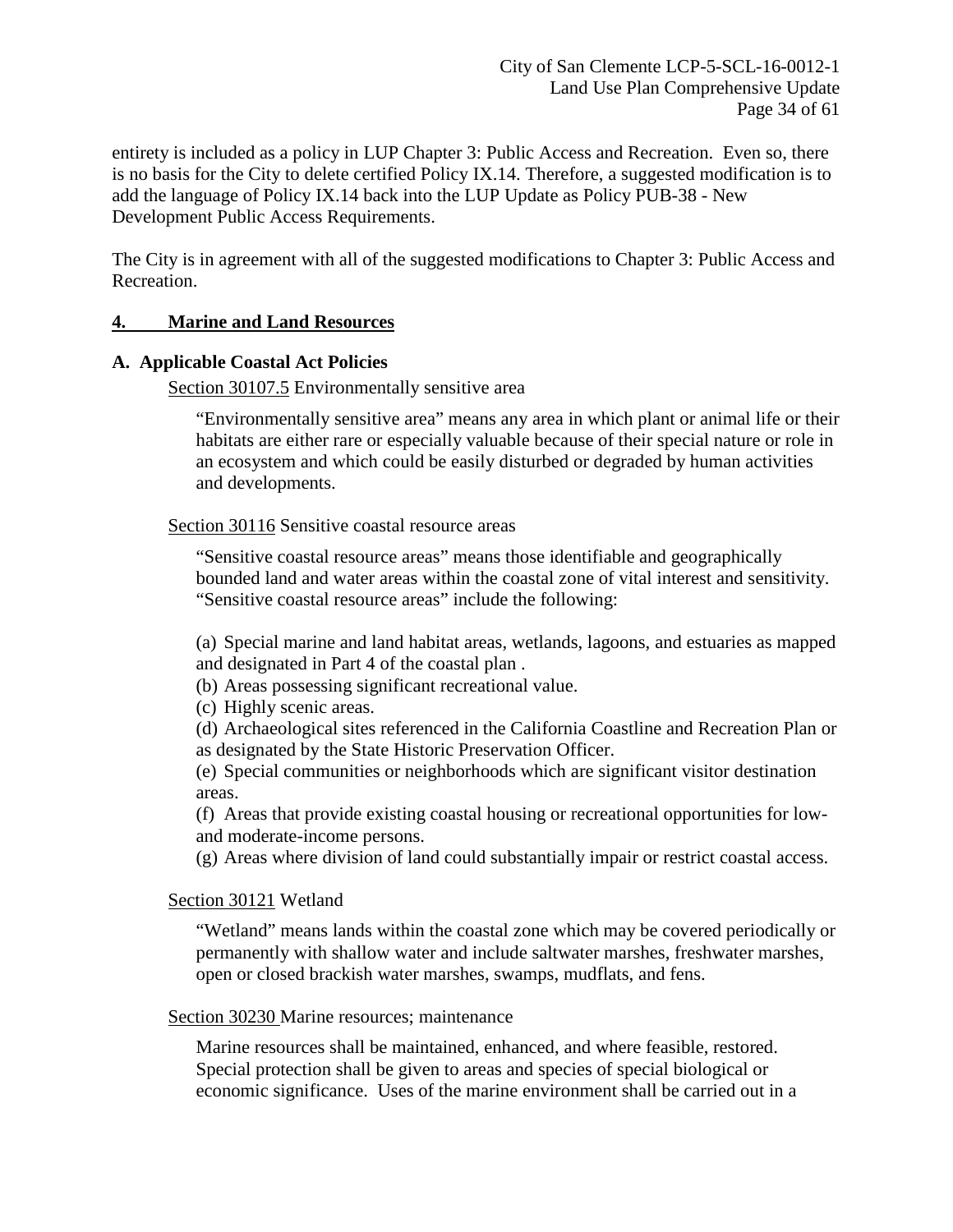entirety is included as a policy in LUP Chapter 3: Public Access and Recreation. Even so, there is no basis for the City to delete certified Policy IX.14. Therefore, a suggested modification is to add the language of Policy IX.14 back into the LUP Update as Policy PUB-38 - New Development Public Access Requirements.

The City is in agreement with all of the suggested modifications to Chapter 3: Public Access and Recreation.

## 4. Marine and Land Resources

### A. Applicable Coastal Act Policies

Section 30107.5 Environmentally sensitive area

> "Environmentally sensitive area" means any area in which plant or animal life or their habitats are either rare or especially valuable because of their special nature or role in an ecosystem and which could be easily disturbed or degraded by human activities and developments.

Section 30116 Sensitive coastal resource areas

> "Sensitive coastal resource areas" means those identifiable and geographically bounded land and water areas within the coastal zone of vital interest and sensitivity. "Sensitive coastal resource areas" include the following:
>
> (a) Special marine and land habitat areas, wetlands, lagoons, and estuaries as mapped and designated in Part 4 of the coastal plan .
> (b) Areas possessing significant recreational value.
> (c) Highly scenic areas.
> (d) Archaeological sites referenced in the California Coastline and Recreation Plan or as designated by the State Historic Preservation Officer.
> (e) Special communities or neighborhoods which are significant visitor destination areas.
> (f) Areas that provide existing coastal housing or recreational opportunities for low- and moderate-income persons.
> (g) Areas where division of land could substantially impair or restrict coastal access.

Section 30121 Wetland

> "Wetland" means lands within the coastal zone which may be covered periodically or permanently with shallow water and include saltwater marshes, freshwater marshes, open or closed brackish water marshes, swamps, mudflats, and fens.

Section 30230 Marine resources; maintenance

> Marine resources shall be maintained, enhanced, and where feasible, restored. Special protection shall be given to areas and species of special biological or economic significance. Uses of the marine environment shall be carried out in a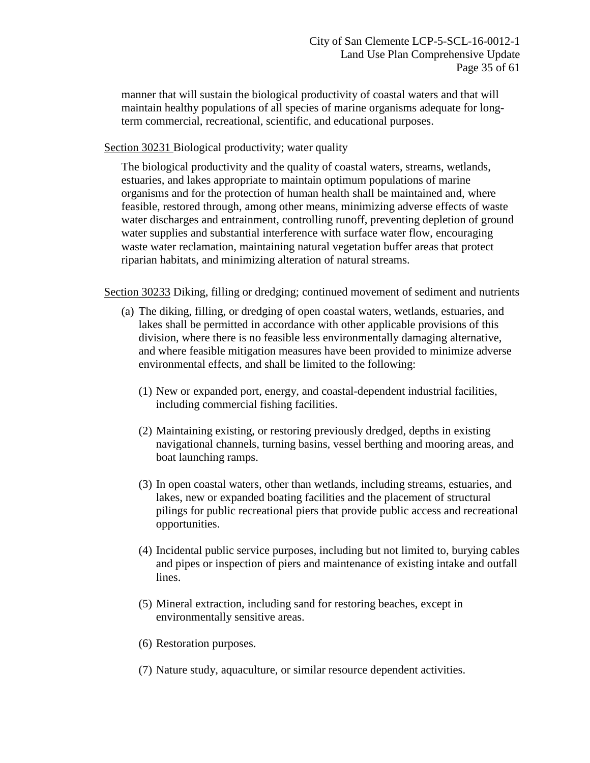manner that will sustain the biological productivity of coastal waters and that will maintain healthy populations of all species of marine organisms adequate for long-term commercial, recreational, scientific, and educational purposes.

Section 30231 Biological productivity; water quality

The biological productivity and the quality of coastal waters, streams, wetlands, estuaries, and lakes appropriate to maintain optimum populations of marine organisms and for the protection of human health shall be maintained and, where feasible, restored through, among other means, minimizing adverse effects of waste water discharges and entrainment, controlling runoff, preventing depletion of ground water supplies and substantial interference with surface water flow, encouraging waste water reclamation, maintaining natural vegetation buffer areas that protect riparian habitats, and minimizing alteration of natural streams.

Section 30233 Diking, filling or dredging; continued movement of sediment and nutrients

(a) The diking, filling, or dredging of open coastal waters, wetlands, estuaries, and lakes shall be permitted in accordance with other applicable provisions of this division, where there is no feasible less environmentally damaging alternative, and where feasible mitigation measures have been provided to minimize adverse environmental effects, and shall be limited to the following:

(1) New or expanded port, energy, and coastal-dependent industrial facilities, including commercial fishing facilities.

(2) Maintaining existing, or restoring previously dredged, depths in existing navigational channels, turning basins, vessel berthing and mooring areas, and boat launching ramps.

(3) In open coastal waters, other than wetlands, including streams, estuaries, and lakes, new or expanded boating facilities and the placement of structural pilings for public recreational piers that provide public access and recreational opportunities.

(4) Incidental public service purposes, including but not limited to, burying cables and pipes or inspection of piers and maintenance of existing intake and outfall lines.

(5) Mineral extraction, including sand for restoring beaches, except in environmentally sensitive areas.

(6) Restoration purposes.

(7) Nature study, aquaculture, or similar resource dependent activities.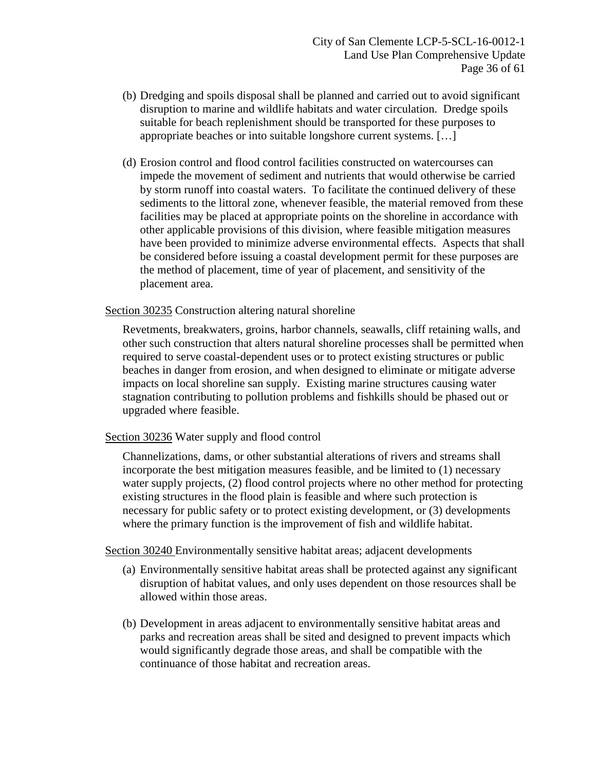(b) Dredging and spoils disposal shall be planned and carried out to avoid significant disruption to marine and wildlife habitats and water circulation. Dredge spoils suitable for beach replenishment should be transported for these purposes to appropriate beaches or into suitable longshore current systems. […]

(d) Erosion control and flood control facilities constructed on watercourses can impede the movement of sediment and nutrients that would otherwise be carried by storm runoff into coastal waters. To facilitate the continued delivery of these sediments to the littoral zone, whenever feasible, the material removed from these facilities may be placed at appropriate points on the shoreline in accordance with other applicable provisions of this division, where feasible mitigation measures have been provided to minimize adverse environmental effects. Aspects that shall be considered before issuing a coastal development permit for these purposes are the method of placement, time of year of placement, and sensitivity of the placement area.

<u>Section 30235</u> Construction altering natural shoreline

Revetments, breakwaters, groins, harbor channels, seawalls, cliff retaining walls, and other such construction that alters natural shoreline processes shall be permitted when required to serve coastal-dependent uses or to protect existing structures or public beaches in danger from erosion, and when designed to eliminate or mitigate adverse impacts on local shoreline san supply. Existing marine structures causing water stagnation contributing to pollution problems and fishkills should be phased out or upgraded where feasible.

<u>Section 30236</u> Water supply and flood control

Channelizations, dams, or other substantial alterations of rivers and streams shall incorporate the best mitigation measures feasible, and be limited to (1) necessary water supply projects, (2) flood control projects where no other method for protecting existing structures in the flood plain is feasible and where such protection is necessary for public safety or to protect existing development, or (3) developments where the primary function is the improvement of fish and wildlife habitat.

<u>Section 30240</u> Environmentally sensitive habitat areas; adjacent developments

(a) Environmentally sensitive habitat areas shall be protected against any significant disruption of habitat values, and only uses dependent on those resources shall be allowed within those areas.

(b) Development in areas adjacent to environmentally sensitive habitat areas and parks and recreation areas shall be sited and designed to prevent impacts which would significantly degrade those areas, and shall be compatible with the continuance of those habitat and recreation areas.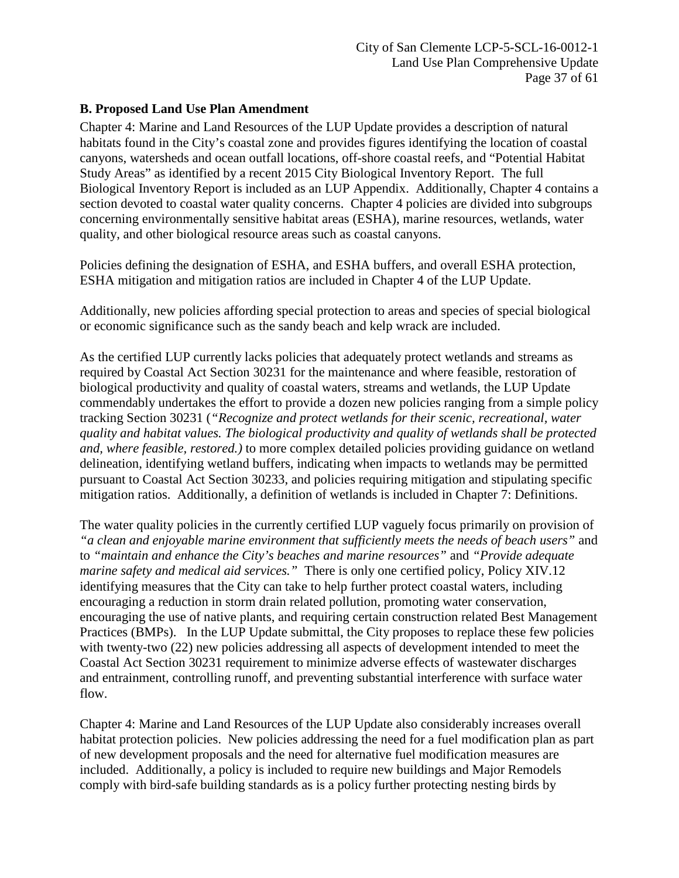## B. Proposed Land Use Plan Amendment

Chapter 4: Marine and Land Resources of the LUP Update provides a description of natural habitats found in the City's coastal zone and provides figures identifying the location of coastal canyons, watersheds and ocean outfall locations, off-shore coastal reefs, and "Potential Habitat Study Areas" as identified by a recent 2015 City Biological Inventory Report. The full Biological Inventory Report is included as an LUP Appendix. Additionally, Chapter 4 contains a section devoted to coastal water quality concerns. Chapter 4 policies are divided into subgroups concerning environmentally sensitive habitat areas (ESHA), marine resources, wetlands, water quality, and other biological resource areas such as coastal canyons.

Policies defining the designation of ESHA, and ESHA buffers, and overall ESHA protection, ESHA mitigation and mitigation ratios are included in Chapter 4 of the LUP Update.

Additionally, new policies affording special protection to areas and species of special biological or economic significance such as the sandy beach and kelp wrack are included.

As the certified LUP currently lacks policies that adequately protect wetlands and streams as required by Coastal Act Section 30231 for the maintenance and where feasible, restoration of biological productivity and quality of coastal waters, streams and wetlands, the LUP Update commendably undertakes the effort to provide a dozen new policies ranging from a simple policy tracking Section 30231 (*"Recognize and protect wetlands for their scenic, recreational, water quality and habitat values. The biological productivity and quality of wetlands shall be protected and, where feasible, restored.)* to more complex detailed policies providing guidance on wetland delineation, identifying wetland buffers, indicating when impacts to wetlands may be permitted pursuant to Coastal Act Section 30233, and policies requiring mitigation and stipulating specific mitigation ratios. Additionally, a definition of wetlands is included in Chapter 7: Definitions.

The water quality policies in the currently certified LUP vaguely focus primarily on provision of *"a clean and enjoyable marine environment that sufficiently meets the needs of beach users"* and to *"maintain and enhance the City's beaches and marine resources"* and *"Provide adequate marine safety and medical aid services."* There is only one certified policy, Policy XIV.12 identifying measures that the City can take to help further protect coastal waters, including encouraging a reduction in storm drain related pollution, promoting water conservation, encouraging the use of native plants, and requiring certain construction related Best Management Practices (BMPs). In the LUP Update submittal, the City proposes to replace these few policies with twenty-two (22) new policies addressing all aspects of development intended to meet the Coastal Act Section 30231 requirement to minimize adverse effects of wastewater discharges and entrainment, controlling runoff, and preventing substantial interference with surface water flow.

Chapter 4: Marine and Land Resources of the LUP Update also considerably increases overall habitat protection policies. New policies addressing the need for a fuel modification plan as part of new development proposals and the need for alternative fuel modification measures are included. Additionally, a policy is included to require new buildings and Major Remodels comply with bird-safe building standards as is a policy further protecting nesting birds by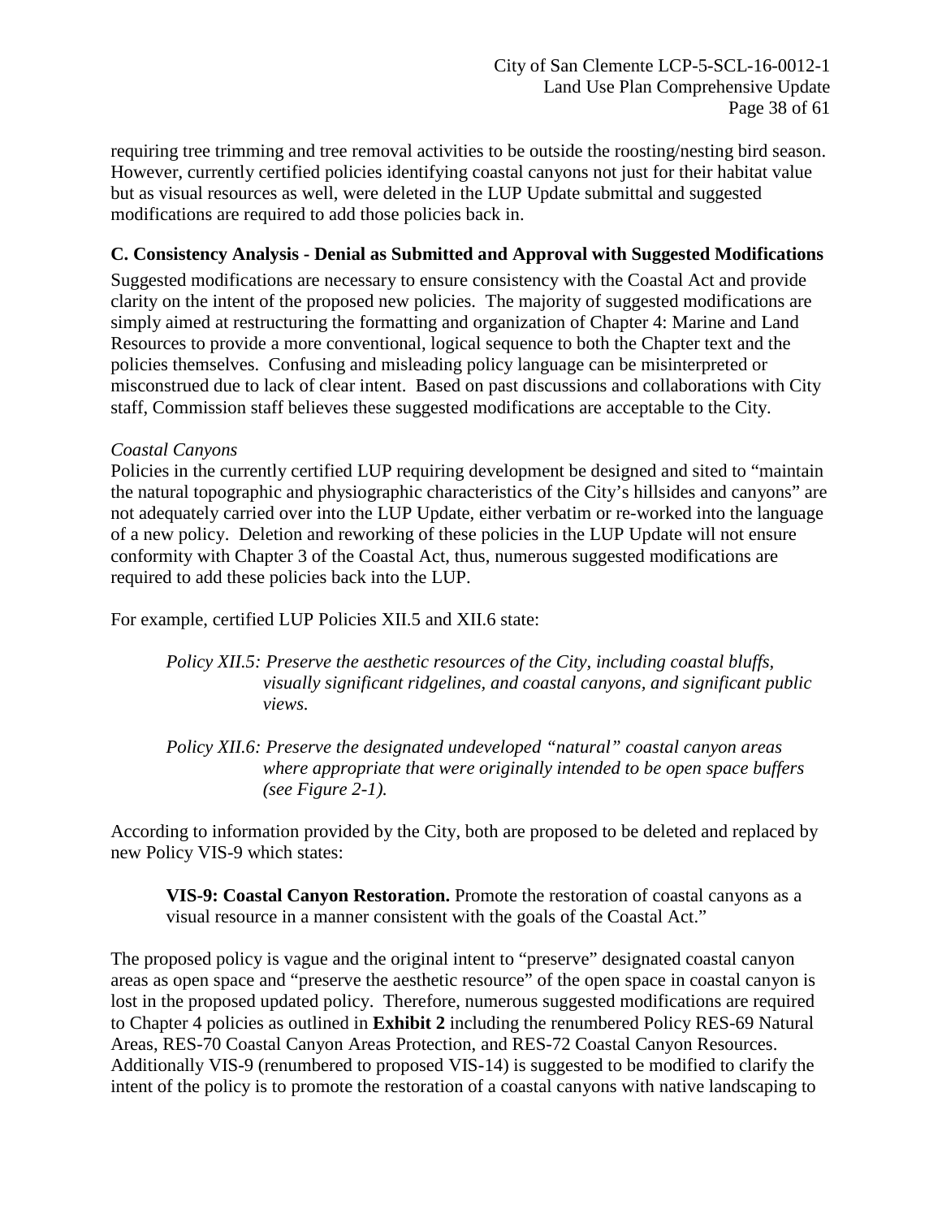requiring tree trimming and tree removal activities to be outside the roosting/nesting bird season. However, currently certified policies identifying coastal canyons not just for their habitat value but as visual resources as well, were deleted in the LUP Update submittal and suggested modifications are required to add those policies back in.

### C. Consistency Analysis - Denial as Submitted and Approval with Suggested Modifications

Suggested modifications are necessary to ensure consistency with the Coastal Act and provide clarity on the intent of the proposed new policies. The majority of suggested modifications are simply aimed at restructuring the formatting and organization of Chapter 4: Marine and Land Resources to provide a more conventional, logical sequence to both the Chapter text and the policies themselves. Confusing and misleading policy language can be misinterpreted or misconstrued due to lack of clear intent. Based on past discussions and collaborations with City staff, Commission staff believes these suggested modifications are acceptable to the City.

*Coastal Canyons*

Policies in the currently certified LUP requiring development be designed and sited to "maintain the natural topographic and physiographic characteristics of the City's hillsides and canyons" are not adequately carried over into the LUP Update, either verbatim or re-worked into the language of a new policy. Deletion and reworking of these policies in the LUP Update will not ensure conformity with Chapter 3 of the Coastal Act, thus, numerous suggested modifications are required to add these policies back into the LUP.

For example, certified LUP Policies XII.5 and XII.6 state:

> *Policy XII.5: Preserve the aesthetic resources of the City, including coastal bluffs, visually significant ridgelines, and coastal canyons, and significant public views.*
>
> *Policy XII.6: Preserve the designated undeveloped "natural" coastal canyon areas where appropriate that were originally intended to be open space buffers (see Figure 2-1).*

According to information provided by the City, both are proposed to be deleted and replaced by new Policy VIS-9 which states:

> **VIS-9: Coastal Canyon Restoration.** Promote the restoration of coastal canyons as a visual resource in a manner consistent with the goals of the Coastal Act."

The proposed policy is vague and the original intent to "preserve" designated coastal canyon areas as open space and "preserve the aesthetic resource" of the open space in coastal canyon is lost in the proposed updated policy. Therefore, numerous suggested modifications are required to Chapter 4 policies as outlined in **Exhibit 2** including the renumbered Policy RES-69 Natural Areas, RES-70 Coastal Canyon Areas Protection, and RES-72 Coastal Canyon Resources. Additionally VIS-9 (renumbered to proposed VIS-14) is suggested to be modified to clarify the intent of the policy is to promote the restoration of a coastal canyons with native landscaping to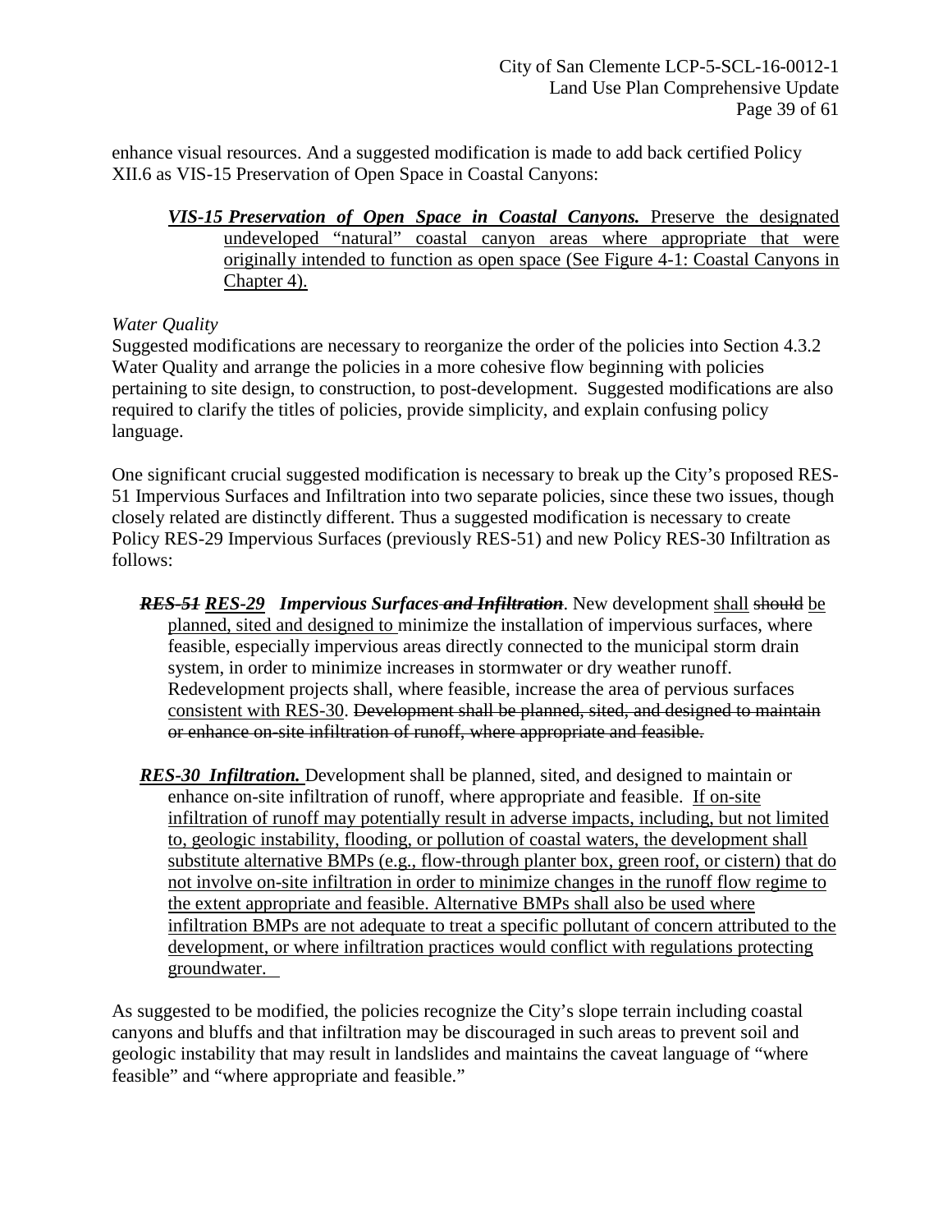enhance visual resources. And a suggested modification is made to add back certified Policy XII.6 as VIS-15 Preservation of Open Space in Coastal Canyons:

> <u>***VIS-15 Preservation of Open Space in Coastal Canyons.*** Preserve the designated undeveloped "natural" coastal canyon areas where appropriate that were originally intended to function as open space (See Figure 4-1: Coastal Canyons in Chapter 4).</u>

*Water Quality*

Suggested modifications are necessary to reorganize the order of the policies into Section 4.3.2 Water Quality and arrange the policies in a more cohesive flow beginning with policies pertaining to site design, to construction, to post-development. Suggested modifications are also required to clarify the titles of policies, provide simplicity, and explain confusing policy language.

One significant crucial suggested modification is necessary to break up the City's proposed RES-51 Impervious Surfaces and Infiltration into two separate policies, since these two issues, though closely related are distinctly different. Thus a suggested modification is necessary to create Policy RES-29 Impervious Surfaces (previously RES-51) and new Policy RES-30 Infiltration as follows:

> ***~~RES-51~~*** <u>***RES-29***</u> ***Impervious Surfaces ~~and Infiltration~~***. New development <u>shall</u> ~~should~~ <u>be planned, sited and designed to</u> minimize the installation of impervious surfaces, where feasible, especially impervious areas directly connected to the municipal storm drain system, in order to minimize increases in stormwater or dry weather runoff. Redevelopment projects shall, where feasible, increase the area of pervious surfaces <u>consistent with RES-30</u>. ~~Development shall be planned, sited, and designed to maintain or enhance on-site infiltration of runoff, where appropriate and feasible.~~

> <u>***RES-30 Infiltration.***</u> Development shall be planned, sited, and designed to maintain or enhance on-site infiltration of runoff, where appropriate and feasible. <u>If on-site infiltration of runoff may potentially result in adverse impacts, including, but not limited to, geologic instability, flooding, or pollution of coastal waters, the development shall substitute alternative BMPs (e.g., flow-through planter box, green roof, or cistern) that do not involve on-site infiltration in order to minimize changes in the runoff flow regime to the extent appropriate and feasible. Alternative BMPs shall also be used where infiltration BMPs are not adequate to treat a specific pollutant of concern attributed to the development, or where infiltration practices would conflict with regulations protecting groundwater.</u>

As suggested to be modified, the policies recognize the City's slope terrain including coastal canyons and bluffs and that infiltration may be discouraged in such areas to prevent soil and geologic instability that may result in landslides and maintains the caveat language of "where feasible" and "where appropriate and feasible."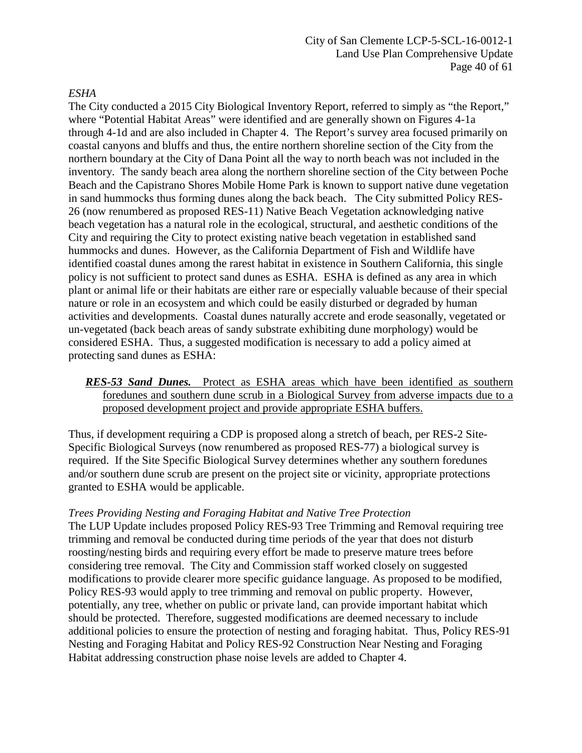*ESHA*

The City conducted a 2015 City Biological Inventory Report, referred to simply as "the Report," where "Potential Habitat Areas" were identified and are generally shown on Figures 4-1a through 4-1d and are also included in Chapter 4. The Report's survey area focused primarily on coastal canyons and bluffs and thus, the entire northern shoreline section of the City from the northern boundary at the City of Dana Point all the way to north beach was not included in the inventory. The sandy beach area along the northern shoreline section of the City between Poche Beach and the Capistrano Shores Mobile Home Park is known to support native dune vegetation in sand hummocks thus forming dunes along the back beach. The City submitted Policy RES-26 (now renumbered as proposed RES-11) Native Beach Vegetation acknowledging native beach vegetation has a natural role in the ecological, structural, and aesthetic conditions of the City and requiring the City to protect existing native beach vegetation in established sand hummocks and dunes. However, as the California Department of Fish and Wildlife have identified coastal dunes among the rarest habitat in existence in Southern California, this single policy is not sufficient to protect sand dunes as ESHA. ESHA is defined as any area in which plant or animal life or their habitats are either rare or especially valuable because of their special nature or role in an ecosystem and which could be easily disturbed or degraded by human activities and developments. Coastal dunes naturally accrete and erode seasonally, vegetated or un-vegetated (back beach areas of sandy substrate exhibiting dune morphology) would be considered ESHA. Thus, a suggested modification is necessary to add a policy aimed at protecting sand dunes as ESHA:

> ***RES-53 Sand Dunes.*** Protect as ESHA areas which have been identified as southern foredunes and southern dune scrub in a Biological Survey from adverse impacts due to a proposed development project and provide appropriate ESHA buffers.

Thus, if development requiring a CDP is proposed along a stretch of beach, per RES-2 Site-Specific Biological Surveys (now renumbered as proposed RES-77) a biological survey is required. If the Site Specific Biological Survey determines whether any southern foredunes and/or southern dune scrub are present on the project site or vicinity, appropriate protections granted to ESHA would be applicable.

*Trees Providing Nesting and Foraging Habitat and Native Tree Protection*

The LUP Update includes proposed Policy RES-93 Tree Trimming and Removal requiring tree trimming and removal be conducted during time periods of the year that does not disturb roosting/nesting birds and requiring every effort be made to preserve mature trees before considering tree removal. The City and Commission staff worked closely on suggested modifications to provide clearer more specific guidance language. As proposed to be modified, Policy RES-93 would apply to tree trimming and removal on public property. However, potentially, any tree, whether on public or private land, can provide important habitat which should be protected. Therefore, suggested modifications are deemed necessary to include additional policies to ensure the protection of nesting and foraging habitat. Thus, Policy RES-91 Nesting and Foraging Habitat and Policy RES-92 Construction Near Nesting and Foraging Habitat addressing construction phase noise levels are added to Chapter 4.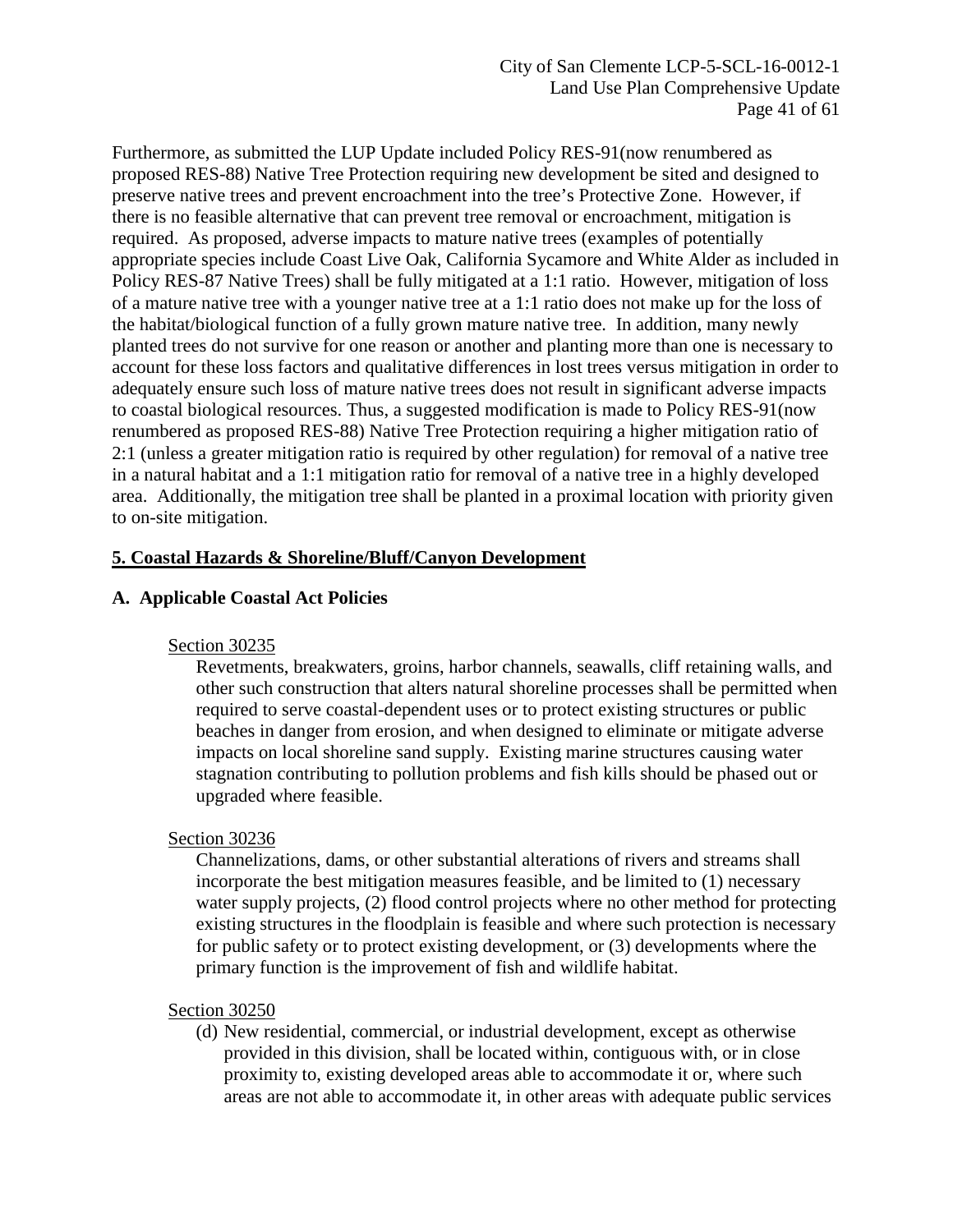Furthermore, as submitted the LUP Update included Policy RES-91(now renumbered as proposed RES-88) Native Tree Protection requiring new development be sited and designed to preserve native trees and prevent encroachment into the tree's Protective Zone. However, if there is no feasible alternative that can prevent tree removal or encroachment, mitigation is required. As proposed, adverse impacts to mature native trees (examples of potentially appropriate species include Coast Live Oak, California Sycamore and White Alder as included in Policy RES-87 Native Trees) shall be fully mitigated at a 1:1 ratio. However, mitigation of loss of a mature native tree with a younger native tree at a 1:1 ratio does not make up for the loss of the habitat/biological function of a fully grown mature native tree. In addition, many newly planted trees do not survive for one reason or another and planting more than one is necessary to account for these loss factors and qualitative differences in lost trees versus mitigation in order to adequately ensure such loss of mature native trees does not result in significant adverse impacts to coastal biological resources. Thus, a suggested modification is made to Policy RES-91(now renumbered as proposed RES-88) Native Tree Protection requiring a higher mitigation ratio of 2:1 (unless a greater mitigation ratio is required by other regulation) for removal of a native tree in a natural habitat and a 1:1 mitigation ratio for removal of a native tree in a highly developed area. Additionally, the mitigation tree shall be planted in a proximal location with priority given to on-site mitigation.

## 5. Coastal Hazards & Shoreline/Bluff/Canyon Development

### A. Applicable Coastal Act Policies

Section 30235

Revetments, breakwaters, groins, harbor channels, seawalls, cliff retaining walls, and other such construction that alters natural shoreline processes shall be permitted when required to serve coastal-dependent uses or to protect existing structures or public beaches in danger from erosion, and when designed to eliminate or mitigate adverse impacts on local shoreline sand supply. Existing marine structures causing water stagnation contributing to pollution problems and fish kills should be phased out or upgraded where feasible.

Section 30236

Channelizations, dams, or other substantial alterations of rivers and streams shall incorporate the best mitigation measures feasible, and be limited to (1) necessary water supply projects, (2) flood control projects where no other method for protecting existing structures in the floodplain is feasible and where such protection is necessary for public safety or to protect existing development, or (3) developments where the primary function is the improvement of fish and wildlife habitat.

Section 30250

(d) New residential, commercial, or industrial development, except as otherwise provided in this division, shall be located within, contiguous with, or in close proximity to, existing developed areas able to accommodate it or, where such areas are not able to accommodate it, in other areas with adequate public services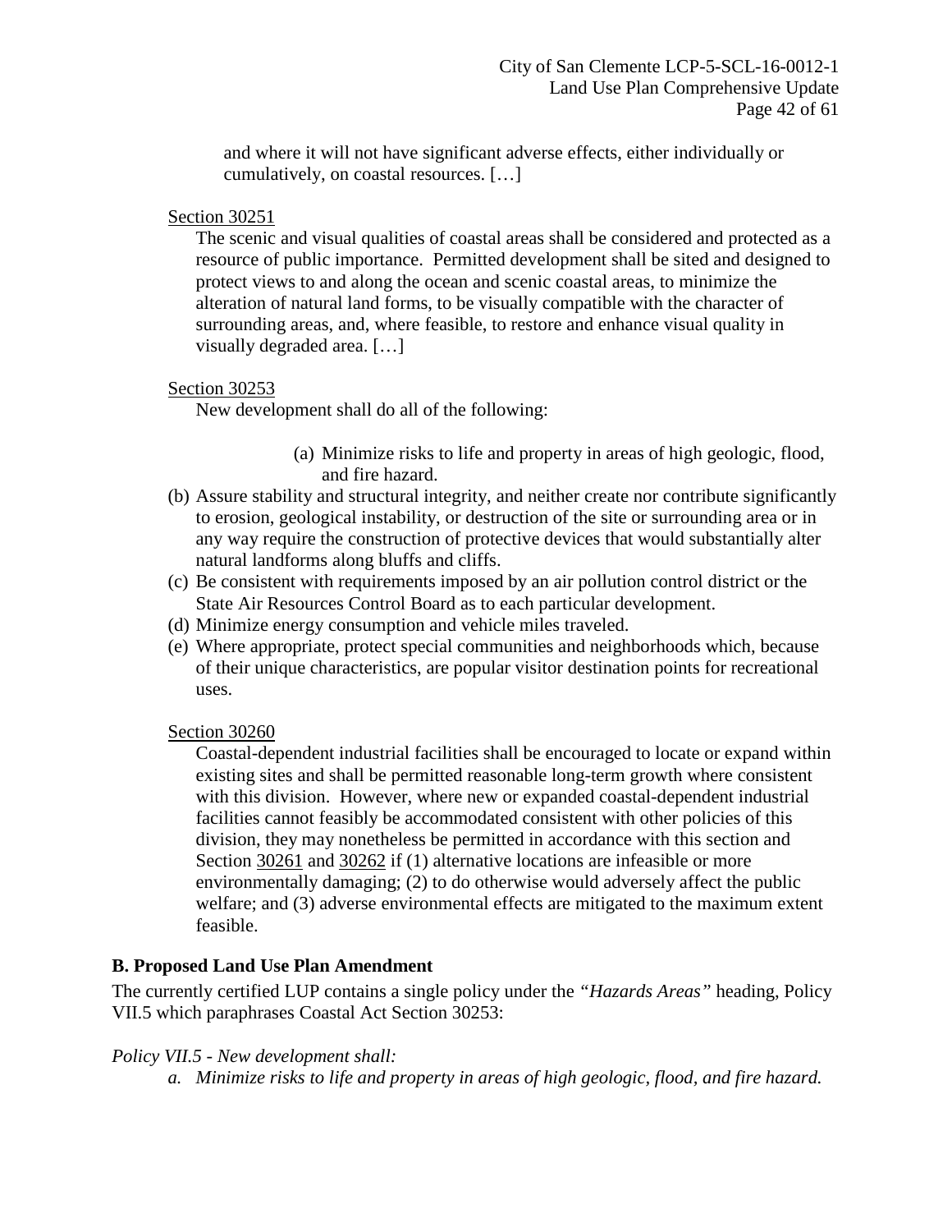and where it will not have significant adverse effects, either individually or cumulatively, on coastal resources. […]

Section 30251

The scenic and visual qualities of coastal areas shall be considered and protected as a resource of public importance. Permitted development shall be sited and designed to protect views to and along the ocean and scenic coastal areas, to minimize the alteration of natural land forms, to be visually compatible with the character of surrounding areas, and, where feasible, to restore and enhance visual quality in visually degraded area. […]

Section 30253

New development shall do all of the following:

(a) Minimize risks to life and property in areas of high geologic, flood, and fire hazard.

(b) Assure stability and structural integrity, and neither create nor contribute significantly to erosion, geological instability, or destruction of the site or surrounding area or in any way require the construction of protective devices that would substantially alter natural landforms along bluffs and cliffs.

(c) Be consistent with requirements imposed by an air pollution control district or the State Air Resources Control Board as to each particular development.

(d) Minimize energy consumption and vehicle miles traveled.

(e) Where appropriate, protect special communities and neighborhoods which, because of their unique characteristics, are popular visitor destination points for recreational uses.

Section 30260

Coastal-dependent industrial facilities shall be encouraged to locate or expand within existing sites and shall be permitted reasonable long-term growth where consistent with this division. However, where new or expanded coastal-dependent industrial facilities cannot feasibly be accommodated consistent with other policies of this division, they may nonetheless be permitted in accordance with this section and Section 30261 and 30262 if (1) alternative locations are infeasible or more environmentally damaging; (2) to do otherwise would adversely affect the public welfare; and (3) adverse environmental effects are mitigated to the maximum extent feasible.

**B. Proposed Land Use Plan Amendment**

The currently certified LUP contains a single policy under the *"Hazards Areas"* heading, Policy VII.5 which paraphrases Coastal Act Section 30253:

*Policy VII.5 - New development shall:*

*a. Minimize risks to life and property in areas of high geologic, flood, and fire hazard.*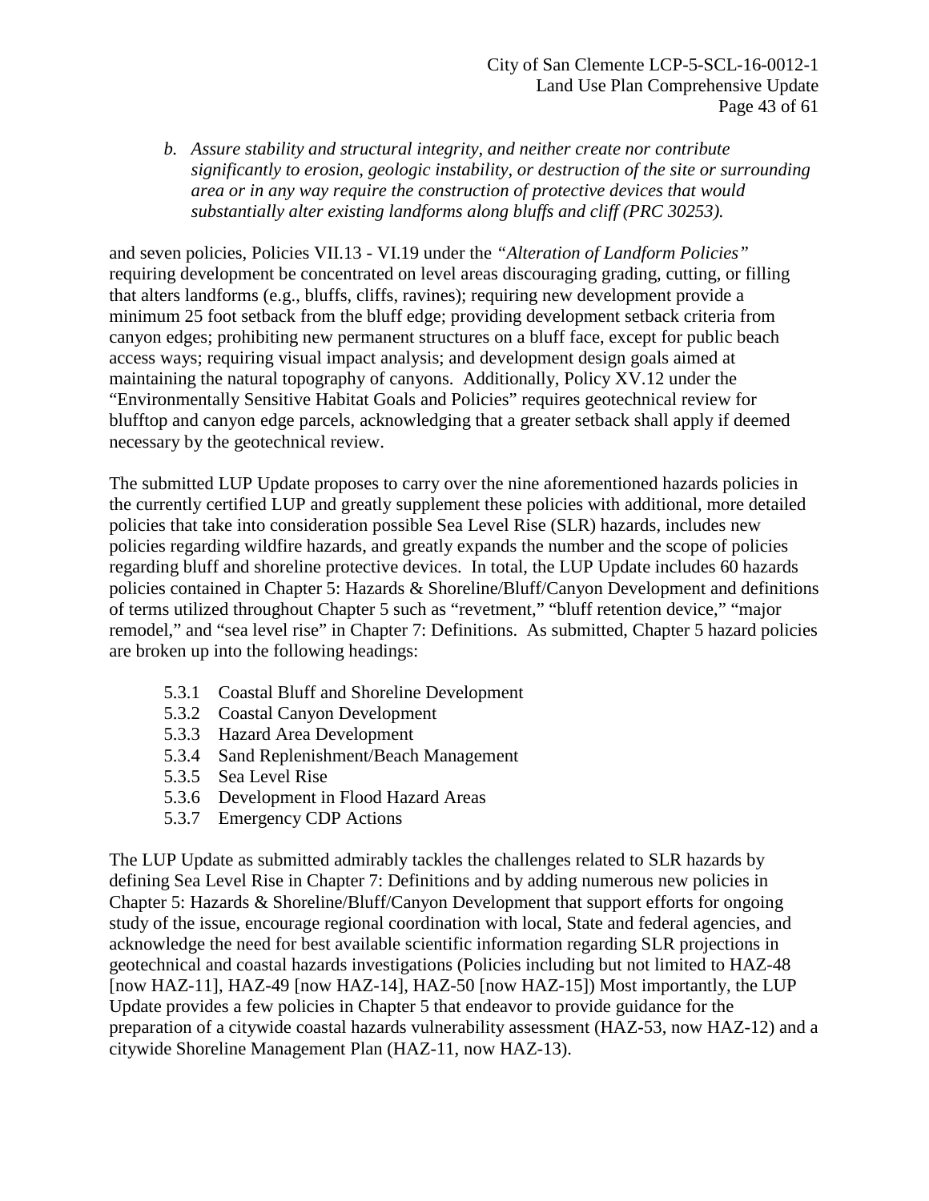*b. Assure stability and structural integrity, and neither create nor contribute significantly to erosion, geologic instability, or destruction of the site or surrounding area or in any way require the construction of protective devices that would substantially alter existing landforms along bluffs and cliff (PRC 30253).*

and seven policies, Policies VII.13 - VI.19 under the *"Alteration of Landform Policies"* requiring development be concentrated on level areas discouraging grading, cutting, or filling that alters landforms (e.g., bluffs, cliffs, ravines); requiring new development provide a minimum 25 foot setback from the bluff edge; providing development setback criteria from canyon edges; prohibiting new permanent structures on a bluff face, except for public beach access ways; requiring visual impact analysis; and development design goals aimed at maintaining the natural topography of canyons. Additionally, Policy XV.12 under the "Environmentally Sensitive Habitat Goals and Policies" requires geotechnical review for blufftop and canyon edge parcels, acknowledging that a greater setback shall apply if deemed necessary by the geotechnical review.

The submitted LUP Update proposes to carry over the nine aforementioned hazards policies in the currently certified LUP and greatly supplement these policies with additional, more detailed policies that take into consideration possible Sea Level Rise (SLR) hazards, includes new policies regarding wildfire hazards, and greatly expands the number and the scope of policies regarding bluff and shoreline protective devices. In total, the LUP Update includes 60 hazards policies contained in Chapter 5: Hazards & Shoreline/Bluff/Canyon Development and definitions of terms utilized throughout Chapter 5 such as "revetment," "bluff retention device," "major remodel," and "sea level rise" in Chapter 7: Definitions. As submitted, Chapter 5 hazard policies are broken up into the following headings:

- 5.3.1 Coastal Bluff and Shoreline Development
- 5.3.2 Coastal Canyon Development
- 5.3.3 Hazard Area Development
- 5.3.4 Sand Replenishment/Beach Management
- 5.3.5 Sea Level Rise
- 5.3.6 Development in Flood Hazard Areas
- 5.3.7 Emergency CDP Actions

The LUP Update as submitted admirably tackles the challenges related to SLR hazards by defining Sea Level Rise in Chapter 7: Definitions and by adding numerous new policies in Chapter 5: Hazards & Shoreline/Bluff/Canyon Development that support efforts for ongoing study of the issue, encourage regional coordination with local, State and federal agencies, and acknowledge the need for best available scientific information regarding SLR projections in geotechnical and coastal hazards investigations (Policies including but not limited to HAZ-48 [now HAZ-11], HAZ-49 [now HAZ-14], HAZ-50 [now HAZ-15]) Most importantly, the LUP Update provides a few policies in Chapter 5 that endeavor to provide guidance for the preparation of a citywide coastal hazards vulnerability assessment (HAZ-53, now HAZ-12) and a citywide Shoreline Management Plan (HAZ-11, now HAZ-13).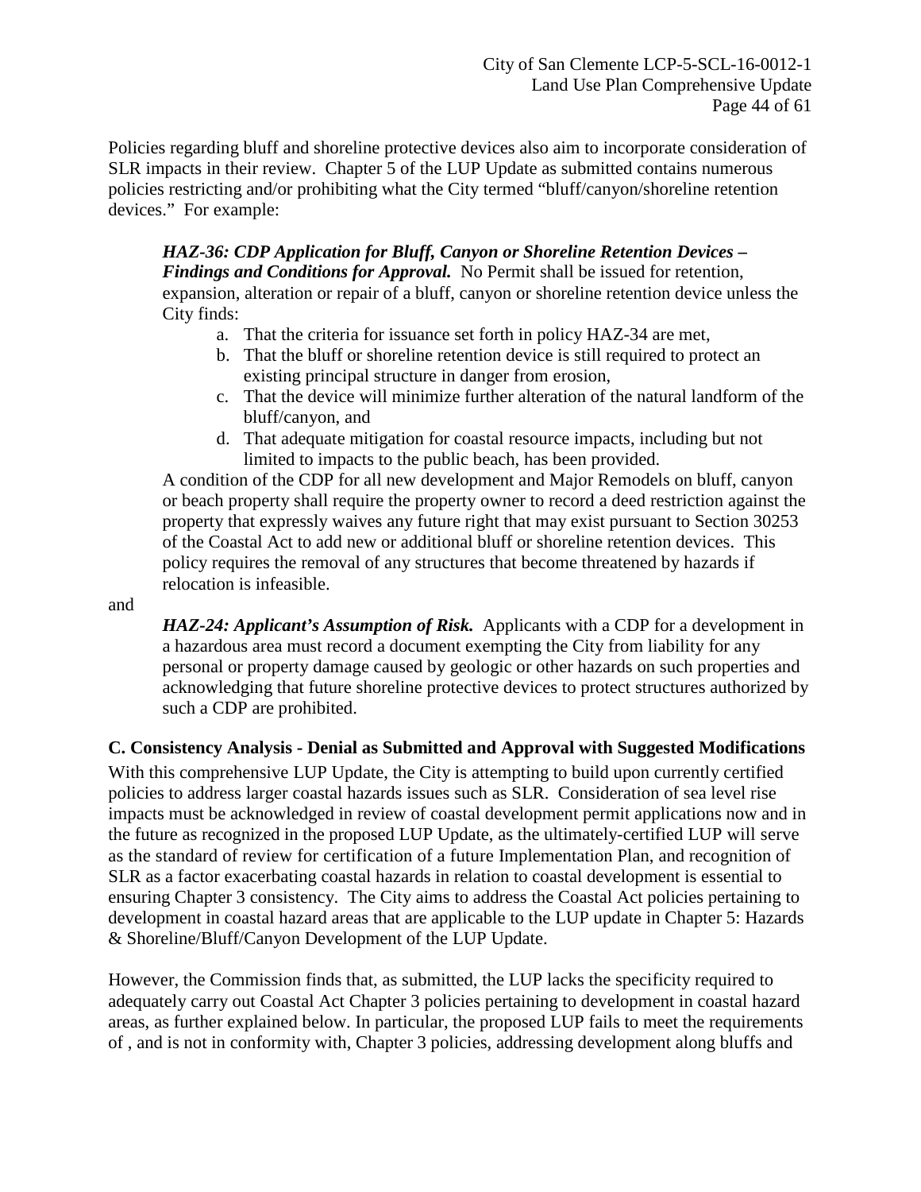Policies regarding bluff and shoreline protective devices also aim to incorporate consideration of SLR impacts in their review. Chapter 5 of the LUP Update as submitted contains numerous policies restricting and/or prohibiting what the City termed "bluff/canyon/shoreline retention devices." For example:

> ***HAZ-36: CDP Application for Bluff, Canyon or Shoreline Retention Devices – Findings and Conditions for Approval.*** No Permit shall be issued for retention, expansion, alteration or repair of a bluff, canyon or shoreline retention device unless the City finds:
>
> a. That the criteria for issuance set forth in policy HAZ-34 are met,
> b. That the bluff or shoreline retention device is still required to protect an existing principal structure in danger from erosion,
> c. That the device will minimize further alteration of the natural landform of the bluff/canyon, and
> d. That adequate mitigation for coastal resource impacts, including but not limited to impacts to the public beach, has been provided.
>
> A condition of the CDP for all new development and Major Remodels on bluff, canyon or beach property shall require the property owner to record a deed restriction against the property that expressly waives any future right that may exist pursuant to Section 30253 of the Coastal Act to add new or additional bluff or shoreline retention devices. This policy requires the removal of any structures that become threatened by hazards if relocation is infeasible.

and

> ***HAZ-24: Applicant's Assumption of Risk.*** Applicants with a CDP for a development in a hazardous area must record a document exempting the City from liability for any personal or property damage caused by geologic or other hazards on such properties and acknowledging that future shoreline protective devices to protect structures authorized by such a CDP are prohibited.

**C. Consistency Analysis - Denial as Submitted and Approval with Suggested Modifications**

With this comprehensive LUP Update, the City is attempting to build upon currently certified policies to address larger coastal hazards issues such as SLR. Consideration of sea level rise impacts must be acknowledged in review of coastal development permit applications now and in the future as recognized in the proposed LUP Update, as the ultimately-certified LUP will serve as the standard of review for certification of a future Implementation Plan, and recognition of SLR as a factor exacerbating coastal hazards in relation to coastal development is essential to ensuring Chapter 3 consistency. The City aims to address the Coastal Act policies pertaining to development in coastal hazard areas that are applicable to the LUP update in Chapter 5: Hazards & Shoreline/Bluff/Canyon Development of the LUP Update.

However, the Commission finds that, as submitted, the LUP lacks the specificity required to adequately carry out Coastal Act Chapter 3 policies pertaining to development in coastal hazard areas, as further explained below. In particular, the proposed LUP fails to meet the requirements of , and is not in conformity with, Chapter 3 policies, addressing development along bluffs and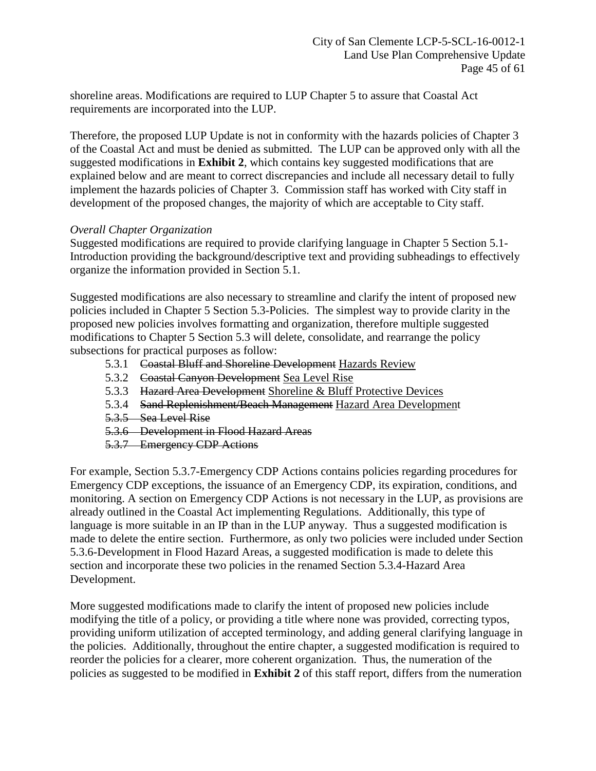shoreline areas. Modifications are required to LUP Chapter 5 to assure that Coastal Act requirements are incorporated into the LUP.

Therefore, the proposed LUP Update is not in conformity with the hazards policies of Chapter 3 of the Coastal Act and must be denied as submitted. The LUP can be approved only with all the suggested modifications in **Exhibit 2**, which contains key suggested modifications that are explained below and are meant to correct discrepancies and include all necessary detail to fully implement the hazards policies of Chapter 3. Commission staff has worked with City staff in development of the proposed changes, the majority of which are acceptable to City staff.

*Overall Chapter Organization*

Suggested modifications are required to provide clarifying language in Chapter 5 Section 5.1-Introduction providing the background/descriptive text and providing subheadings to effectively organize the information provided in Section 5.1.

Suggested modifications are also necessary to streamline and clarify the intent of proposed new policies included in Chapter 5 Section 5.3-Policies. The simplest way to provide clarity in the proposed new policies involves formatting and organization, therefore multiple suggested modifications to Chapter 5 Section 5.3 will delete, consolidate, and rearrange the policy subsections for practical purposes as follow:

- 5.3.1 ~~Coastal Bluff and Shoreline Development~~ <u>Hazards Review</u>
- 5.3.2 ~~Coastal Canyon Development~~ <u>Sea Level Rise</u>
- 5.3.3 ~~Hazard Area Development~~ <u>Shoreline & Bluff Protective Devices</u>
- 5.3.4 ~~Sand Replenishment/Beach Management~~ <u>Hazard Area Development</u>
- ~~5.3.5 Sea Level Rise~~
- ~~5.3.6 Development in Flood Hazard Areas~~
- ~~5.3.7 Emergency CDP Actions~~

For example, Section 5.3.7-Emergency CDP Actions contains policies regarding procedures for Emergency CDP exceptions, the issuance of an Emergency CDP, its expiration, conditions, and monitoring. A section on Emergency CDP Actions is not necessary in the LUP, as provisions are already outlined in the Coastal Act implementing Regulations. Additionally, this type of language is more suitable in an IP than in the LUP anyway. Thus a suggested modification is made to delete the entire section. Furthermore, as only two policies were included under Section 5.3.6-Development in Flood Hazard Areas, a suggested modification is made to delete this section and incorporate these two policies in the renamed Section 5.3.4-Hazard Area Development.

More suggested modifications made to clarify the intent of proposed new policies include modifying the title of a policy, or providing a title where none was provided, correcting typos, providing uniform utilization of accepted terminology, and adding general clarifying language in the policies. Additionally, throughout the entire chapter, a suggested modification is required to reorder the policies for a clearer, more coherent organization. Thus, the numeration of the policies as suggested to be modified in **Exhibit 2** of this staff report, differs from the numeration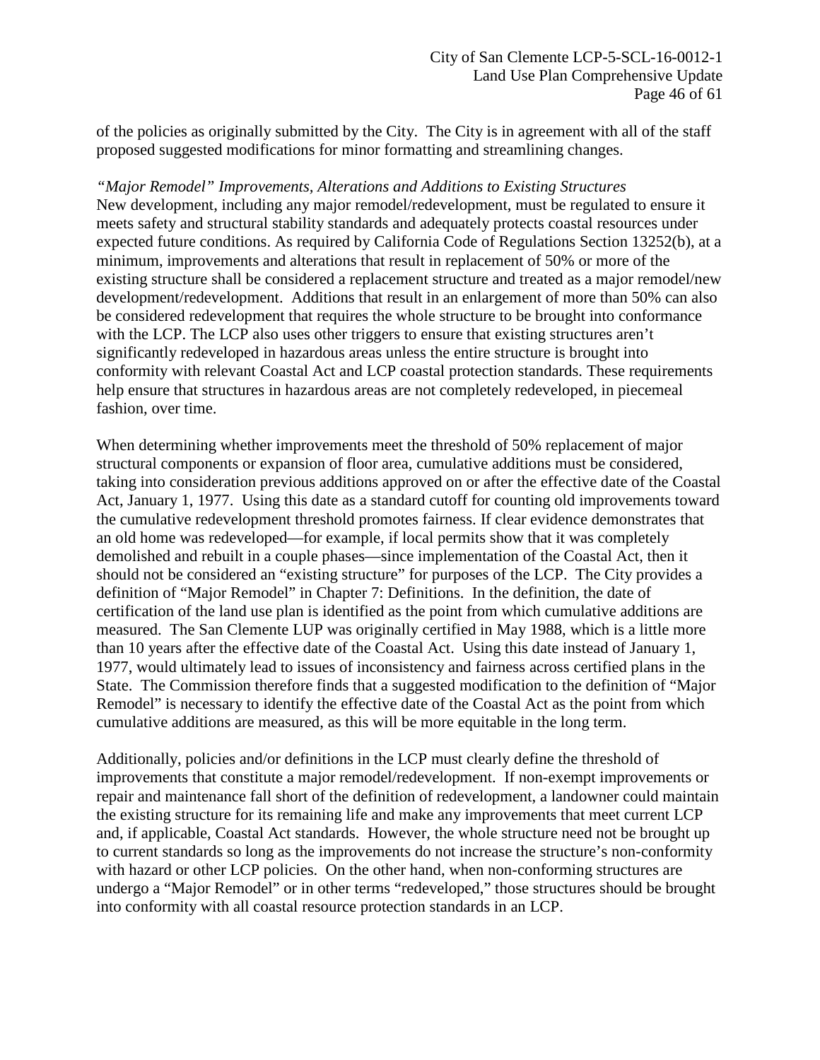of the policies as originally submitted by the City. The City is in agreement with all of the staff proposed suggested modifications for minor formatting and streamlining changes.

*"Major Remodel" Improvements, Alterations and Additions to Existing Structures*

New development, including any major remodel/redevelopment, must be regulated to ensure it meets safety and structural stability standards and adequately protects coastal resources under expected future conditions. As required by California Code of Regulations Section 13252(b), at a minimum, improvements and alterations that result in replacement of 50% or more of the existing structure shall be considered a replacement structure and treated as a major remodel/new development/redevelopment. Additions that result in an enlargement of more than 50% can also be considered redevelopment that requires the whole structure to be brought into conformance with the LCP. The LCP also uses other triggers to ensure that existing structures aren't significantly redeveloped in hazardous areas unless the entire structure is brought into conformity with relevant Coastal Act and LCP coastal protection standards. These requirements help ensure that structures in hazardous areas are not completely redeveloped, in piecemeal fashion, over time.

When determining whether improvements meet the threshold of 50% replacement of major structural components or expansion of floor area, cumulative additions must be considered, taking into consideration previous additions approved on or after the effective date of the Coastal Act, January 1, 1977. Using this date as a standard cutoff for counting old improvements toward the cumulative redevelopment threshold promotes fairness. If clear evidence demonstrates that an old home was redeveloped—for example, if local permits show that it was completely demolished and rebuilt in a couple phases—since implementation of the Coastal Act, then it should not be considered an "existing structure" for purposes of the LCP. The City provides a definition of "Major Remodel" in Chapter 7: Definitions. In the definition, the date of certification of the land use plan is identified as the point from which cumulative additions are measured. The San Clemente LUP was originally certified in May 1988, which is a little more than 10 years after the effective date of the Coastal Act. Using this date instead of January 1, 1977, would ultimately lead to issues of inconsistency and fairness across certified plans in the State. The Commission therefore finds that a suggested modification to the definition of "Major Remodel" is necessary to identify the effective date of the Coastal Act as the point from which cumulative additions are measured, as this will be more equitable in the long term.

Additionally, policies and/or definitions in the LCP must clearly define the threshold of improvements that constitute a major remodel/redevelopment. If non-exempt improvements or repair and maintenance fall short of the definition of redevelopment, a landowner could maintain the existing structure for its remaining life and make any improvements that meet current LCP and, if applicable, Coastal Act standards. However, the whole structure need not be brought up to current standards so long as the improvements do not increase the structure's non-conformity with hazard or other LCP policies. On the other hand, when non-conforming structures are undergo a "Major Remodel" or in other terms "redeveloped," those structures should be brought into conformity with all coastal resource protection standards in an LCP.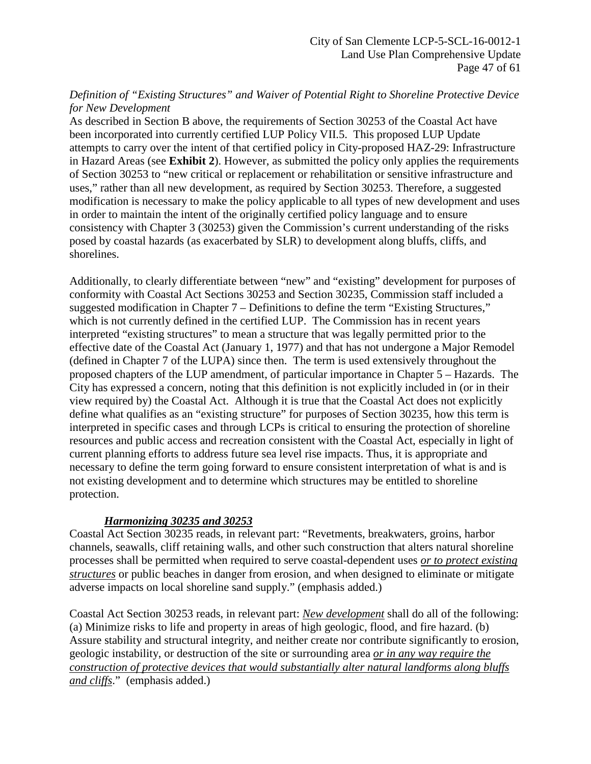*Definition of "Existing Structures" and Waiver of Potential Right to Shoreline Protective Device for New Development*

As described in Section B above, the requirements of Section 30253 of the Coastal Act have been incorporated into currently certified LUP Policy VII.5. This proposed LUP Update attempts to carry over the intent of that certified policy in City-proposed HAZ-29: Infrastructure in Hazard Areas (see **Exhibit 2**). However, as submitted the policy only applies the requirements of Section 30253 to "new critical or replacement or rehabilitation or sensitive infrastructure and uses," rather than all new development, as required by Section 30253. Therefore, a suggested modification is necessary to make the policy applicable to all types of new development and uses in order to maintain the intent of the originally certified policy language and to ensure consistency with Chapter 3 (30253) given the Commission's current understanding of the risks posed by coastal hazards (as exacerbated by SLR) to development along bluffs, cliffs, and shorelines.

Additionally, to clearly differentiate between "new" and "existing" development for purposes of conformity with Coastal Act Sections 30253 and Section 30235, Commission staff included a suggested modification in Chapter 7 – Definitions to define the term "Existing Structures," which is not currently defined in the certified LUP. The Commission has in recent years interpreted "existing structures" to mean a structure that was legally permitted prior to the effective date of the Coastal Act (January 1, 1977) and that has not undergone a Major Remodel (defined in Chapter 7 of the LUPA) since then. The term is used extensively throughout the proposed chapters of the LUP amendment, of particular importance in Chapter 5 – Hazards. The City has expressed a concern, noting that this definition is not explicitly included in (or in their view required by) the Coastal Act. Although it is true that the Coastal Act does not explicitly define what qualifies as an "existing structure" for purposes of Section 30235, how this term is interpreted in specific cases and through LCPs is critical to ensuring the protection of shoreline resources and public access and recreation consistent with the Coastal Act, especially in light of current planning efforts to address future sea level rise impacts. Thus, it is appropriate and necessary to define the term going forward to ensure consistent interpretation of what is and is not existing development and to determine which structures may be entitled to shoreline protection.

***Harmonizing 30235 and 30253***

Coastal Act Section 30235 reads, in relevant part: "Revetments, breakwaters, groins, harbor channels, seawalls, cliff retaining walls, and other such construction that alters natural shoreline processes shall be permitted when required to serve coastal-dependent uses ***or to protect existing structures*** or public beaches in danger from erosion, and when designed to eliminate or mitigate adverse impacts on local shoreline sand supply." (emphasis added.)

Coastal Act Section 30253 reads, in relevant part: ***New development*** shall do all of the following: (a) Minimize risks to life and property in areas of high geologic, flood, and fire hazard. (b) Assure stability and structural integrity, and neither create nor contribute significantly to erosion, geologic instability, or destruction of the site or surrounding area ***or in any way require the construction of protective devices that would substantially alter natural landforms along bluffs and cliffs***." (emphasis added.)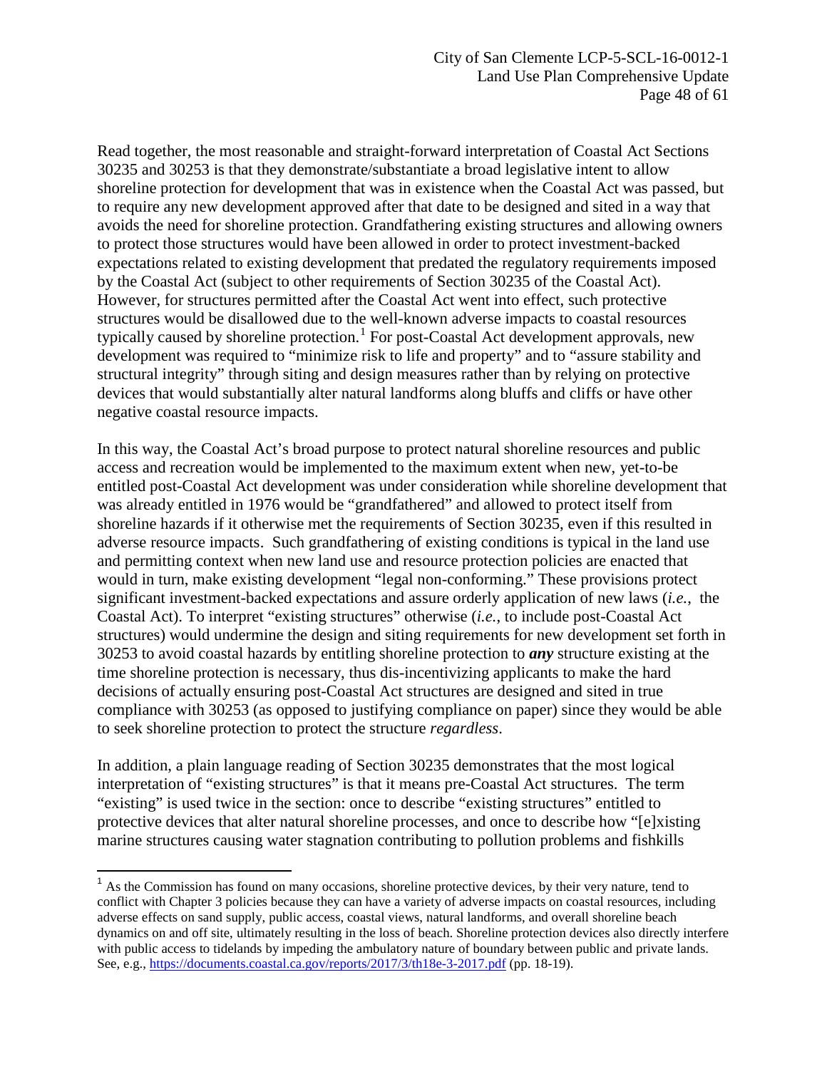Read together, the most reasonable and straight-forward interpretation of Coastal Act Sections 30235 and 30253 is that they demonstrate/substantiate a broad legislative intent to allow shoreline protection for development that was in existence when the Coastal Act was passed, but to require any new development approved after that date to be designed and sited in a way that avoids the need for shoreline protection. Grandfathering existing structures and allowing owners to protect those structures would have been allowed in order to protect investment-backed expectations related to existing development that predated the regulatory requirements imposed by the Coastal Act (subject to other requirements of Section 30235 of the Coastal Act). However, for structures permitted after the Coastal Act went into effect, such protective structures would be disallowed due to the well-known adverse impacts to coastal resources typically caused by shoreline protection.[1] For post-Coastal Act development approvals, new development was required to "minimize risk to life and property" and to "assure stability and structural integrity" through siting and design measures rather than by relying on protective devices that would substantially alter natural landforms along bluffs and cliffs or have other negative coastal resource impacts.

In this way, the Coastal Act's broad purpose to protect natural shoreline resources and public access and recreation would be implemented to the maximum extent when new, yet-to-be entitled post-Coastal Act development was under consideration while shoreline development that was already entitled in 1976 would be "grandfathered" and allowed to protect itself from shoreline hazards if it otherwise met the requirements of Section 30235, even if this resulted in adverse resource impacts. Such grandfathering of existing conditions is typical in the land use and permitting context when new land use and resource protection policies are enacted that would in turn, make existing development "legal non-conforming." These provisions protect significant investment-backed expectations and assure orderly application of new laws (*i.e.*, the Coastal Act). To interpret "existing structures" otherwise (*i.e.*, to include post-Coastal Act structures) would undermine the design and siting requirements for new development set forth in 30253 to avoid coastal hazards by entitling shoreline protection to ***any*** structure existing at the time shoreline protection is necessary, thus dis-incentivizing applicants to make the hard decisions of actually ensuring post-Coastal Act structures are designed and sited in true compliance with 30253 (as opposed to justifying compliance on paper) since they would be able to seek shoreline protection to protect the structure *regardless*.

In addition, a plain language reading of Section 30235 demonstrates that the most logical interpretation of "existing structures" is that it means pre-Coastal Act structures. The term "existing" is used twice in the section: once to describe "existing structures" entitled to protective devices that alter natural shoreline processes, and once to describe how "[e]xisting marine structures causing water stagnation contributing to pollution problems and fishkills

---

[1] As the Commission has found on many occasions, shoreline protective devices, by their very nature, tend to conflict with Chapter 3 policies because they can have a variety of adverse impacts on coastal resources, including adverse effects on sand supply, public access, coastal views, natural landforms, and overall shoreline beach dynamics on and off site, ultimately resulting in the loss of beach. Shoreline protection devices also directly interfere with public access to tidelands by impeding the ambulatory nature of boundary between public and private lands. See, e.g., https://documents.coastal.ca.gov/reports/2017/3/th18e-3-2017.pdf (pp. 18-19).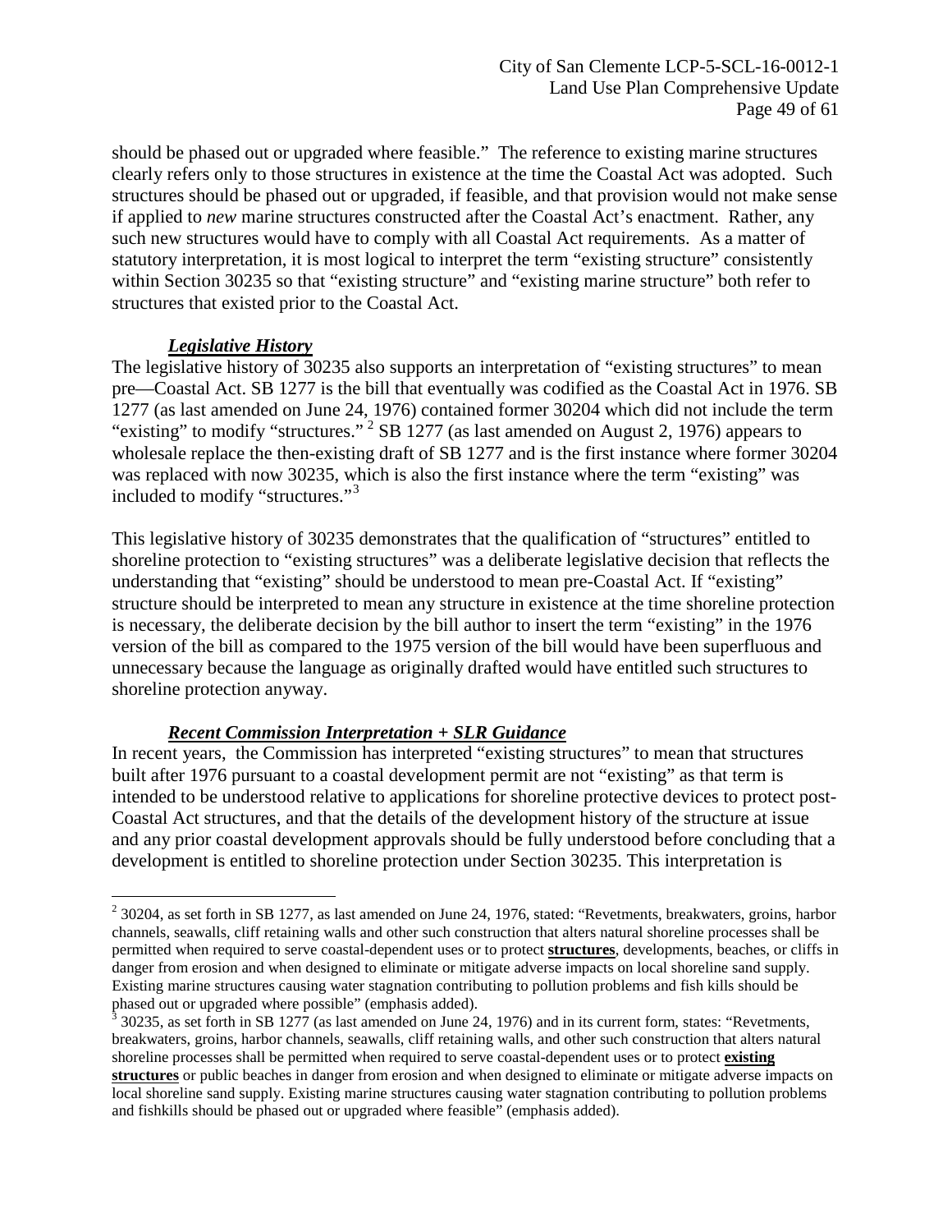should be phased out or upgraded where feasible." The reference to existing marine structures clearly refers only to those structures in existence at the time the Coastal Act was adopted. Such structures should be phased out or upgraded, if feasible, and that provision would not make sense if applied to *new* marine structures constructed after the Coastal Act's enactment. Rather, any such new structures would have to comply with all Coastal Act requirements. As a matter of statutory interpretation, it is most logical to interpret the term "existing structure" consistently within Section 30235 so that "existing structure" and "existing marine structure" both refer to structures that existed prior to the Coastal Act.

***Legislative History***

The legislative history of 30235 also supports an interpretation of "existing structures" to mean pre—Coastal Act. SB 1277 is the bill that eventually was codified as the Coastal Act in 1976. SB 1277 (as last amended on June 24, 1976) contained former 30204 which did not include the term "existing" to modify "structures." [2] SB 1277 (as last amended on August 2, 1976) appears to wholesale replace the then-existing draft of SB 1277 and is the first instance where former 30204 was replaced with now 30235, which is also the first instance where the term "existing" was included to modify "structures."[3]

This legislative history of 30235 demonstrates that the qualification of "structures" entitled to shoreline protection to "existing structures" was a deliberate legislative decision that reflects the understanding that "existing" should be understood to mean pre-Coastal Act. If "existing" structure should be interpreted to mean any structure in existence at the time shoreline protection is necessary, the deliberate decision by the bill author to insert the term "existing" in the 1976 version of the bill as compared to the 1975 version of the bill would have been superfluous and unnecessary because the language as originally drafted would have entitled such structures to shoreline protection anyway.

***Recent Commission Interpretation + SLR Guidance***

In recent years, the Commission has interpreted "existing structures" to mean that structures built after 1976 pursuant to a coastal development permit are not "existing" as that term is intended to be understood relative to applications for shoreline protective devices to protect post-Coastal Act structures, and that the details of the development history of the structure at issue and any prior coastal development approvals should be fully understood before concluding that a development is entitled to shoreline protection under Section 30235. This interpretation is

---

[2] 30204, as set forth in SB 1277, as last amended on June 24, 1976, stated: "Revetments, breakwaters, groins, harbor channels, seawalls, cliff retaining walls and other such construction that alters natural shoreline processes shall be permitted when required to serve coastal-dependent uses or to protect **structures**, developments, beaches, or cliffs in danger from erosion and when designed to eliminate or mitigate adverse impacts on local shoreline sand supply. Existing marine structures causing water stagnation contributing to pollution problems and fish kills should be phased out or upgraded where possible" (emphasis added).

[3] 30235, as set forth in SB 1277 (as last amended on June 24, 1976) and in its current form, states: "Revetments, breakwaters, groins, harbor channels, seawalls, cliff retaining walls, and other such construction that alters natural shoreline processes shall be permitted when required to serve coastal-dependent uses or to protect **existing structures** or public beaches in danger from erosion and when designed to eliminate or mitigate adverse impacts on local shoreline sand supply. Existing marine structures causing water stagnation contributing to pollution problems and fishkills should be phased out or upgraded where feasible" (emphasis added).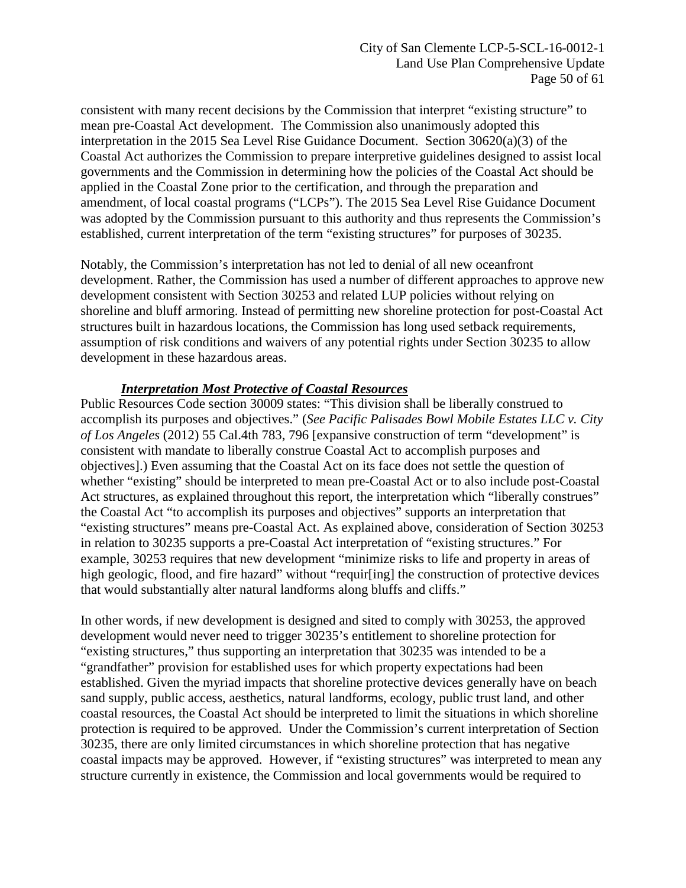consistent with many recent decisions by the Commission that interpret "existing structure" to mean pre-Coastal Act development. The Commission also unanimously adopted this interpretation in the 2015 Sea Level Rise Guidance Document. Section 30620(a)(3) of the Coastal Act authorizes the Commission to prepare interpretive guidelines designed to assist local governments and the Commission in determining how the policies of the Coastal Act should be applied in the Coastal Zone prior to the certification, and through the preparation and amendment, of local coastal programs ("LCPs"). The 2015 Sea Level Rise Guidance Document was adopted by the Commission pursuant to this authority and thus represents the Commission's established, current interpretation of the term "existing structures" for purposes of 30235.

Notably, the Commission's interpretation has not led to denial of all new oceanfront development. Rather, the Commission has used a number of different approaches to approve new development consistent with Section 30253 and related LUP policies without relying on shoreline and bluff armoring. Instead of permitting new shoreline protection for post-Coastal Act structures built in hazardous locations, the Commission has long used setback requirements, assumption of risk conditions and waivers of any potential rights under Section 30235 to allow development in these hazardous areas.

***Interpretation Most Protective of Coastal Resources***

Public Resources Code section 30009 states: "This division shall be liberally construed to accomplish its purposes and objectives." (*See Pacific Palisades Bowl Mobile Estates LLC v. City of Los Angeles* (2012) 55 Cal.4th 783, 796 [expansive construction of term "development" is consistent with mandate to liberally construe Coastal Act to accomplish purposes and objectives].) Even assuming that the Coastal Act on its face does not settle the question of whether "existing" should be interpreted to mean pre-Coastal Act or to also include post-Coastal Act structures, as explained throughout this report, the interpretation which "liberally construes" the Coastal Act "to accomplish its purposes and objectives" supports an interpretation that "existing structures" means pre-Coastal Act. As explained above, consideration of Section 30253 in relation to 30235 supports a pre-Coastal Act interpretation of "existing structures." For example, 30253 requires that new development "minimize risks to life and property in areas of high geologic, flood, and fire hazard" without "requir[ing] the construction of protective devices that would substantially alter natural landforms along bluffs and cliffs."

In other words, if new development is designed and sited to comply with 30253, the approved development would never need to trigger 30235's entitlement to shoreline protection for "existing structures," thus supporting an interpretation that 30235 was intended to be a "grandfather" provision for established uses for which property expectations had been established. Given the myriad impacts that shoreline protective devices generally have on beach sand supply, public access, aesthetics, natural landforms, ecology, public trust land, and other coastal resources, the Coastal Act should be interpreted to limit the situations in which shoreline protection is required to be approved. Under the Commission's current interpretation of Section 30235, there are only limited circumstances in which shoreline protection that has negative coastal impacts may be approved. However, if "existing structures" was interpreted to mean any structure currently in existence, the Commission and local governments would be required to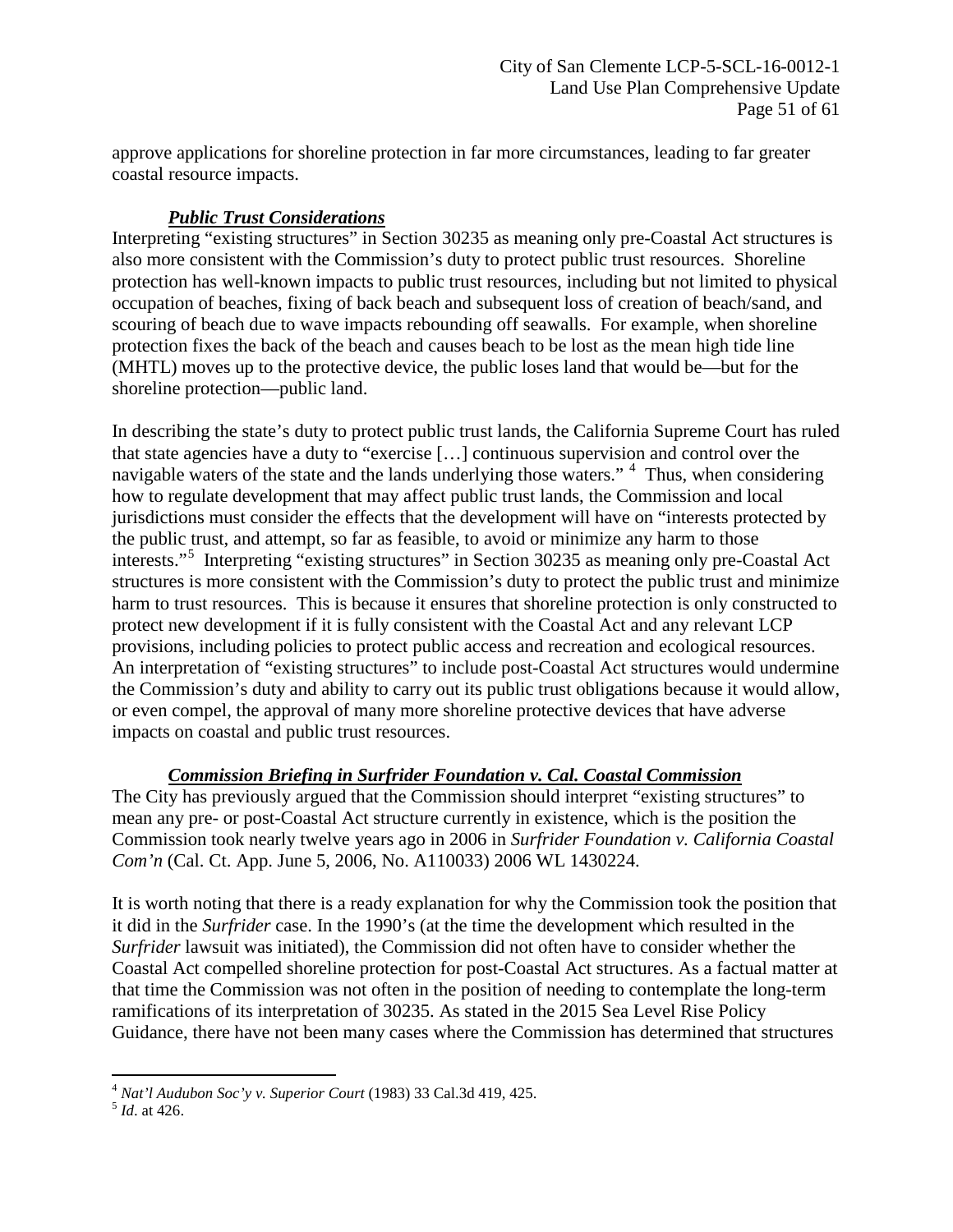approve applications for shoreline protection in far more circumstances, leading to far greater coastal resource impacts.

### ***Public Trust Considerations***

Interpreting "existing structures" in Section 30235 as meaning only pre-Coastal Act structures is also more consistent with the Commission's duty to protect public trust resources. Shoreline protection has well-known impacts to public trust resources, including but not limited to physical occupation of beaches, fixing of back beach and subsequent loss of creation of beach/sand, and scouring of beach due to wave impacts rebounding off seawalls. For example, when shoreline protection fixes the back of the beach and causes beach to be lost as the mean high tide line (MHTL) moves up to the protective device, the public loses land that would be—but for the shoreline protection—public land.

In describing the state's duty to protect public trust lands, the California Supreme Court has ruled that state agencies have a duty to "exercise […] continuous supervision and control over the navigable waters of the state and the lands underlying those waters." [4] Thus, when considering how to regulate development that may affect public trust lands, the Commission and local jurisdictions must consider the effects that the development will have on "interests protected by the public trust, and attempt, so far as feasible, to avoid or minimize any harm to those interests." [5] Interpreting "existing structures" in Section 30235 as meaning only pre-Coastal Act structures is more consistent with the Commission's duty to protect the public trust and minimize harm to trust resources. This is because it ensures that shoreline protection is only constructed to protect new development if it is fully consistent with the Coastal Act and any relevant LCP provisions, including policies to protect public access and recreation and ecological resources. An interpretation of "existing structures" to include post-Coastal Act structures would undermine the Commission's duty and ability to carry out its public trust obligations because it would allow, or even compel, the approval of many more shoreline protective devices that have adverse impacts on coastal and public trust resources.

### ***Commission Briefing in Surfrider Foundation v. Cal. Coastal Commission***

The City has previously argued that the Commission should interpret "existing structures" to mean any pre- or post-Coastal Act structure currently in existence, which is the position the Commission took nearly twelve years ago in 2006 in *Surfrider Foundation v. California Coastal Com'n* (Cal. Ct. App. June 5, 2006, No. A110033) 2006 WL 1430224.

It is worth noting that there is a ready explanation for why the Commission took the position that it did in the *Surfrider* case. In the 1990's (at the time the development which resulted in the *Surfrider* lawsuit was initiated), the Commission did not often have to consider whether the Coastal Act compelled shoreline protection for post-Coastal Act structures. As a factual matter at that time the Commission was not often in the position of needing to contemplate the long-term ramifications of its interpretation of 30235. As stated in the 2015 Sea Level Rise Policy Guidance, there have not been many cases where the Commission has determined that structures

---

[4] *Nat'l Audubon Soc'y v. Superior Court* (1983) 33 Cal.3d 419, 425.

[5] *Id*. at 426.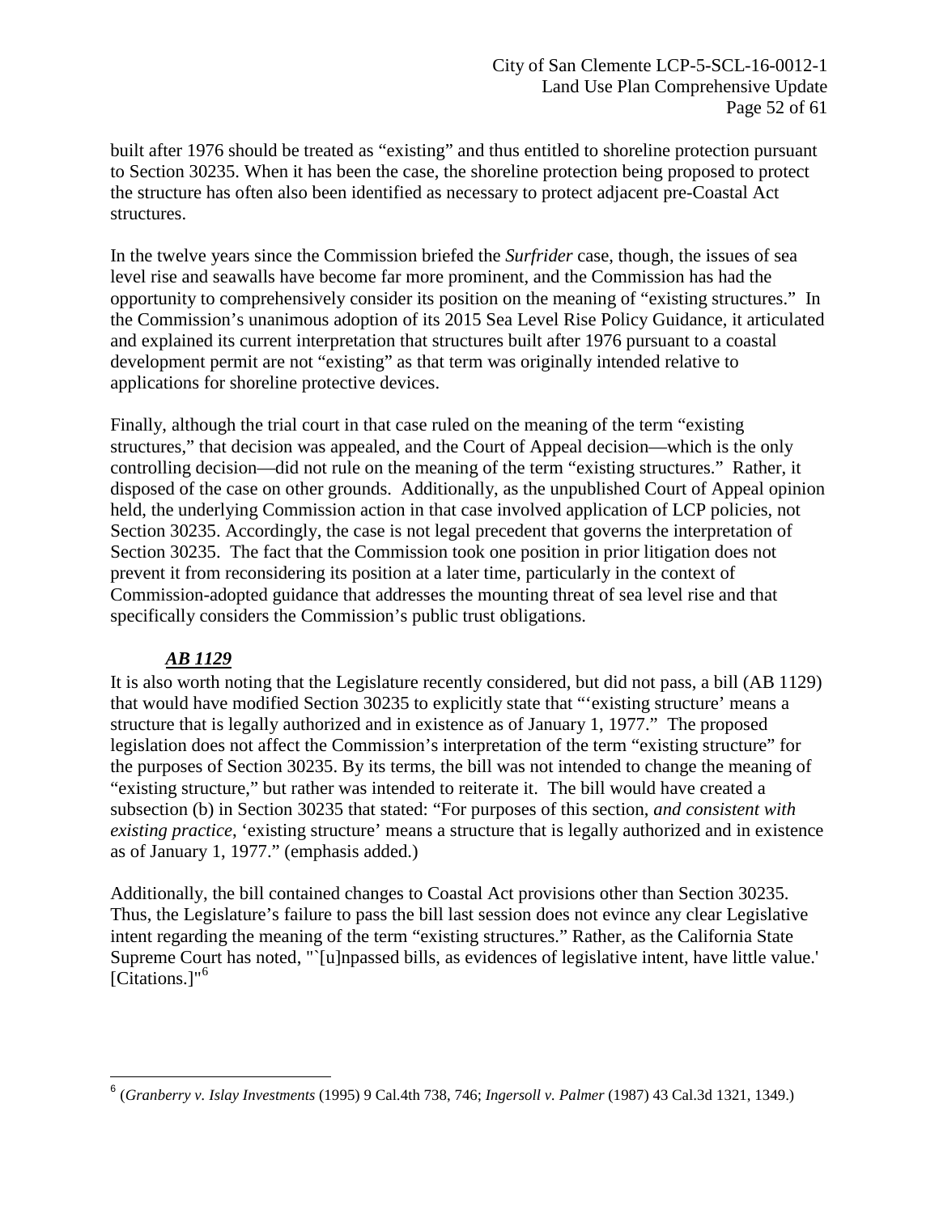built after 1976 should be treated as "existing" and thus entitled to shoreline protection pursuant to Section 30235. When it has been the case, the shoreline protection being proposed to protect the structure has often also been identified as necessary to protect adjacent pre-Coastal Act structures.

In the twelve years since the Commission briefed the *Surfrider* case, though, the issues of sea level rise and seawalls have become far more prominent, and the Commission has had the opportunity to comprehensively consider its position on the meaning of "existing structures." In the Commission's unanimous adoption of its 2015 Sea Level Rise Policy Guidance, it articulated and explained its current interpretation that structures built after 1976 pursuant to a coastal development permit are not "existing" as that term was originally intended relative to applications for shoreline protective devices.

Finally, although the trial court in that case ruled on the meaning of the term "existing structures," that decision was appealed, and the Court of Appeal decision—which is the only controlling decision—did not rule on the meaning of the term "existing structures." Rather, it disposed of the case on other grounds. Additionally, as the unpublished Court of Appeal opinion held, the underlying Commission action in that case involved application of LCP policies, not Section 30235. Accordingly, the case is not legal precedent that governs the interpretation of Section 30235. The fact that the Commission took one position in prior litigation does not prevent it from reconsidering its position at a later time, particularly in the context of Commission-adopted guidance that addresses the mounting threat of sea level rise and that specifically considers the Commission's public trust obligations.

### ***AB 1129***

It is also worth noting that the Legislature recently considered, but did not pass, a bill (AB 1129) that would have modified Section 30235 to explicitly state that "'existing structure' means a structure that is legally authorized and in existence as of January 1, 1977." The proposed legislation does not affect the Commission's interpretation of the term "existing structure" for the purposes of Section 30235. By its terms, the bill was not intended to change the meaning of "existing structure," but rather was intended to reiterate it. The bill would have created a subsection (b) in Section 30235 that stated: "For purposes of this section, *and consistent with existing practice*, 'existing structure' means a structure that is legally authorized and in existence as of January 1, 1977." (emphasis added.)

Additionally, the bill contained changes to Coastal Act provisions other than Section 30235. Thus, the Legislature's failure to pass the bill last session does not evince any clear Legislative intent regarding the meaning of the term "existing structures." Rather, as the California State Supreme Court has noted, "`[u]npassed bills, as evidences of legislative intent, have little value.' [Citations.]"[6]

---

[6] (*Granberry v. Islay Investments* (1995) 9 Cal.4th 738, 746; *Ingersoll v. Palmer* (1987) 43 Cal.3d 1321, 1349.)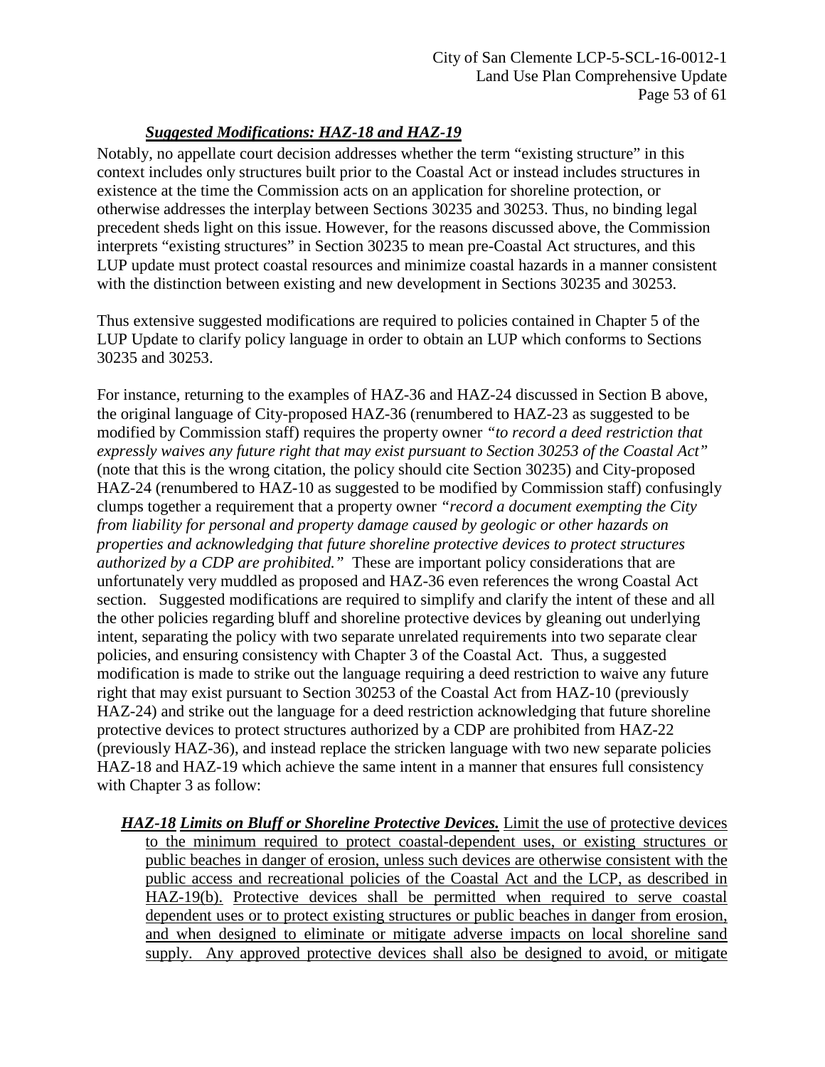***Suggested Modifications: HAZ-18 and HAZ-19***

Notably, no appellate court decision addresses whether the term "existing structure" in this context includes only structures built prior to the Coastal Act or instead includes structures in existence at the time the Commission acts on an application for shoreline protection, or otherwise addresses the interplay between Sections 30235 and 30253. Thus, no binding legal precedent sheds light on this issue. However, for the reasons discussed above, the Commission interprets "existing structures" in Section 30235 to mean pre-Coastal Act structures, and this LUP update must protect coastal resources and minimize coastal hazards in a manner consistent with the distinction between existing and new development in Sections 30235 and 30253.

Thus extensive suggested modifications are required to policies contained in Chapter 5 of the LUP Update to clarify policy language in order to obtain an LUP which conforms to Sections 30235 and 30253.

For instance, returning to the examples of HAZ-36 and HAZ-24 discussed in Section B above, the original language of City-proposed HAZ-36 (renumbered to HAZ-23 as suggested to be modified by Commission staff) requires the property owner *"to record a deed restriction that expressly waives any future right that may exist pursuant to Section 30253 of the Coastal Act"* (note that this is the wrong citation, the policy should cite Section 30235) and City-proposed HAZ-24 (renumbered to HAZ-10 as suggested to be modified by Commission staff) confusingly clumps together a requirement that a property owner *"record a document exempting the City from liability for personal and property damage caused by geologic or other hazards on properties and acknowledging that future shoreline protective devices to protect structures authorized by a CDP are prohibited."* These are important policy considerations that are unfortunately very muddled as proposed and HAZ-36 even references the wrong Coastal Act section. Suggested modifications are required to simplify and clarify the intent of these and all the other policies regarding bluff and shoreline protective devices by gleaning out underlying intent, separating the policy with two separate unrelated requirements into two separate clear policies, and ensuring consistency with Chapter 3 of the Coastal Act. Thus, a suggested modification is made to strike out the language requiring a deed restriction to waive any future right that may exist pursuant to Section 30253 of the Coastal Act from HAZ-10 (previously HAZ-24) and strike out the language for a deed restriction acknowledging that future shoreline protective devices to protect structures authorized by a CDP are prohibited from HAZ-22 (previously HAZ-36), and instead replace the stricken language with two new separate policies HAZ-18 and HAZ-19 which achieve the same intent in a manner that ensures full consistency with Chapter 3 as follow:

***HAZ-18 Limits on Bluff or Shoreline Protective Devices.*** Limit the use of protective devices to the minimum required to protect coastal-dependent uses, or existing structures or public beaches in danger of erosion, unless such devices are otherwise consistent with the public access and recreational policies of the Coastal Act and the LCP, as described in HAZ-19(b). Protective devices shall be permitted when required to serve coastal dependent uses or to protect existing structures or public beaches in danger from erosion, and when designed to eliminate or mitigate adverse impacts on local shoreline sand supply. Any approved protective devices shall also be designed to avoid, or mitigate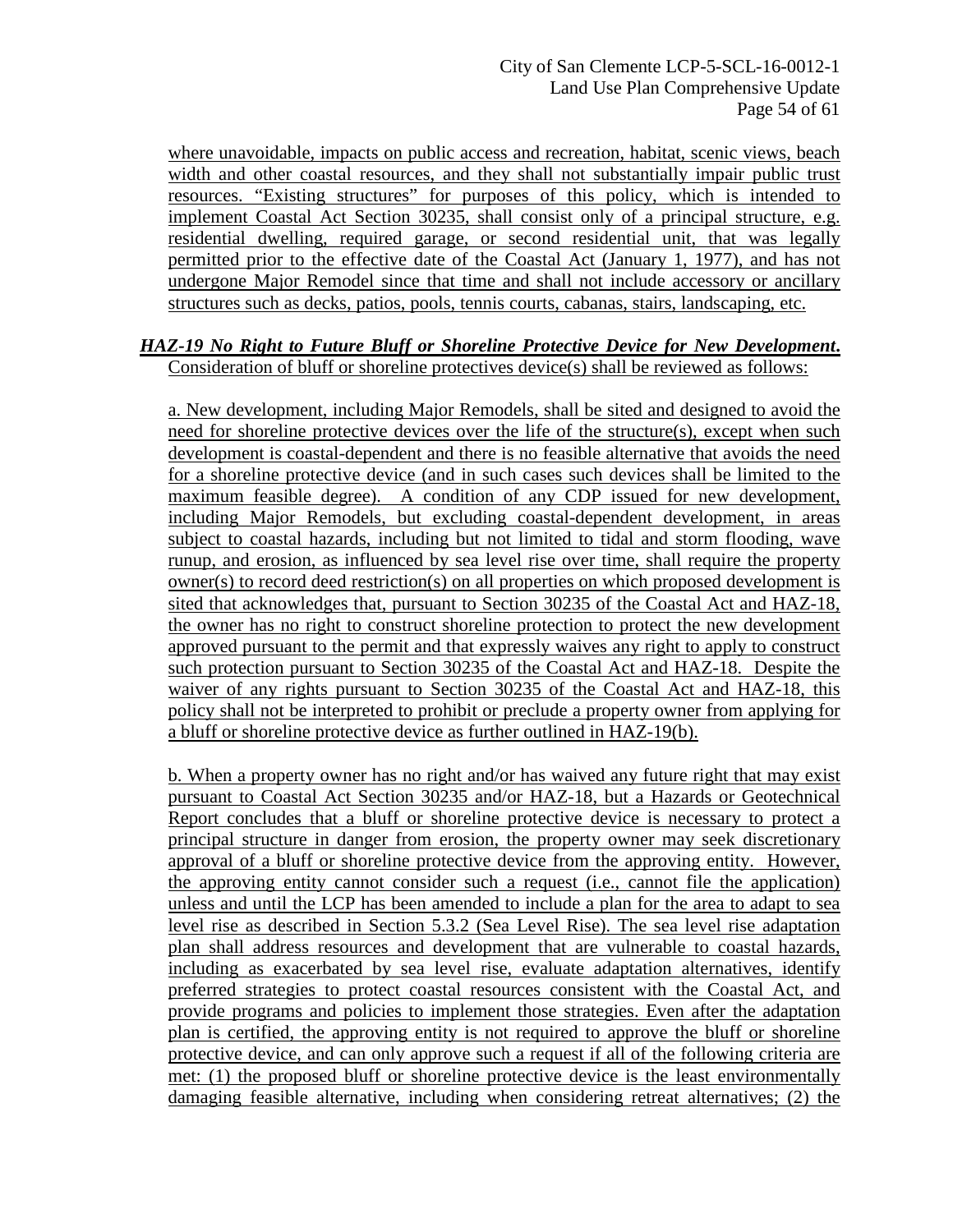where unavoidable, impacts on public access and recreation, habitat, scenic views, beach width and other coastal resources, and they shall not substantially impair public trust resources. "Existing structures" for purposes of this policy, which is intended to implement Coastal Act Section 30235, shall consist only of a principal structure, e.g. residential dwelling, required garage, or second residential unit, that was legally permitted prior to the effective date of the Coastal Act (January 1, 1977), and has not undergone Major Remodel since that time and shall not include accessory or ancillary structures such as decks, patios, pools, tennis courts, cabanas, stairs, landscaping, etc.

***HAZ-19 No Right to Future Bluff or Shoreline Protective Device for New Development.*** Consideration of bluff or shoreline protectives device(s) shall be reviewed as follows:

a. New development, including Major Remodels, shall be sited and designed to avoid the need for shoreline protective devices over the life of the structure(s), except when such development is coastal-dependent and there is no feasible alternative that avoids the need for a shoreline protective device (and in such cases such devices shall be limited to the maximum feasible degree). A condition of any CDP issued for new development, including Major Remodels, but excluding coastal-dependent development, in areas subject to coastal hazards, including but not limited to tidal and storm flooding, wave runup, and erosion, as influenced by sea level rise over time, shall require the property owner(s) to record deed restriction(s) on all properties on which proposed development is sited that acknowledges that, pursuant to Section 30235 of the Coastal Act and HAZ-18, the owner has no right to construct shoreline protection to protect the new development approved pursuant to the permit and that expressly waives any right to apply to construct such protection pursuant to Section 30235 of the Coastal Act and HAZ-18. Despite the waiver of any rights pursuant to Section 30235 of the Coastal Act and HAZ-18, this policy shall not be interpreted to prohibit or preclude a property owner from applying for a bluff or shoreline protective device as further outlined in HAZ-19(b).

b. When a property owner has no right and/or has waived any future right that may exist pursuant to Coastal Act Section 30235 and/or HAZ-18, but a Hazards or Geotechnical Report concludes that a bluff or shoreline protective device is necessary to protect a principal structure in danger from erosion, the property owner may seek discretionary approval of a bluff or shoreline protective device from the approving entity. However, the approving entity cannot consider such a request (i.e., cannot file the application) unless and until the LCP has been amended to include a plan for the area to adapt to sea level rise as described in Section 5.3.2 (Sea Level Rise). The sea level rise adaptation plan shall address resources and development that are vulnerable to coastal hazards, including as exacerbated by sea level rise, evaluate adaptation alternatives, identify preferred strategies to protect coastal resources consistent with the Coastal Act, and provide programs and policies to implement those strategies. Even after the adaptation plan is certified, the approving entity is not required to approve the bluff or shoreline protective device, and can only approve such a request if all of the following criteria are met: (1) the proposed bluff or shoreline protective device is the least environmentally damaging feasible alternative, including when considering retreat alternatives; (2) the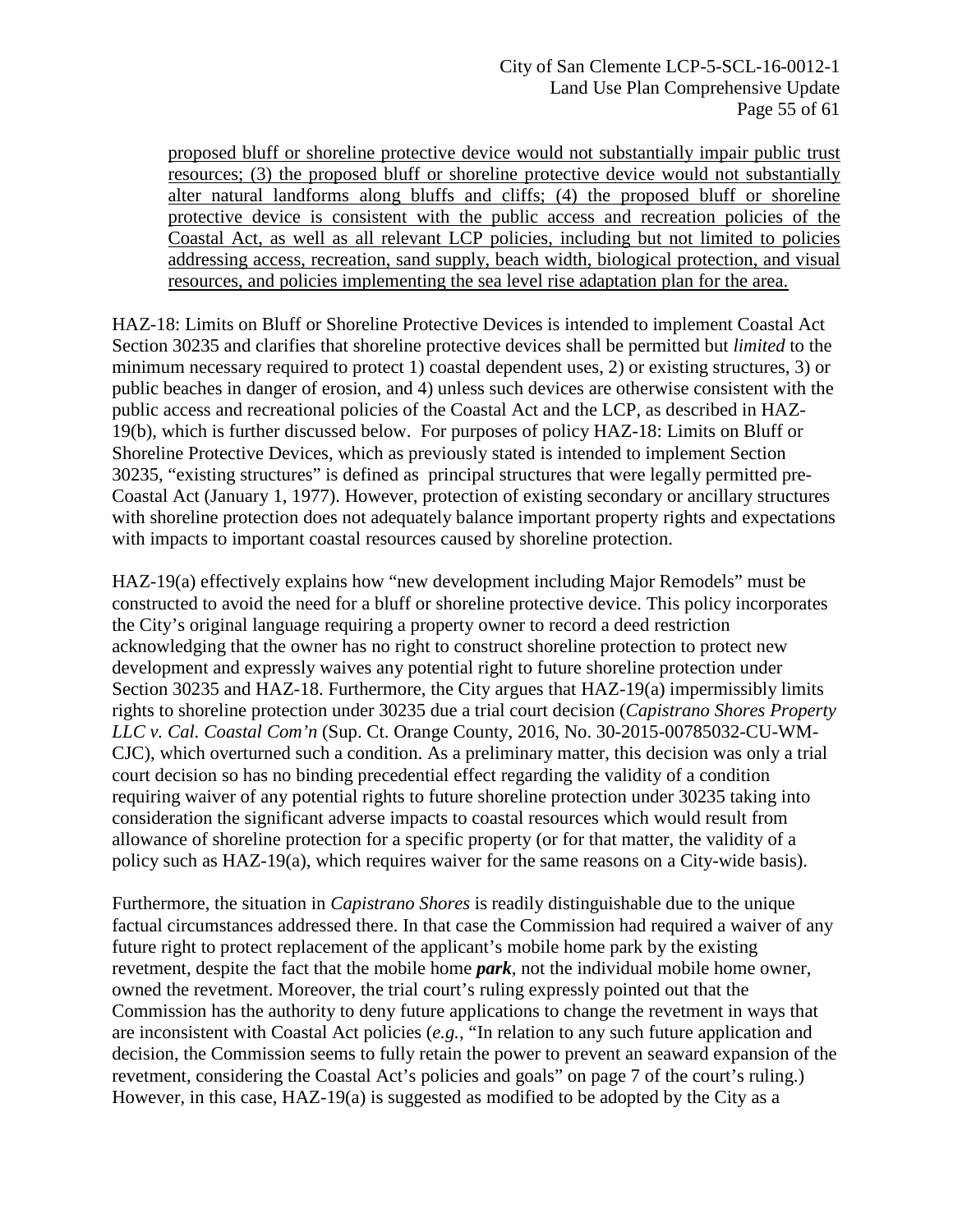proposed bluff or shoreline protective device would not substantially impair public trust resources; (3) the proposed bluff or shoreline protective device would not substantially alter natural landforms along bluffs and cliffs; (4) the proposed bluff or shoreline protective device is consistent with the public access and recreation policies of the Coastal Act, as well as all relevant LCP policies, including but not limited to policies addressing access, recreation, sand supply, beach width, biological protection, and visual resources, and policies implementing the sea level rise adaptation plan for the area.

HAZ-18: Limits on Bluff or Shoreline Protective Devices is intended to implement Coastal Act Section 30235 and clarifies that shoreline protective devices shall be permitted but *limited* to the minimum necessary required to protect 1) coastal dependent uses, 2) or existing structures, 3) or public beaches in danger of erosion, and 4) unless such devices are otherwise consistent with the public access and recreational policies of the Coastal Act and the LCP, as described in HAZ-19(b), which is further discussed below. For purposes of policy HAZ-18: Limits on Bluff or Shoreline Protective Devices, which as previously stated is intended to implement Section 30235, "existing structures" is defined as principal structures that were legally permitted pre-Coastal Act (January 1, 1977). However, protection of existing secondary or ancillary structures with shoreline protection does not adequately balance important property rights and expectations with impacts to important coastal resources caused by shoreline protection.

HAZ-19(a) effectively explains how "new development including Major Remodels" must be constructed to avoid the need for a bluff or shoreline protective device. This policy incorporates the City's original language requiring a property owner to record a deed restriction acknowledging that the owner has no right to construct shoreline protection to protect new development and expressly waives any potential right to future shoreline protection under Section 30235 and HAZ-18. Furthermore, the City argues that HAZ-19(a) impermissibly limits rights to shoreline protection under 30235 due a trial court decision (*Capistrano Shores Property LLC v. Cal. Coastal Com'n* (Sup. Ct. Orange County, 2016, No. 30-2015-00785032-CU-WM-CJC), which overturned such a condition. As a preliminary matter, this decision was only a trial court decision so has no binding precedential effect regarding the validity of a condition requiring waiver of any potential rights to future shoreline protection under 30235 taking into consideration the significant adverse impacts to coastal resources which would result from allowance of shoreline protection for a specific property (or for that matter, the validity of a policy such as HAZ-19(a), which requires waiver for the same reasons on a City-wide basis).

Furthermore, the situation in *Capistrano Shores* is readily distinguishable due to the unique factual circumstances addressed there. In that case the Commission had required a waiver of any future right to protect replacement of the applicant's mobile home park by the existing revetment, despite the fact that the mobile home ***park***, not the individual mobile home owner, owned the revetment. Moreover, the trial court's ruling expressly pointed out that the Commission has the authority to deny future applications to change the revetment in ways that are inconsistent with Coastal Act policies (*e.g.*, "In relation to any such future application and decision, the Commission seems to fully retain the power to prevent an seaward expansion of the revetment, considering the Coastal Act's policies and goals" on page 7 of the court's ruling.) However, in this case, HAZ-19(a) is suggested as modified to be adopted by the City as a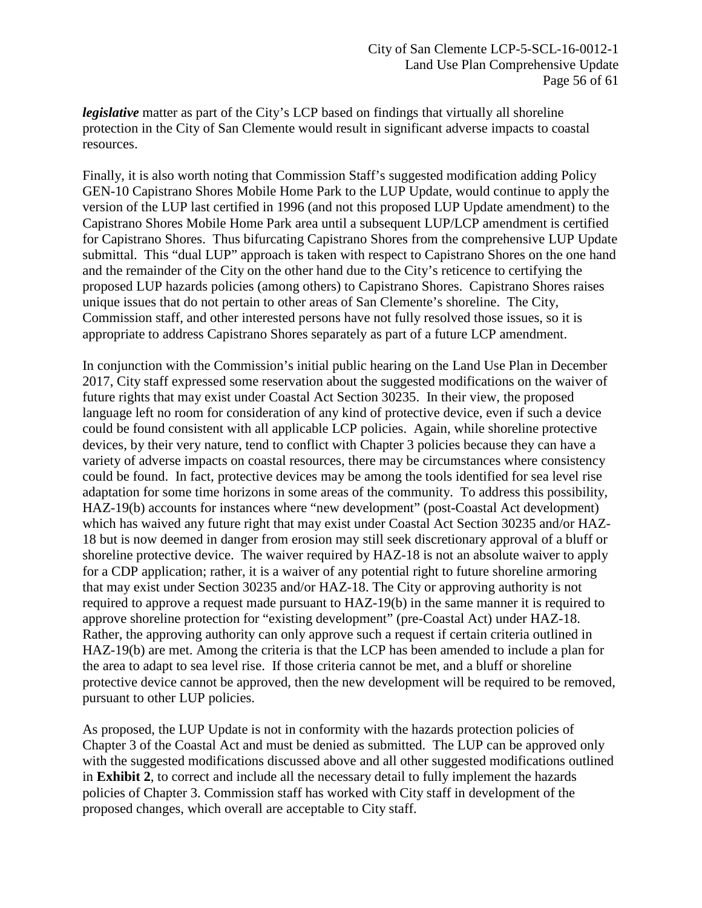***legislative*** matter as part of the City's LCP based on findings that virtually all shoreline protection in the City of San Clemente would result in significant adverse impacts to coastal resources.

Finally, it is also worth noting that Commission Staff's suggested modification adding Policy GEN-10 Capistrano Shores Mobile Home Park to the LUP Update, would continue to apply the version of the LUP last certified in 1996 (and not this proposed LUP Update amendment) to the Capistrano Shores Mobile Home Park area until a subsequent LUP/LCP amendment is certified for Capistrano Shores. Thus bifurcating Capistrano Shores from the comprehensive LUP Update submittal. This "dual LUP" approach is taken with respect to Capistrano Shores on the one hand and the remainder of the City on the other hand due to the City's reticence to certifying the proposed LUP hazards policies (among others) to Capistrano Shores. Capistrano Shores raises unique issues that do not pertain to other areas of San Clemente's shoreline. The City, Commission staff, and other interested persons have not fully resolved those issues, so it is appropriate to address Capistrano Shores separately as part of a future LCP amendment.

In conjunction with the Commission's initial public hearing on the Land Use Plan in December 2017, City staff expressed some reservation about the suggested modifications on the waiver of future rights that may exist under Coastal Act Section 30235. In their view, the proposed language left no room for consideration of any kind of protective device, even if such a device could be found consistent with all applicable LCP policies. Again, while shoreline protective devices, by their very nature, tend to conflict with Chapter 3 policies because they can have a variety of adverse impacts on coastal resources, there may be circumstances where consistency could be found. In fact, protective devices may be among the tools identified for sea level rise adaptation for some time horizons in some areas of the community. To address this possibility, HAZ-19(b) accounts for instances where "new development" (post-Coastal Act development) which has waived any future right that may exist under Coastal Act Section 30235 and/or HAZ-18 but is now deemed in danger from erosion may still seek discretionary approval of a bluff or shoreline protective device. The waiver required by HAZ-18 is not an absolute waiver to apply for a CDP application; rather, it is a waiver of any potential right to future shoreline armoring that may exist under Section 30235 and/or HAZ-18. The City or approving authority is not required to approve a request made pursuant to HAZ-19(b) in the same manner it is required to approve shoreline protection for "existing development" (pre-Coastal Act) under HAZ-18. Rather, the approving authority can only approve such a request if certain criteria outlined in HAZ-19(b) are met. Among the criteria is that the LCP has been amended to include a plan for the area to adapt to sea level rise. If those criteria cannot be met, and a bluff or shoreline protective device cannot be approved, then the new development will be required to be removed, pursuant to other LUP policies.

As proposed, the LUP Update is not in conformity with the hazards protection policies of Chapter 3 of the Coastal Act and must be denied as submitted. The LUP can be approved only with the suggested modifications discussed above and all other suggested modifications outlined in **Exhibit 2**, to correct and include all the necessary detail to fully implement the hazards policies of Chapter 3. Commission staff has worked with City staff in development of the proposed changes, which overall are acceptable to City staff.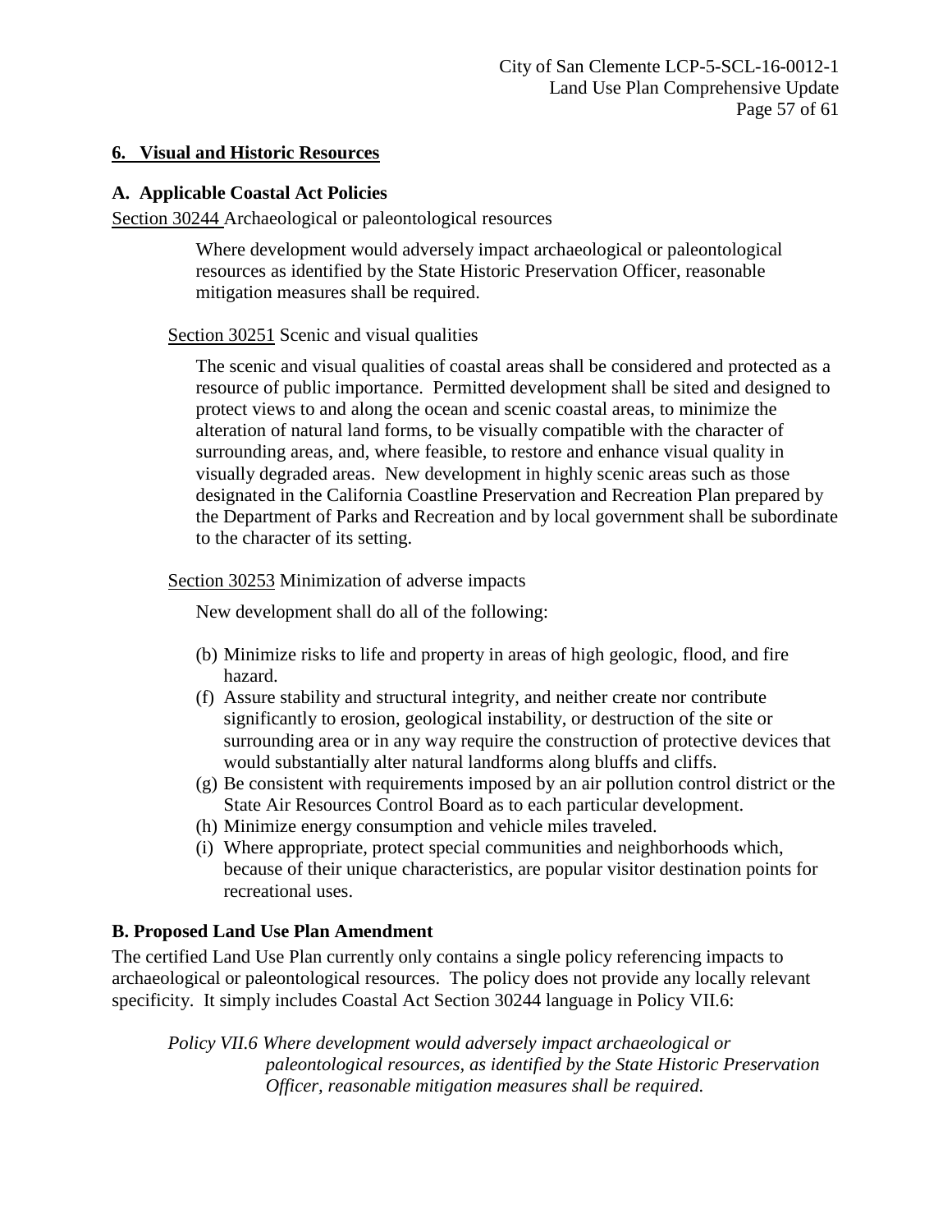## 6. Visual and Historic Resources

### A. Applicable Coastal Act Policies

Section 30244 Archaeological or paleontological resources

> Where development would adversely impact archaeological or paleontological resources as identified by the State Historic Preservation Officer, reasonable mitigation measures shall be required.

Section 30251 Scenic and visual qualities

> The scenic and visual qualities of coastal areas shall be considered and protected as a resource of public importance. Permitted development shall be sited and designed to protect views to and along the ocean and scenic coastal areas, to minimize the alteration of natural land forms, to be visually compatible with the character of surrounding areas, and, where feasible, to restore and enhance visual quality in visually degraded areas. New development in highly scenic areas such as those designated in the California Coastline Preservation and Recreation Plan prepared by the Department of Parks and Recreation and by local government shall be subordinate to the character of its setting.

Section 30253 Minimization of adverse impacts

> New development shall do all of the following:
>
> (b) Minimize risks to life and property in areas of high geologic, flood, and fire hazard.
>
> (f) Assure stability and structural integrity, and neither create nor contribute significantly to erosion, geological instability, or destruction of the site or surrounding area or in any way require the construction of protective devices that would substantially alter natural landforms along bluffs and cliffs.
>
> (g) Be consistent with requirements imposed by an air pollution control district or the State Air Resources Control Board as to each particular development.
>
> (h) Minimize energy consumption and vehicle miles traveled.
>
> (i) Where appropriate, protect special communities and neighborhoods which, because of their unique characteristics, are popular visitor destination points for recreational uses.

### B. Proposed Land Use Plan Amendment

The certified Land Use Plan currently only contains a single policy referencing impacts to archaeological or paleontological resources. The policy does not provide any locally relevant specificity. It simply includes Coastal Act Section 30244 language in Policy VII.6:

> *Policy VII.6 Where development would adversely impact archaeological or paleontological resources, as identified by the State Historic Preservation Officer, reasonable mitigation measures shall be required.*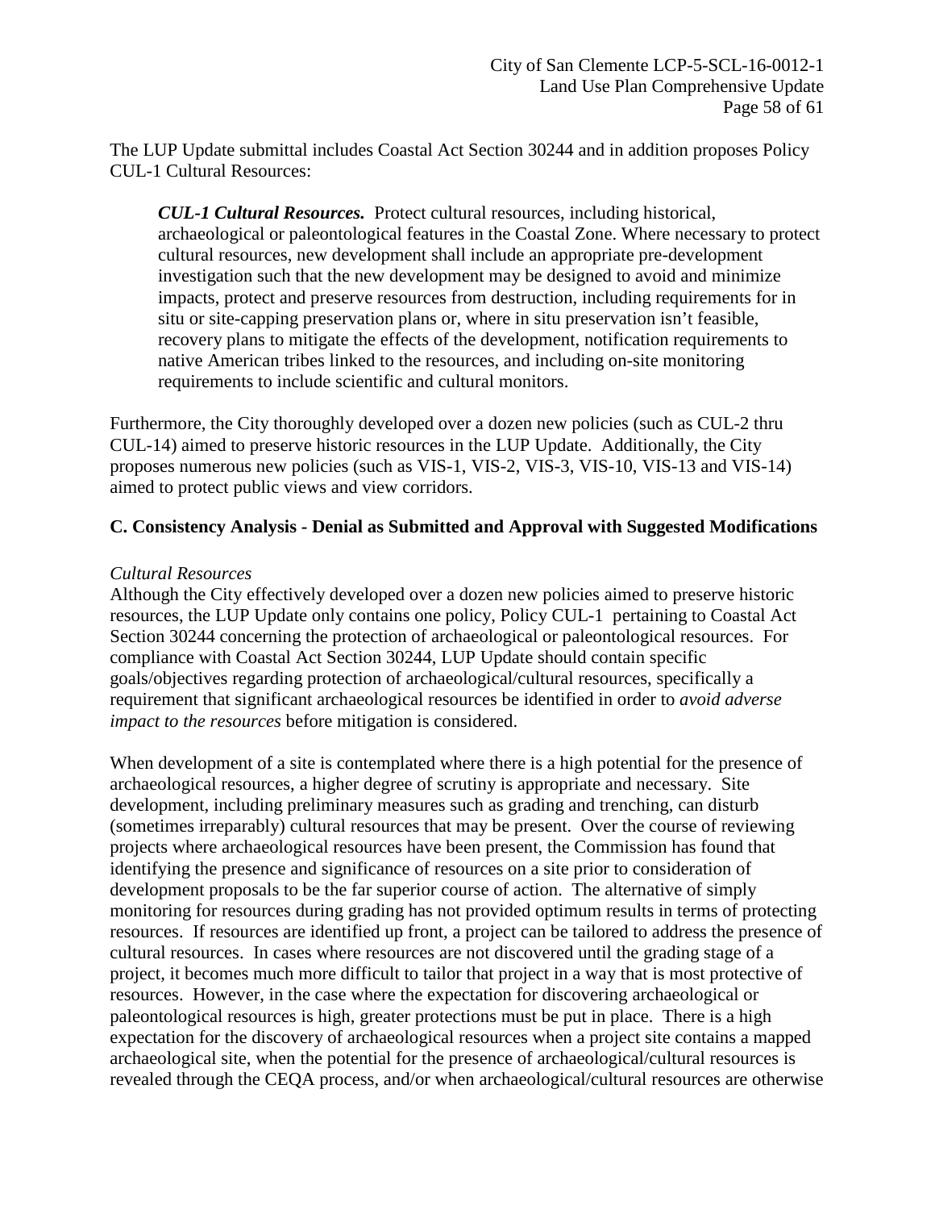The LUP Update submittal includes Coastal Act Section 30244 and in addition proposes Policy CUL-1 Cultural Resources:

> ***CUL-1 Cultural Resources.*** Protect cultural resources, including historical, archaeological or paleontological features in the Coastal Zone. Where necessary to protect cultural resources, new development shall include an appropriate pre-development investigation such that the new development may be designed to avoid and minimize impacts, protect and preserve resources from destruction, including requirements for in situ or site-capping preservation plans or, where in situ preservation isn't feasible, recovery plans to mitigate the effects of the development, notification requirements to native American tribes linked to the resources, and including on-site monitoring requirements to include scientific and cultural monitors.

Furthermore, the City thoroughly developed over a dozen new policies (such as CUL-2 thru CUL-14) aimed to preserve historic resources in the LUP Update. Additionally, the City proposes numerous new policies (such as VIS-1, VIS-2, VIS-3, VIS-10, VIS-13 and VIS-14) aimed to protect public views and view corridors.

**C. Consistency Analysis - Denial as Submitted and Approval with Suggested Modifications**

*Cultural Resources*

Although the City effectively developed over a dozen new policies aimed to preserve historic resources, the LUP Update only contains one policy, Policy CUL-1 pertaining to Coastal Act Section 30244 concerning the protection of archaeological or paleontological resources. For compliance with Coastal Act Section 30244, LUP Update should contain specific goals/objectives regarding protection of archaeological/cultural resources, specifically a requirement that significant archaeological resources be identified in order to *avoid adverse impact to the resources* before mitigation is considered.

When development of a site is contemplated where there is a high potential for the presence of archaeological resources, a higher degree of scrutiny is appropriate and necessary. Site development, including preliminary measures such as grading and trenching, can disturb (sometimes irreparably) cultural resources that may be present. Over the course of reviewing projects where archaeological resources have been present, the Commission has found that identifying the presence and significance of resources on a site prior to consideration of development proposals to be the far superior course of action. The alternative of simply monitoring for resources during grading has not provided optimum results in terms of protecting resources. If resources are identified up front, a project can be tailored to address the presence of cultural resources. In cases where resources are not discovered until the grading stage of a project, it becomes much more difficult to tailor that project in a way that is most protective of resources. However, in the case where the expectation for discovering archaeological or paleontological resources is high, greater protections must be put in place. There is a high expectation for the discovery of archaeological resources when a project site contains a mapped archaeological site, when the potential for the presence of archaeological/cultural resources is revealed through the CEQA process, and/or when archaeological/cultural resources are otherwise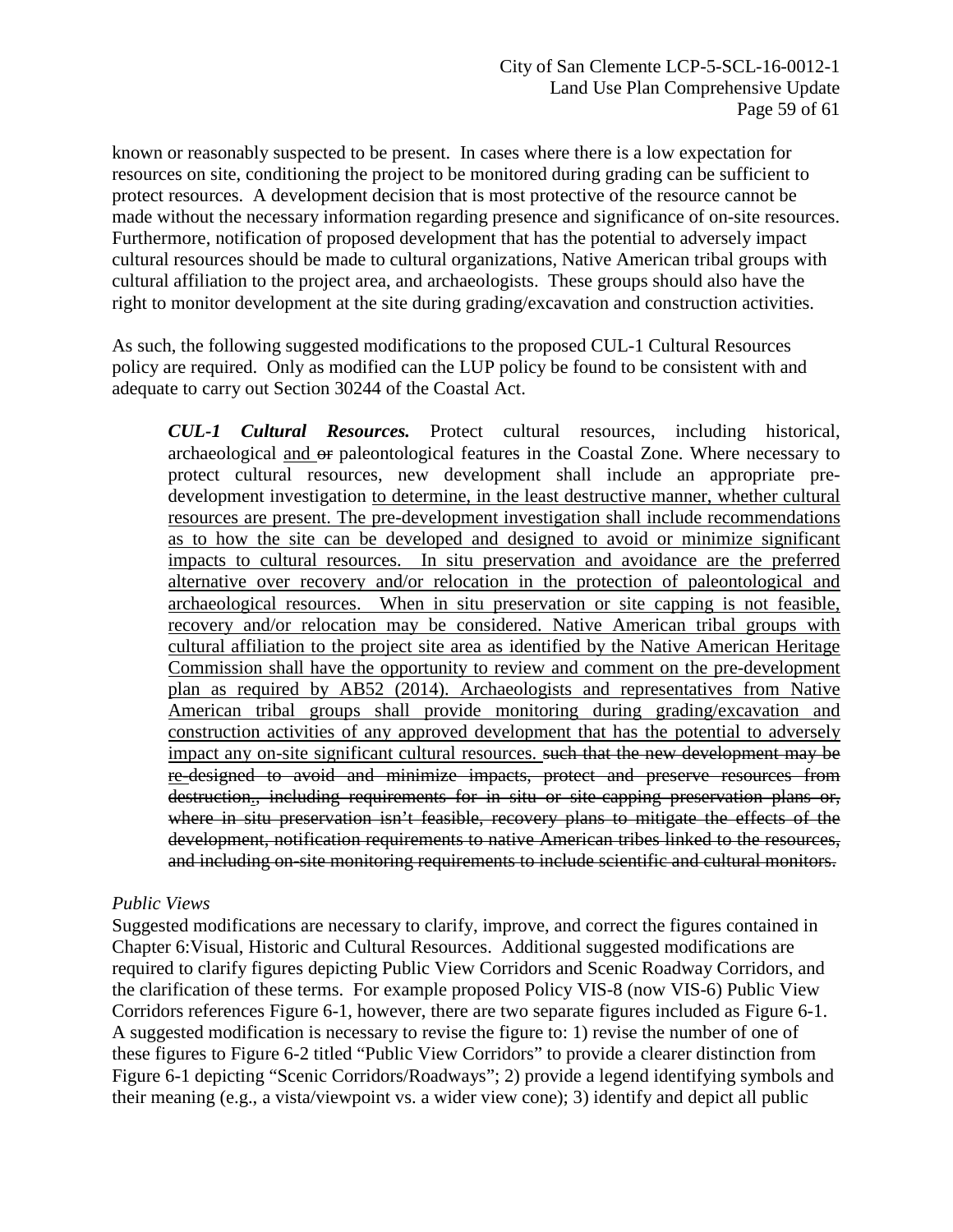known or reasonably suspected to be present. In cases where there is a low expectation for resources on site, conditioning the project to be monitored during grading can be sufficient to protect resources. A development decision that is most protective of the resource cannot be made without the necessary information regarding presence and significance of on-site resources. Furthermore, notification of proposed development that has the potential to adversely impact cultural resources should be made to cultural organizations, Native American tribal groups with cultural affiliation to the project area, and archaeologists. These groups should also have the right to monitor development at the site during grading/excavation and construction activities.

As such, the following suggested modifications to the proposed CUL-1 Cultural Resources policy are required. Only as modified can the LUP policy be found to be consistent with and adequate to carry out Section 30244 of the Coastal Act.

> ***CUL-1 Cultural Resources.*** Protect cultural resources, including historical, archaeological <u>and</u> ~~or~~ paleontological features in the Coastal Zone. Where necessary to protect cultural resources, new development shall include an appropriate pre-development investigation <u>to determine, in the least destructive manner, whether cultural resources are present. The pre-development investigation shall include recommendations as to how the site can be developed and designed to avoid or minimize significant impacts to cultural resources. In situ preservation and avoidance are the preferred alternative over recovery and/or relocation in the protection of paleontological and archaeological resources. When in situ preservation or site capping is not feasible, recovery and/or relocation may be considered. Native American tribal groups with cultural affiliation to the project site area as identified by the Native American Heritage Commission shall have the opportunity to review and comment on the pre-development plan as required by AB52 (2014). Archaeologists and representatives from Native American tribal groups shall provide monitoring during grading/excavation and construction activities of any approved development that has the potential to adversely impact any on-site significant cultural resources.</u> ~~such that the new development may be re-designed to avoid and minimize impacts, protect and preserve resources from destruction., including requirements for in situ or site-capping preservation plans or, where in situ preservation isn't feasible, recovery plans to mitigate the effects of the development, notification requirements to native American tribes linked to the resources, and including on-site monitoring requirements to include scientific and cultural monitors.~~

*Public Views*

Suggested modifications are necessary to clarify, improve, and correct the figures contained in Chapter 6:Visual, Historic and Cultural Resources. Additional suggested modifications are required to clarify figures depicting Public View Corridors and Scenic Roadway Corridors, and the clarification of these terms. For example proposed Policy VIS-8 (now VIS-6) Public View Corridors references Figure 6-1, however, there are two separate figures included as Figure 6-1. A suggested modification is necessary to revise the figure to: 1) revise the number of one of these figures to Figure 6-2 titled "Public View Corridors" to provide a clearer distinction from Figure 6-1 depicting "Scenic Corridors/Roadways"; 2) provide a legend identifying symbols and their meaning (e.g., a vista/viewpoint vs. a wider view cone); 3) identify and depict all public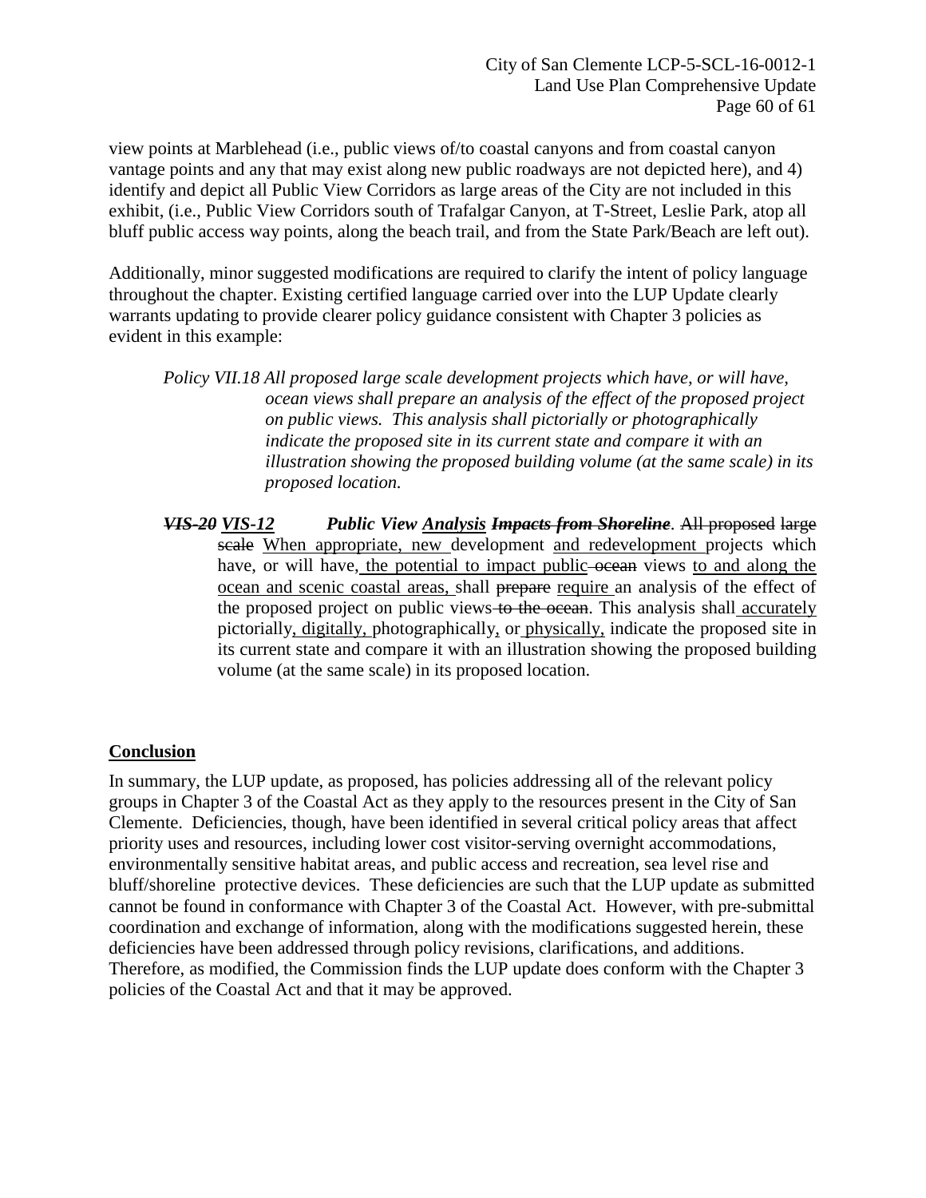view points at Marblehead (i.e., public views of/to coastal canyons and from coastal canyon vantage points and any that may exist along new public roadways are not depicted here), and 4) identify and depict all Public View Corridors as large areas of the City are not included in this exhibit, (i.e., Public View Corridors south of Trafalgar Canyon, at T-Street, Leslie Park, atop all bluff public access way points, along the beach trail, and from the State Park/Beach are left out).

Additionally, minor suggested modifications are required to clarify the intent of policy language throughout the chapter. Existing certified language carried over into the LUP Update clearly warrants updating to provide clearer policy guidance consistent with Chapter 3 policies as evident in this example:

> *Policy VII.18 All proposed large scale development projects which have, or will have, ocean views shall prepare an analysis of the effect of the proposed project on public views. This analysis shall pictorially or photographically indicate the proposed site in its current state and compare it with an illustration showing the proposed building volume (at the same scale) in its proposed location.*

> ***~~VIS-20~~ <u>VIS-12</u>*** ***Public View <u>Analysis</u> ~~Impacts from Shoreline~~***. ~~All proposed~~ ~~large scale~~ <u>When appropriate, new</u> development <u>and redevelopment</u> projects which have, or will have<u>, the potential to impact public</u> ~~ocean~~ views <u>to and along the ocean and scenic coastal areas,</u> shall ~~prepare~~ <u>require</u> an analysis of the effect of the proposed project on public views ~~to the ocean~~. This analysis shall <u>accurately</u> pictorially<u>, digitally,</u> photographically<u>,</u> or <u>physically,</u> indicate the proposed site in its current state and compare it with an illustration showing the proposed building volume (at the same scale) in its proposed location.

## <u>Conclusion</u>

In summary, the LUP update, as proposed, has policies addressing all of the relevant policy groups in Chapter 3 of the Coastal Act as they apply to the resources present in the City of San Clemente. Deficiencies, though, have been identified in several critical policy areas that affect priority uses and resources, including lower cost visitor-serving overnight accommodations, environmentally sensitive habitat areas, and public access and recreation, sea level rise and bluff/shoreline protective devices. These deficiencies are such that the LUP update as submitted cannot be found in conformance with Chapter 3 of the Coastal Act. However, with pre-submittal coordination and exchange of information, along with the modifications suggested herein, these deficiencies have been addressed through policy revisions, clarifications, and additions. Therefore, as modified, the Commission finds the LUP update does conform with the Chapter 3 policies of the Coastal Act and that it may be approved.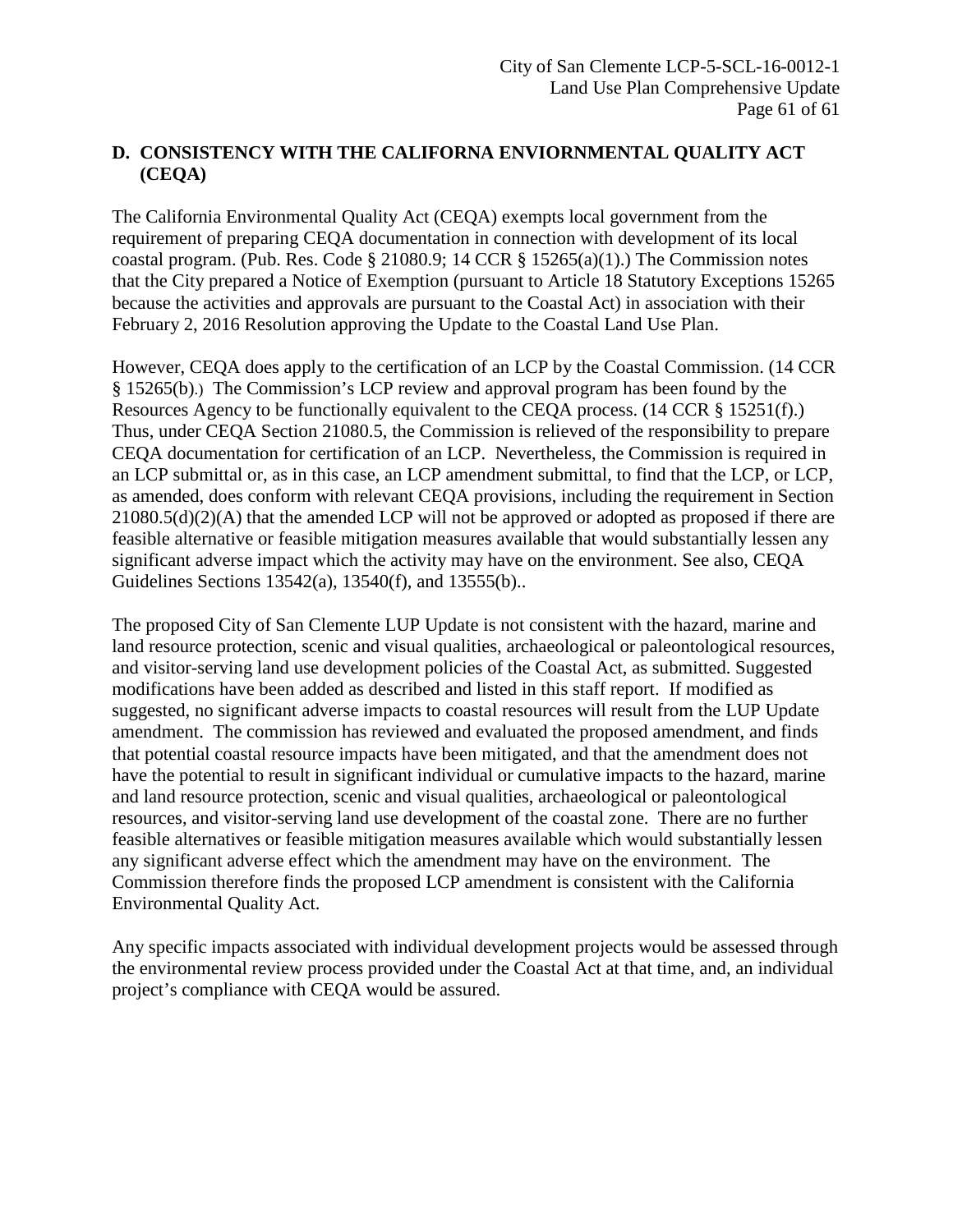## D. CONSISTENCY WITH THE CALIFORNA ENVIORNMENTAL QUALITY ACT (CEQA)

The California Environmental Quality Act (CEQA) exempts local government from the requirement of preparing CEQA documentation in connection with development of its local coastal program. (Pub. Res. Code § 21080.9; 14 CCR § 15265(a)(1).) The Commission notes that the City prepared a Notice of Exemption (pursuant to Article 18 Statutory Exceptions 15265 because the activities and approvals are pursuant to the Coastal Act) in association with their February 2, 2016 Resolution approving the Update to the Coastal Land Use Plan.

However, CEQA does apply to the certification of an LCP by the Coastal Commission. (14 CCR § 15265(b).) The Commission's LCP review and approval program has been found by the Resources Agency to be functionally equivalent to the CEQA process. (14 CCR § 15251(f).) Thus, under CEQA Section 21080.5, the Commission is relieved of the responsibility to prepare CEQA documentation for certification of an LCP. Nevertheless, the Commission is required in an LCP submittal or, as in this case, an LCP amendment submittal, to find that the LCP, or LCP, as amended, does conform with relevant CEQA provisions, including the requirement in Section 21080.5(d)(2)(A) that the amended LCP will not be approved or adopted as proposed if there are feasible alternative or feasible mitigation measures available that would substantially lessen any significant adverse impact which the activity may have on the environment. See also, CEQA Guidelines Sections 13542(a), 13540(f), and 13555(b)..

The proposed City of San Clemente LUP Update is not consistent with the hazard, marine and land resource protection, scenic and visual qualities, archaeological or paleontological resources, and visitor-serving land use development policies of the Coastal Act, as submitted. Suggested modifications have been added as described and listed in this staff report. If modified as suggested, no significant adverse impacts to coastal resources will result from the LUP Update amendment. The commission has reviewed and evaluated the proposed amendment, and finds that potential coastal resource impacts have been mitigated, and that the amendment does not have the potential to result in significant individual or cumulative impacts to the hazard, marine and land resource protection, scenic and visual qualities, archaeological or paleontological resources, and visitor-serving land use development of the coastal zone. There are no further feasible alternatives or feasible mitigation measures available which would substantially lessen any significant adverse effect which the amendment may have on the environment. The Commission therefore finds the proposed LCP amendment is consistent with the California Environmental Quality Act.

Any specific impacts associated with individual development projects would be assessed through the environmental review process provided under the Coastal Act at that time, and, an individual project's compliance with CEQA would be assured.